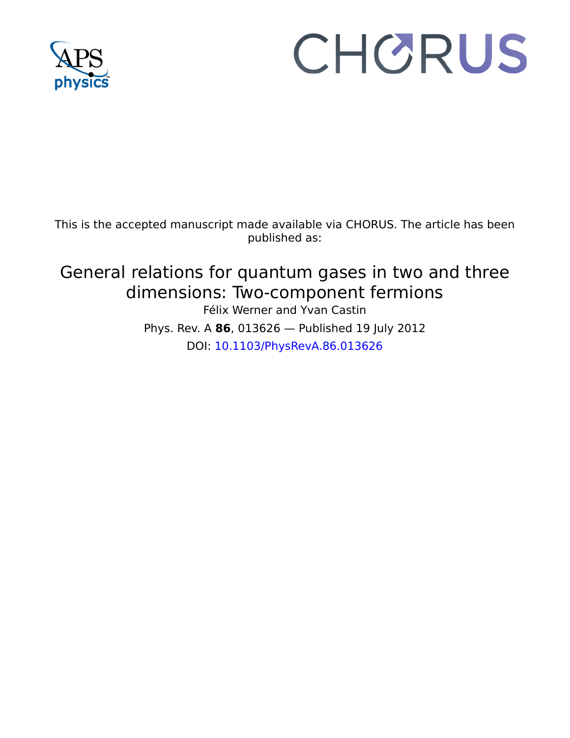This is the accepted manuscript made available via CHORUS. The article has been published as:

# General relations for quantum gases in two and three dimensions: Two-component fermions

Félix Werner and Yvan Castin

Phys. Rev. A **86**, 013626 — Published 19 July 2012

DOI: 10.1103/PhysRevA.86.013626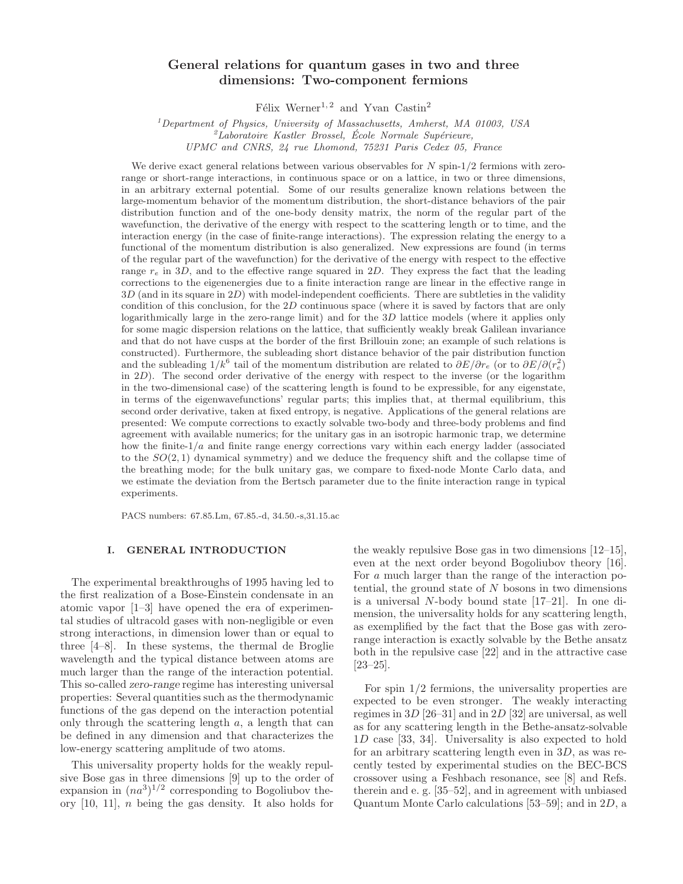# General relations for quantum gases in two and three dimensions: Two-component fermions

Félix Werner[1,2] and Yvan Castin[2]

[1]Department of Physics, University of Massachusetts, Amherst, MA 01003, USA
[2]Laboratoire Kastler Brossel, École Normale Supérieure, UPMC and CNRS, 24 rue Lhomond, 75231 Paris Cedex 05, France

We derive exact general relations between various observables for $N$ spin-1/2 fermions with zero-range or short-range interactions, in continuous space or on a lattice, in two or three dimensions, in an arbitrary external potential. Some of our results generalize known relations between the large-momentum behavior of the momentum distribution, the short-distance behaviors of the pair distribution function and of the one-body density matrix, the norm of the regular part of the wavefunction, the derivative of the energy with respect to the scattering length or to time, and the interaction energy (in the case of finite-range interactions). The expression relating the energy to a functional of the momentum distribution is also generalized. New expressions are found (in terms of the regular part of the wavefunction) for the derivative of the energy with respect to the effective range $r_e$ in $3D$, and to the effective range squared in $2D$. They express the fact that the leading corrections to the eigenenergies due to a finite interaction range are linear in the effective range in $3D$ (and in its square in $2D$) with model-independent coefficients. There are subtleties in the validity condition of this conclusion, for the $2D$ continuous space (where it is saved by factors that are only logarithmically large in the zero-range limit) and for the $3D$ lattice models (where it applies only for some magic dispersion relations on the lattice, that sufficiently weakly break Galilean invariance and that do not have cusps at the border of the first Brillouin zone; an example of such relations is constructed). Furthermore, the subleading short distance behavior of the pair distribution function and the subleading $1/k^6$ tail of the momentum distribution are related to $\partial E/\partial r_e$ (or to $\partial E/\partial(r_e^2)$ in $2D$). The second order derivative of the energy with respect to the inverse (or the logarithm in the two-dimensional case) of the scattering length is found to be expressible, for any eigenstate, in terms of the eigenwavefunctions' regular parts; this implies that, at thermal equilibrium, this second order derivative, taken at fixed entropy, is negative. Applications of the general relations are presented: We compute corrections to exactly solvable two-body and three-body problems and find agreement with available numerics; for the unitary gas in an isotropic harmonic trap, we determine how the finite-$1/a$ and finite range energy corrections vary within each energy ladder (associated to the $SO(2,1)$ dynamical symmetry) and we deduce the frequency shift and the collapse time of the breathing mode; for the bulk unitary gas, we compare to fixed-node Monte Carlo data, and we estimate the deviation from the Bertsch parameter due to the finite interaction range in typical experiments.

PACS numbers: 67.85.Lm, 67.85.-d, 34.50.-s,31.15.ac

## I. GENERAL INTRODUCTION

The experimental breakthroughs of 1995 having led to the first realization of a Bose-Einstein condensate in an atomic vapor [1–3] have opened the era of experimental studies of ultracold gases with non-negligible or even strong interactions, in dimension lower than or equal to three [4–8]. In these systems, the thermal de Broglie wavelength and the typical distance between atoms are much larger than the range of the interaction potential. This so-called *zero-range* regime has interesting universal properties: Several quantities such as the thermodynamic functions of the gas depend on the interaction potential only through the scattering length $a$, a length that can be defined in any dimension and that characterizes the low-energy scattering amplitude of two atoms.

This universality property holds for the weakly repulsive Bose gas in three dimensions [9] up to the order of expansion in $(na^3)^{1/2}$ corresponding to Bogoliubov theory [10, 11], $n$ being the gas density. It also holds for the weakly repulsive Bose gas in two dimensions [12–15], even at the next order beyond Bogoliubov theory [16]. For $a$ much larger than the range of the interaction potential, the ground state of $N$ bosons in two dimensions is a universal $N$-body bound state [17–21]. In one dimension, the universality holds for any scattering length, as exemplified by the fact that the Bose gas with zero-range interaction is exactly solvable by the Bethe ansatz both in the repulsive case [22] and in the attractive case [23–25].

For spin 1/2 fermions, the universality properties are expected to be even stronger. The weakly interacting regimes in $3D$ [26–31] and in $2D$ [32] are universal, as well as for any scattering length in the Bethe-ansatz-solvable $1D$ case [33, 34]. Universality is also expected to hold for an arbitrary scattering length even in $3D$, as was recently tested by experimental studies on the BEC-BCS crossover using a Feshbach resonance, see [8] and Refs. therein and e. g. [35–52], and in agreement with unbiased Quantum Monte Carlo calculations [53–59]; and in $2D$, a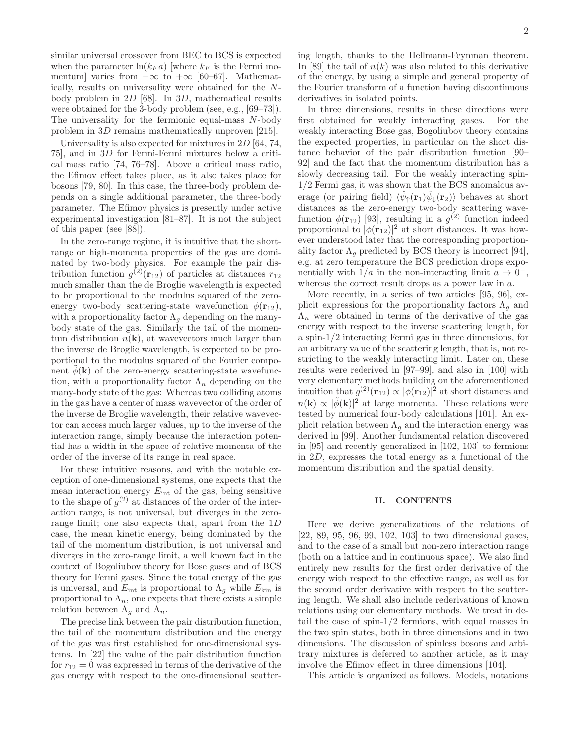similar universal crossover from BEC to BCS is expected when the parameter $\ln(k_F a)$ [where $k_F$ is the Fermi momentum] varies from $-\infty$ to $+\infty$ [60–67]. Mathematically, results on universality were obtained for the $N$-body problem in $2D$ [68]. In $3D$, mathematical results were obtained for the 3-body problem (see, e.g., [69–73]). The universality for the fermionic equal-mass $N$-body problem in $3D$ remains mathematically unproven [215].

Universality is also expected for mixtures in $2D$ [64, 74, 75], and in $3D$ for Fermi-Fermi mixtures below a critical mass ratio [74, 76–78]. Above a critical mass ratio, the Efimov effect takes place, as it also takes place for bosons [79, 80]. In this case, the three-body problem depends on a single additional parameter, the three-body parameter. The Efimov physics is presently under active experimental investigation [81–87]. It is not the subject of this paper (see [88]).

In the zero-range regime, it is intuitive that the short-range or high-momenta properties of the gas are dominated by two-body physics. For example the pair distribution function $g^{(2)}(\mathbf{r}_{12})$ of particles at distances $r_{12}$ much smaller than the de Broglie wavelength is expected to be proportional to the modulus squared of the zero-energy two-body scattering-state wavefunction $\phi(\mathbf{r}_{12})$, with a proportionality factor $\Lambda_g$ depending on the many-body state of the gas. Similarly the tail of the momentum distribution $n(\mathbf{k})$, at wavevectors much larger than the inverse de Broglie wavelength, is expected to be proportional to the modulus squared of the Fourier component $\tilde{\phi}(\mathbf{k})$ of the zero-energy scattering-state wavefunction, with a proportionality factor $\Lambda_n$ depending on the many-body state of the gas: Whereas two colliding atoms in the gas have a center of mass wavevector of the order of the inverse de Broglie wavelength, their relative wavevector can access much larger values, up to the inverse of the interaction range, simply because the interaction potential has a width in the space of relative momenta of the order of the inverse of its range in real space.

For these intuitive reasons, and with the notable exception of one-dimensional systems, one expects that the mean interaction energy $E_{\rm int}$ of the gas, being sensitive to the shape of $g^{(2)}$ at distances of the order of the interaction range, is not universal, but diverges in the zero-range limit; one also expects that, apart from the $1D$ case, the mean kinetic energy, being dominated by the tail of the momentum distribution, is not universal and diverges in the zero-range limit, a well known fact in the context of Bogoliubov theory for Bose gases and of BCS theory for Fermi gases. Since the total energy of the gas is universal, and $E_{\rm int}$ is proportional to $\Lambda_g$ while $E_{\rm kin}$ is proportional to $\Lambda_n$, one expects that there exists a simple relation between $\Lambda_g$ and $\Lambda_n$.

The precise link between the pair distribution function, the tail of the momentum distribution and the energy of the gas was first established for one-dimensional systems. In [22] the value of the pair distribution function for $r_{12} = 0$ was expressed in terms of the derivative of the gas energy with respect to the one-dimensional scattering length, thanks to the Hellmann-Feynman theorem. In [89] the tail of $n(k)$ was also related to this derivative of the energy, by using a simple and general property of the Fourier transform of a function having discontinuous derivatives in isolated points.

In three dimensions, results in these directions were first obtained for weakly interacting gases. For the weakly interacting Bose gas, Bogoliubov theory contains the expected properties, in particular on the short distance behavior of the pair distribution function [90–92] and the fact that the momentum distribution has a slowly decreasing tail. For the weakly interacting spin-1/2 Fermi gas, it was shown that the BCS anomalous average (or pairing field) $\langle\hat{\psi}_\uparrow(\mathbf{r}_1)\hat{\psi}_\downarrow(\mathbf{r}_2)\rangle$ behaves at short distances as the zero-energy two-body scattering wavefunction $\phi(\mathbf{r}_{12})$ [93], resulting in a $g^{(2)}$ function indeed proportional to $|\phi(\mathbf{r}_{12})|^2$ at short distances. It was however understood later that the corresponding proportionality factor $\Lambda_g$ predicted by BCS theory is incorrect [94], e.g. at zero temperature the BCS prediction drops exponentially with $1/a$ in the non-interacting limit $a \to 0^-$, whereas the correct result drops as a power law in $a$.

More recently, in a series of two articles [95, 96], explicit expressions for the proportionality factors $\Lambda_g$ and $\Lambda_n$ were obtained in terms of the derivative of the gas energy with respect to the inverse scattering length, for a spin-1/2 interacting Fermi gas in three dimensions, for an arbitrary value of the scattering length, that is, not restricting to the weakly interacting limit. Later on, these results were rederived in [97–99], and also in [100] with very elementary methods building on the aforementioned intuition that $g^{(2)}(\mathbf{r}_{12}) \propto |\phi(\mathbf{r}_{12})|^2$ at short distances and $n(\mathbf{k}) \propto |\tilde{\phi}(\mathbf{k})|^2$ at large momenta. These relations were tested by numerical four-body calculations [101]. An explicit relation between $\Lambda_g$ and the interaction energy was derived in [99]. Another fundamental relation discovered in [95] and recently generalized in [102, 103] to fermions in $2D$, expresses the total energy as a functional of the momentum distribution and the spatial density.

## II. CONTENTS

Here we derive generalizations of the relations of [22, 89, 95, 96, 99, 102, 103] to two dimensional gases, and to the case of a small but non-zero interaction range (both on a lattice and in continuous space). We also find entirely new results for the first order derivative of the energy with respect to the effective range, as well as for the second order derivative with respect to the scattering length. We shall also include rederivations of known relations using our elementary methods. We treat in detail the case of spin-1/2 fermions, with equal masses in the two spin states, both in three dimensions and in two dimensions. The discussion of spinless bosons and arbitrary mixtures is deferred to another article, as it may involve the Efimov effect in three dimensions [104].

This article is organized as follows. Models, notations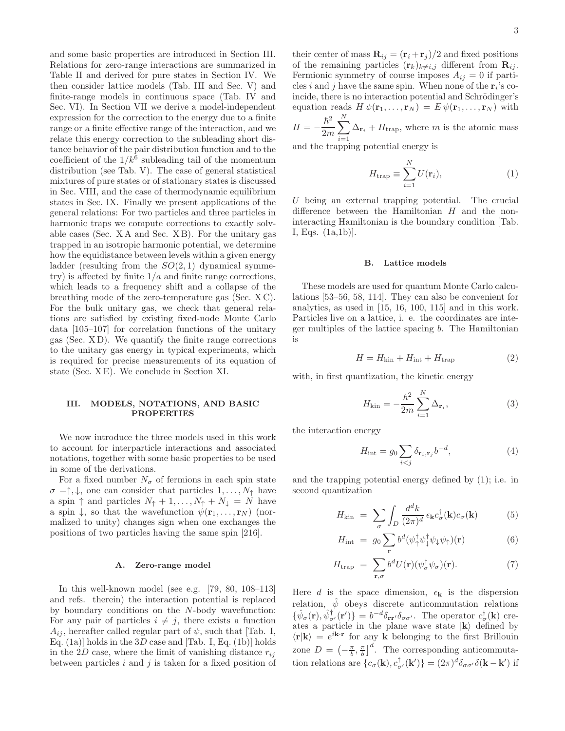and some basic properties are introduced in Section III. Relations for zero-range interactions are summarized in Table II and derived for pure states in Section IV. We then consider lattice models (Tab. III and Sec. V) and finite-range models in continuous space (Tab. IV and Sec. VI). In Section VII we derive a model-independent expression for the correction to the energy due to a finite range or a finite effective range of the interaction, and we relate this energy correction to the subleading short distance behavior of the pair distribution function and to the coefficient of the $1/k^6$ subleading tail of the momentum distribution (see Tab. V). The case of general statistical mixtures of pure states or of stationary states is discussed in Sec. VIII, and the case of thermodynamic equilibrium states in Sec. IX. Finally we present applications of the general relations: For two particles and three particles in harmonic traps we compute corrections to exactly solvable cases (Sec. X A and Sec. X B). For the unitary gas trapped in an isotropic harmonic potential, we determine how the equidistance between levels within a given energy ladder (resulting from the $SO(2,1)$ dynamical symmetry) is affected by finite $1/a$ and finite range corrections, which leads to a frequency shift and a collapse of the breathing mode of the zero-temperature gas (Sec. X C). For the bulk unitary gas, we check that general relations are satisfied by existing fixed-node Monte Carlo data [105–107] for correlation functions of the unitary gas (Sec. X D). We quantify the finite range corrections to the unitary gas energy in typical experiments, which is required for precise measurements of its equation of state (Sec. X E). We conclude in Section XI.

## III. MODELS, NOTATIONS, AND BASIC PROPERTIES

We now introduce the three models used in this work to account for interparticle interactions and associated notations, together with some basic properties to be used in some of the derivations.

For a fixed number $N_\sigma$ of fermions in each spin state $\sigma =\uparrow,\downarrow$, one can consider that particles $1,\ldots,N_\uparrow$ have a spin $\uparrow$ and particles $N_\uparrow+1,\ldots,N_\uparrow+N_\downarrow = N$ have a spin $\downarrow$, so that the wavefunction $\psi(\mathbf{r}_1,\ldots,\mathbf{r}_N)$ (normalized to unity) changes sign when one exchanges the positions of two particles having the same spin [216].

### A. Zero-range model

In this well-known model (see e.g. [79, 80, 108–113] and refs. therein) the interaction potential is replaced by boundary conditions on the $N$-body wavefunction: For any pair of particles $i \neq j$, there exists a function $A_{ij}$, hereafter called regular part of $\psi$, such that [Tab. I, Eq. (1a)] holds in the $3D$ case and [Tab. I, Eq. (1b)] holds in the $2D$ case, where the limit of vanishing distance $r_{ij}$ between particles $i$ and $j$ is taken for a fixed position of their center of mass $\mathbf{R}_{ij} = (\mathbf{r}_i+\mathbf{r}_j)/2$ and fixed positions of the remaining particles $(\mathbf{r}_k)_{k\neq i,j}$ different from $\mathbf{R}_{ij}$. Fermionic symmetry of course imposes $A_{ij} = 0$ if particles $i$ and $j$ have the same spin. When none of the $\mathbf{r}_i$'s coincide, there is no interaction potential and Schrödinger's equation reads $H\,\psi(\mathbf{r}_1,\ldots,\mathbf{r}_N) = E\,\psi(\mathbf{r}_1,\ldots,\mathbf{r}_N)$ with $H = -\frac{\hbar^2}{2m}\sum_{i=1}^{N}\Delta_{\mathbf{r}_i} + H_{\rm trap}$, where $m$ is the atomic mass and the trapping potential energy is

$$H_{\rm trap} \equiv \sum_{i=1}^{N} U(\mathbf{r}_i), \tag{1}$$

$U$ being an external trapping potential. The crucial difference between the Hamiltonian $H$ and the non-interacting Hamiltonian is the boundary condition [Tab. I, Eqs. (1a,1b)].

### B. Lattice models

These models are used for quantum Monte Carlo calculations [53–56, 58, 114]. They can also be convenient for analytics, as used in [15, 16, 100, 115] and in this work. Particles live on a lattice, i. e. the coordinates are integer multiples of the lattice spacing $b$. The Hamiltonian is

$$H = H_{\rm kin} + H_{\rm int} + H_{\rm trap} \tag{2}$$

with, in first quantization, the kinetic energy

$$H_{\rm kin} = -\frac{\hbar^2}{2m}\sum_{i=1}^{N}\Delta_{\mathbf{r}_i}, \tag{3}$$

the interaction energy

$$H_{\rm int} = g_0 \sum_{i<j} \delta_{\mathbf{r}_i,\mathbf{r}_j} b^{-d}, \tag{4}$$

and the trapping potential energy defined by (1); i.e. in second quantization

$$H_{\rm kin} = \sum_\sigma \int_D \frac{d^dk}{(2\pi)^d}\,\epsilon_{\mathbf{k}} c_\sigma^\dagger(\mathbf{k})c_\sigma(\mathbf{k}) \tag{5}$$

$$H_{\rm int} = g_0 \sum_{\mathbf{r}} b^d (\psi_\uparrow^\dagger\psi_\downarrow^\dagger\psi_\downarrow\psi_\uparrow)(\mathbf{r}) \tag{6}$$

$$H_{\rm trap} = \sum_{\mathbf{r},\sigma} b^d U(\mathbf{r}) (\psi_\sigma^\dagger\psi_\sigma)(\mathbf{r}). \tag{7}$$

Here $d$ is the space dimension, $\epsilon_{\mathbf{k}}$ is the dispersion relation, $\hat\psi$ obeys discrete anticommutation relations $\{\hat\psi_\sigma(\mathbf{r}),\hat\psi_{\sigma'}^\dagger(\mathbf{r}')\} = b^{-d}\delta_{\mathbf{r}\mathbf{r}'}\delta_{\sigma\sigma'}$. The operator $c_\sigma^\dagger(\mathbf{k})$ creates a particle in the plane wave state $|\mathbf{k}\rangle$ defined by $\langle\mathbf{r}|\mathbf{k}\rangle = e^{i\mathbf{k}\cdot\mathbf{r}}$ for any $\mathbf{k}$ belonging to the first Brillouin zone $D = \left(-\frac{\pi}{b},\frac{\pi}{b}\right]^d$. The corresponding anticommutation relations are $\{c_\sigma(\mathbf{k}), c_{\sigma'}^\dagger(\mathbf{k}')\} = (2\pi)^d\delta_{\sigma\sigma'}\delta(\mathbf{k}-\mathbf{k}')$ if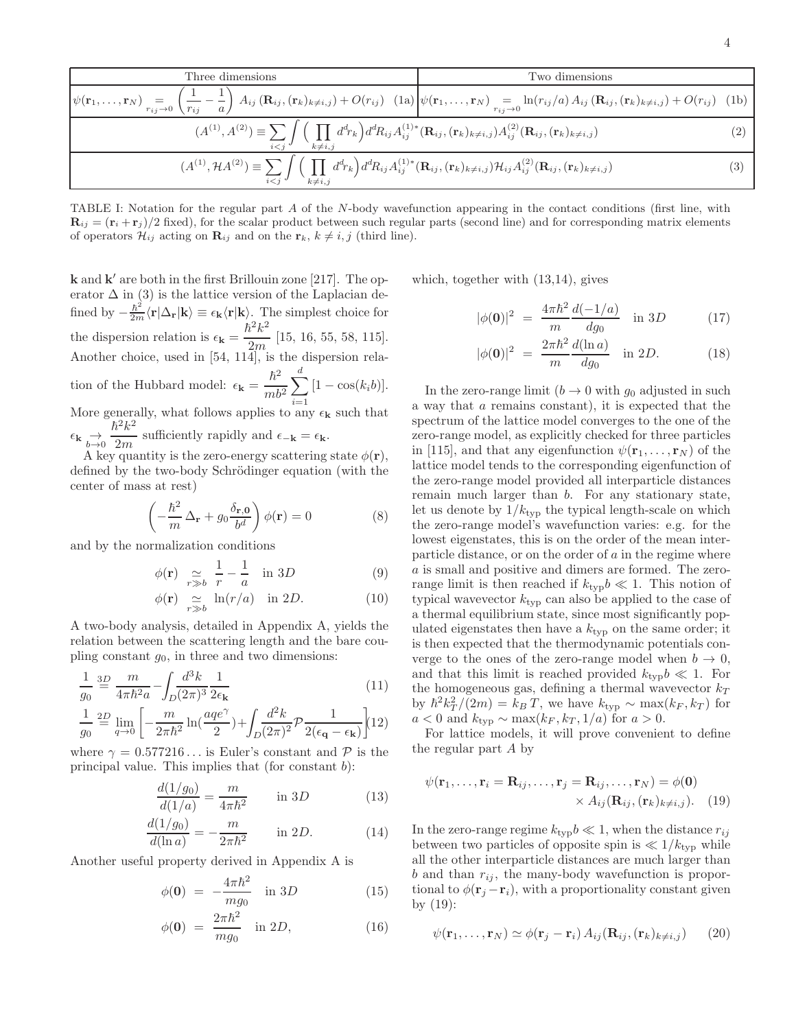| Three dimensions | Two dimensions |
|---|---|
| $\psi(\mathbf{r}_1,\ldots,\mathbf{r}_N) \underset{r_{ij}\to 0}{=} \left(\frac{1}{r_{ij}}-\frac{1}{a}\right) A_{ij}\left(\mathbf{R}_{ij},(\mathbf{r}_k)_{k\neq i,j}\right)+O(r_{ij})$ (1a) | $\psi(\mathbf{r}_1,\ldots,\mathbf{r}_N) \underset{r_{ij}\to 0}{=} \ln(r_{ij}/a)\, A_{ij}\left(\mathbf{R}_{ij},(\mathbf{r}_k)_{k\neq i,j}\right)+O(r_{ij})$ (1b) |
| $(A^{(1)},A^{(2)}) \equiv \sum_{i<j}\int\Big(\prod_{k\neq i,j} d^d r_k\Big) d^dR_{ij}\, A^{(1)*}_{ij}(\mathbf{R}_{ij},(\mathbf{r}_k)_{k\neq i,j}) A^{(2)}_{ij}(\mathbf{R}_{ij},(\mathbf{r}_k)_{k\neq i,j})$ (2) | |
| $(A^{(1)},\mathcal{H}A^{(2)}) \equiv \sum_{i<j}\int\Big(\prod_{k\neq i,j} d^d r_k\Big) d^dR_{ij}\, A^{(1)*}_{ij}(\mathbf{R}_{ij},(\mathbf{r}_k)_{k\neq i,j}) \mathcal{H}_{ij} A^{(2)}_{ij}(\mathbf{R}_{ij},(\mathbf{r}_k)_{k\neq i,j})$ (3) | |

TABLE I: Notation for the regular part $A$ of the $N$-body wavefunction appearing in the contact conditions (first line, with $\mathbf{R}_{ij}=(\mathbf{r}_i+\mathbf{r}_j)/2$ fixed), for the scalar product between such regular parts (second line) and for corresponding matrix elements of operators $\mathcal{H}_{ij}$ acting on $\mathbf{R}_{ij}$ and on the $\mathbf{r}_k$, $k\neq i,j$ (third line).

$\mathbf{k}$ and $\mathbf{k}'$ are both in the first Brillouin zone [217]. The operator $\Delta$ in (3) is the lattice version of the Laplacian defined by $-\frac{\hbar^2}{2m}\langle \mathbf{r}|\Delta_\mathbf{r}|\mathbf{k}\rangle \equiv \epsilon_\mathbf{k}\langle\mathbf{r}|\mathbf{k}\rangle$. The simplest choice for the dispersion relation is $\epsilon_\mathbf{k}=\dfrac{\hbar^2k^2}{2m}$ [15, 16, 55, 58, 115]. Another choice, used in [54, 114], is the dispersion relation of the Hubbard model: $\epsilon_\mathbf{k}=\dfrac{\hbar^2}{mb^2}\sum_{i=1}^{d}[1-\cos(k_ib)]$. More generally, what follows applies to any $\epsilon_\mathbf{k}$ such that $\epsilon_\mathbf{k}\underset{b\to 0}{\to}\dfrac{\hbar^2k^2}{2m}$ sufficiently rapidly and $\epsilon_{-\mathbf{k}}=\epsilon_\mathbf{k}$.

A key quantity is the zero-energy scattering state $\phi(\mathbf{r})$, defined by the two-body Schrödinger equation (with the center of mass at rest)

$$\left(-\frac{\hbar^2}{m}\,\Delta_\mathbf{r}+g_0\frac{\delta_{\mathbf{r},\mathbf{0}}}{b^d}\right)\phi(\mathbf{r})=0 \qquad (8)$$

and by the normalization conditions

$$\phi(\mathbf{r}) \underset{r\gg b}{\simeq} \frac{1}{r}-\frac{1}{a} \quad \text{in } 3D \qquad (9)$$

$$\phi(\mathbf{r}) \underset{r\gg b}{\simeq} \ln(r/a) \quad \text{in } 2D. \qquad (10)$$

A two-body analysis, detailed in Appendix A, yields the relation between the scattering length and the bare coupling constant $g_0$, in three and two dimensions:

$$\frac{1}{g_0} \overset{3D}{=} \frac{m}{4\pi\hbar^2 a}-\int_D\frac{d^3k}{(2\pi)^3}\frac{1}{2\epsilon_\mathbf{k}} \qquad (11)$$

$$\frac{1}{g_0} \overset{2D}{=} \lim_{q\to 0}\left[-\frac{m}{2\pi\hbar^2}\ln\Big(\frac{aqe^\gamma}{2}\Big)+\int_D\frac{d^2k}{(2\pi)^2}\mathcal{P}\frac{1}{2(\epsilon_\mathbf{q}-\epsilon_\mathbf{k})}\right] \qquad (12)$$

where $\gamma=0.577216\ldots$ is Euler's constant and $\mathcal{P}$ is the principal value. This implies that (for constant $b$):

$$\frac{d(1/g_0)}{d(1/a)}=\frac{m}{4\pi\hbar^2} \qquad \text{in } 3D \qquad (13)$$

$$\frac{d(1/g_0)}{d(\ln a)}=-\frac{m}{2\pi\hbar^2} \qquad \text{in } 2D. \qquad (14)$$

Another useful property derived in Appendix A is

$$\phi(\mathbf{0}) = -\frac{4\pi\hbar^2}{mg_0} \quad \text{in } 3D \qquad (15)$$

$$\phi(\mathbf{0}) = \frac{2\pi\hbar^2}{mg_0} \quad \text{in } 2D, \qquad (16)$$

which, together with (13,14), gives

$$|\phi(\mathbf{0})|^2 = \frac{4\pi\hbar^2}{m}\frac{d(-1/a)}{dg_0} \quad \text{in } 3D \qquad (17)$$

$$|\phi(\mathbf{0})|^2 = \frac{2\pi\hbar^2}{m}\frac{d(\ln a)}{dg_0} \quad \text{in } 2D. \qquad (18)$$

In the zero-range limit ($b\to 0$ with $g_0$ adjusted in such a way that $a$ remains constant), it is expected that the spectrum of the lattice model converges to the one of the zero-range model, as explicitly checked for three particles in [115], and that any eigenfunction $\psi(\mathbf{r}_1,\ldots,\mathbf{r}_N)$ of the lattice model tends to the corresponding eigenfunction of the zero-range model provided all interparticle distances remain much larger than $b$. For any stationary state, let us denote by $1/k_{\rm typ}$ the typical length-scale on which the zero-range model's wavefunction varies: e.g. for the lowest eigenstates, this is on the order of the mean interparticle distance, or on the order of $a$ in the regime where $a$ is small and positive and dimers are formed. The zero-range limit is then reached if $k_{\rm typ}b\ll 1$. This notion of typical wavevector $k_{\rm typ}$ can also be applied to the case of a thermal equilibrium state, since most significantly populated eigenstates then have a $k_{\rm typ}$ on the same order; it is then expected that the thermodynamic potentials converge to the ones of the zero-range model when $b\to 0$, and that this limit is reached provided $k_{\rm typ}b\ll 1$. For the homogeneous gas, defining a thermal wavevector $k_T$ by $\hbar^2k_T^2/(2m)=k_BT$, we have $k_{\rm typ}\sim\max(k_F,k_T)$ for $a<0$ and $k_{\rm typ}\sim\max(k_F,k_T,1/a)$ for $a>0$.

For lattice models, it will prove convenient to define the regular part $A$ by

$$\psi(\mathbf{r}_1,\ldots,\mathbf{r}_i=\mathbf{R}_{ij},\ldots,\mathbf{r}_j=\mathbf{R}_{ij},\ldots,\mathbf{r}_N)=\phi(\mathbf{0}) \times A_{ij}(\mathbf{R}_{ij},(\mathbf{r}_k)_{k\neq i,j}). \qquad (19)$$

In the zero-range regime $k_{\rm typ}b\ll 1$, when the distance $r_{ij}$ between two particles of opposite spin is $\ll 1/k_{\rm typ}$ while all the other interparticle distances are much larger than $b$ and than $r_{ij}$, the many-body wavefunction is proportional to $\phi(\mathbf{r}_j-\mathbf{r}_i)$, with a proportionality constant given by (19):

$$\psi(\mathbf{r}_1,\ldots,\mathbf{r}_N)\simeq\phi(\mathbf{r}_j-\mathbf{r}_i)\,A_{ij}(\mathbf{R}_{ij},(\mathbf{r}_k)_{k\neq i,j}) \qquad (20)$$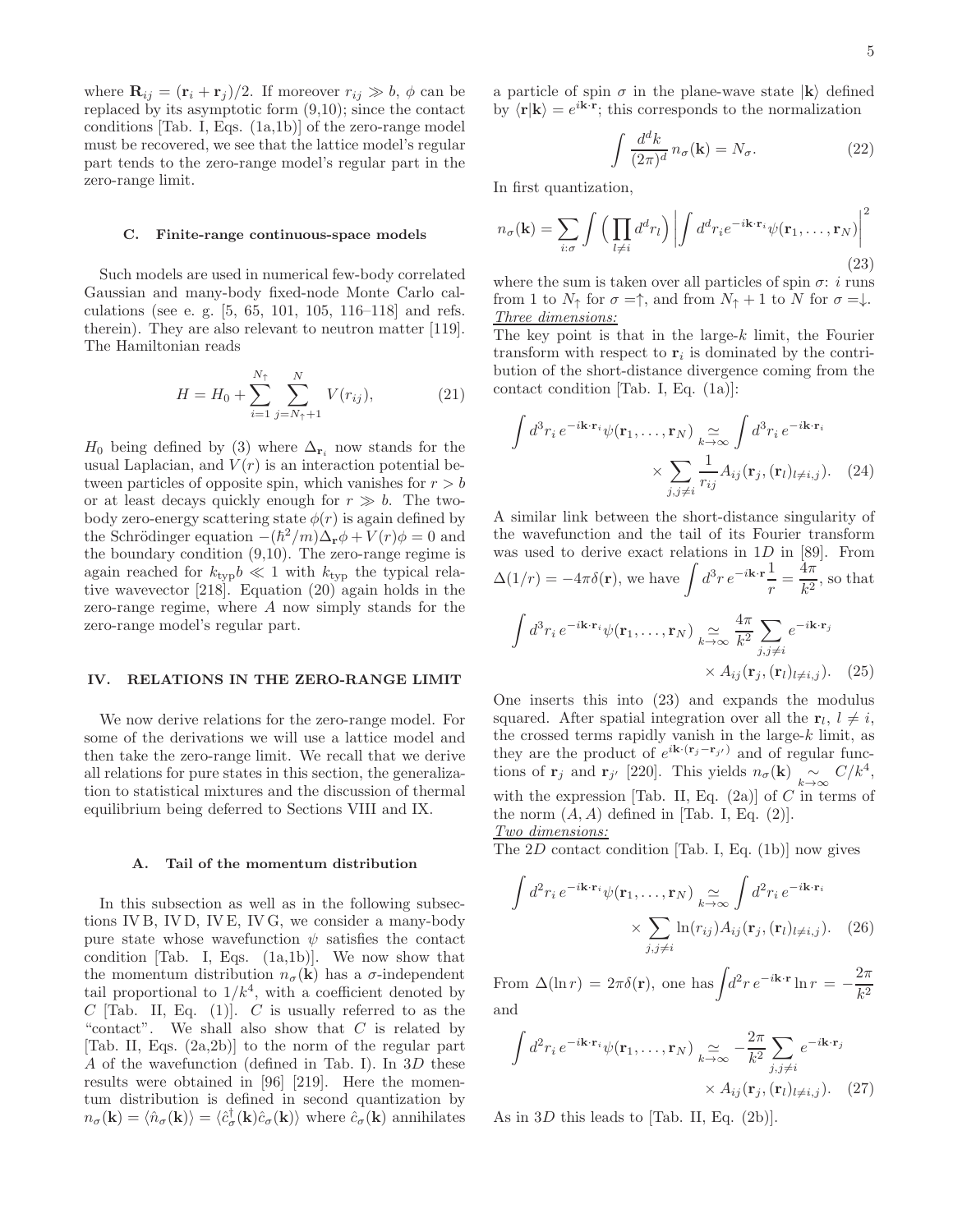where $\mathbf{R}_{ij} = (\mathbf{r}_i + \mathbf{r}_j)/2$. If moreover $r_{ij} \gg b$, $\phi$ can be replaced by its asymptotic form (9,10); since the contact conditions [Tab. I, Eqs. (1a,1b)] of the zero-range model must be recovered, we see that the lattice model's regular part tends to the zero-range model's regular part in the zero-range limit.

### C. Finite-range continuous-space models

Such models are used in numerical few-body correlated Gaussian and many-body fixed-node Monte Carlo calculations (see e. g. [5, 65, 101, 105, 116–118] and refs. therein). They are also relevant to neutron matter [119]. The Hamiltonian reads

$$H = H_0 + \sum_{i=1}^{N_\uparrow} \sum_{j=N_\uparrow+1}^{N} V(r_{ij}), \tag{21}$$

$H_0$ being defined by (3) where $\Delta_{\mathbf{r}_i}$ now stands for the usual Laplacian, and $V(r)$ is an interaction potential between particles of opposite spin, which vanishes for $r > b$ or at least decays quickly enough for $r \gg b$. The two-body zero-energy scattering state $\phi(r)$ is again defined by the Schrödinger equation $-(\hbar^2/m)\Delta_{\mathbf{r}}\phi + V(r)\phi = 0$ and the boundary condition (9,10). The zero-range regime is again reached for $k_{\rm typ} b \ll 1$ with $k_{\rm typ}$ the typical relative wavevector [218]. Equation (20) again holds in the zero-range regime, where $A$ now simply stands for the zero-range model's regular part.

## IV. RELATIONS IN THE ZERO-RANGE LIMIT

We now derive relations for the zero-range model. For some of the derivations we will use a lattice model and then take the zero-range limit. We recall that we derive all relations for pure states in this section, the generalization to statistical mixtures and the discussion of thermal equilibrium being deferred to Sections VIII and IX.

### A. Tail of the momentum distribution

In this subsection as well as in the following subsections IV B, IV D, IV E, IV G, we consider a many-body pure state whose wavefunction $\psi$ satisfies the contact condition [Tab. I, Eqs. (1a,1b)]. We now show that the momentum distribution $n_\sigma(\mathbf{k})$ has a $\sigma$-independent tail proportional to $1/k^4$, with a coefficient denoted by $C$ [Tab. II, Eq. (1)]. $C$ is usually referred to as the "contact". We shall also show that $C$ is related by [Tab. II, Eqs. (2a,2b)] to the norm of the regular part $A$ of the wavefunction (defined in Tab. I). In $3D$ these results were obtained in [96] [219]. Here the momentum distribution is defined in second quantization by $n_\sigma(\mathbf{k}) = \langle \hat{n}_\sigma(\mathbf{k})\rangle = \langle \hat{c}^\dagger_\sigma(\mathbf{k})\hat{c}_\sigma(\mathbf{k})\rangle$ where $\hat{c}_\sigma(\mathbf{k})$ annihilates a particle of spin $\sigma$ in the plane-wave state $|\mathbf{k}\rangle$ defined by $\langle \mathbf{r}|\mathbf{k}\rangle = e^{i\mathbf{k}\cdot\mathbf{r}}$; this corresponds to the normalization

$$\int \frac{d^dk}{(2\pi)^d}\, n_\sigma(\mathbf{k}) = N_\sigma. \tag{22}$$

In first quantization,

$$n_\sigma(\mathbf{k}) = \sum_{i:\sigma} \int \Big(\prod_{l\neq i} d^dr_l\Big) \left| \int d^dr_i e^{-i\mathbf{k}\cdot\mathbf{r}_i} \psi(\mathbf{r}_1, \ldots, \mathbf{r}_N)\right|^2 \tag{23}$$

where the sum is taken over all particles of spin $\sigma$: $i$ runs from 1 to $N_\uparrow$ for $\sigma = \uparrow$, and from $N_\uparrow + 1$ to $N$ for $\sigma = \downarrow$.

*Three dimensions:*

The key point is that in the large-$k$ limit, the Fourier transform with respect to $\mathbf{r}_i$ is dominated by the contribution of the short-distance divergence coming from the contact condition [Tab. I, Eq. (1a)]:

$$\int d^3r_i\, e^{-i\mathbf{k}\cdot\mathbf{r}_i}\psi(\mathbf{r}_1, \ldots, \mathbf{r}_N) \underset{k\to\infty}{\simeq} \int d^3r_i\, e^{-i\mathbf{k}\cdot\mathbf{r}_i} \times \sum_{j,j\neq i} \frac{1}{r_{ij}} A_{ij}(\mathbf{r}_j, (\mathbf{r}_l)_{l\neq i,j}). \tag{24}$$

A similar link between the short-distance singularity of the wavefunction and the tail of its Fourier transform was used to derive exact relations in $1D$ in [89]. From $\Delta(1/r) = -4\pi\delta(\mathbf{r})$, we have $\int d^3r\, e^{-i\mathbf{k}\cdot\mathbf{r}}\frac{1}{r} = \frac{4\pi}{k^2}$, so that

$$\int d^3r_i\, e^{-i\mathbf{k}\cdot\mathbf{r}_i}\psi(\mathbf{r}_1, \ldots, \mathbf{r}_N) \underset{k\to\infty}{\simeq} \frac{4\pi}{k^2}\sum_{j,j\neq i} e^{-i\mathbf{k}\cdot\mathbf{r}_j} \times A_{ij}(\mathbf{r}_j, (\mathbf{r}_l)_{l\neq i,j}). \tag{25}$$

One inserts this into (23) and expands the modulus squared. After spatial integration over all the $\mathbf{r}_l$, $l \neq i$, the crossed terms rapidly vanish in the large-$k$ limit, as they are the product of $e^{i\mathbf{k}\cdot(\mathbf{r}_j - \mathbf{r}_{j'})}$ and of regular functions of $\mathbf{r}_j$ and $\mathbf{r}_{j'}$ [220]. This yields $n_\sigma(\mathbf{k}) \underset{k\to\infty}{\sim} C/k^4$, with the expression [Tab. II, Eq. (2a)] of $C$ in terms of the norm $(A, A)$ defined in [Tab. I, Eq. (2)].

*Two dimensions:*

The $2D$ contact condition [Tab. I, Eq. (1b)] now gives

$$\int d^2r_i\, e^{-i\mathbf{k}\cdot\mathbf{r}_i}\psi(\mathbf{r}_1, \ldots, \mathbf{r}_N) \underset{k\to\infty}{\simeq} \int d^2r_i\, e^{-i\mathbf{k}\cdot\mathbf{r}_i} \times \sum_{j,j\neq i} \ln(r_{ij}) A_{ij}(\mathbf{r}_j, (\mathbf{r}_l)_{l\neq i,j}). \tag{26}$$

From $\Delta(\ln r) = 2\pi\delta(\mathbf{r})$, one has $\int d^2r\, e^{-i\mathbf{k}\cdot\mathbf{r}}\ln r = -\frac{2\pi}{k^2}$ and

$$\int d^2r_i\, e^{-i\mathbf{k}\cdot\mathbf{r}_i}\psi(\mathbf{r}_1, \ldots, \mathbf{r}_N) \underset{k\to\infty}{\simeq} -\frac{2\pi}{k^2}\sum_{j,j\neq i} e^{-i\mathbf{k}\cdot\mathbf{r}_j} \times A_{ij}(\mathbf{r}_j, (\mathbf{r}_l)_{l\neq i,j}). \tag{27}$$

As in $3D$ this leads to [Tab. II, Eq. (2b)].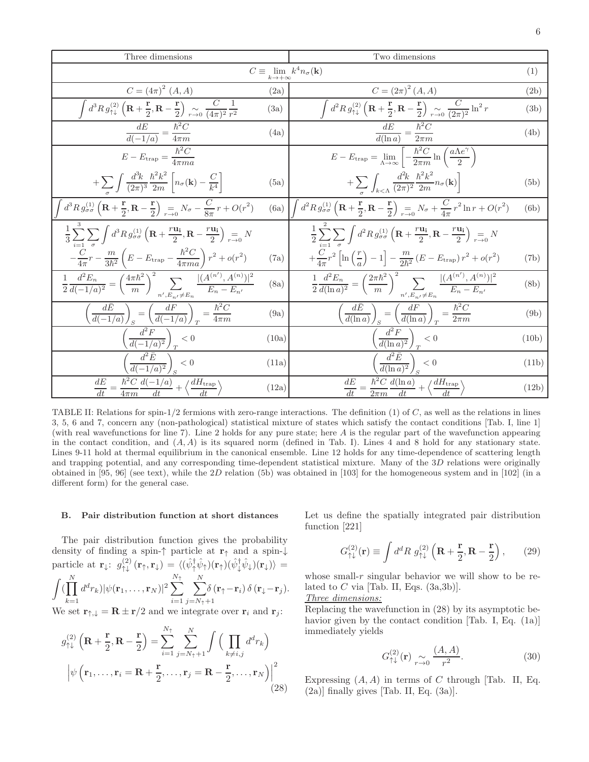| Three dimensions | | Two dimensions | |
|---|---|---|---|
| $C \equiv \lim_{k\to+\infty} k^4 n_\sigma(\mathbf{k})$ | | | (1) |
| $C = (4\pi)^2\,(A,A)$ | (2a) | $C = (2\pi)^2\,(A,A)$ | (2b) |
| $\int d^3R\, g^{(2)}_{\uparrow\downarrow}\left(\mathbf{R}+\frac{\mathbf{r}}{2},\mathbf{R}-\frac{\mathbf{r}}{2}\right) \underset{r\to0}{\sim} \frac{C}{(4\pi)^2}\frac{1}{r^2}$ | (3a) | $\int d^2R\, g^{(2)}_{\uparrow\downarrow}\left(\mathbf{R}+\frac{\mathbf{r}}{2},\mathbf{R}-\frac{\mathbf{r}}{2}\right) \underset{r\to0}{\sim} \frac{C}{(2\pi)^2}\ln^2 r$ | (3b) |
| $\frac{dE}{d(-1/a)} = \frac{\hbar^2 C}{4\pi m}$ | (4a) | $\frac{dE}{d(\ln a)} = \frac{\hbar^2 C}{2\pi m}$ | (4b) |
| $E - E_{\rm trap} = \frac{\hbar^2 C}{4\pi m a} + \sum_\sigma \int \frac{d^3k}{(2\pi)^3}\frac{\hbar^2k^2}{2m}\left[n_\sigma(\mathbf{k}) - \frac{C}{k^4}\right]$ | (5a) | $E - E_{\rm trap} = \lim_{\Lambda\to\infty}\left[-\frac{\hbar^2 C}{2\pi m}\ln\left(\frac{a\Lambda e^\gamma}{2}\right) + \sum_\sigma \int_{k<\Lambda}\frac{d^2k}{(2\pi)^2}\frac{\hbar^2k^2}{2m} n_\sigma(\mathbf{k})\right]$ | (5b) |
| $\int d^3R\, g^{(1)}_{\sigma\sigma}\left(\mathbf{R}+\frac{\mathbf{r}}{2},\mathbf{R}-\frac{\mathbf{r}}{2}\right) \underset{r\to0}{=} N_\sigma - \frac{C}{8\pi}r + O(r^2)$ | (6a) | $\int d^2R\, g^{(1)}_{\sigma\sigma}\left(\mathbf{R}+\frac{\mathbf{r}}{2},\mathbf{R}-\frac{\mathbf{r}}{2}\right) \underset{r\to0}{=} N_\sigma + \frac{C}{4\pi}r^2\ln r + O(r^2)$ | (6b) |
| $\frac{1}{3}\sum_{i=1}^{3}\sum_\sigma \int d^3R\, g^{(1)}_{\sigma\sigma}\left(\mathbf{R}+\frac{r\mathbf{u_i}}{2},\mathbf{R}-\frac{r\mathbf{u_i}}{2}\right) \underset{r\to0}{=} N - \frac{C}{4\pi}r - \frac{m}{3\hbar^2}\left(E - E_{\rm trap} - \frac{\hbar^2 C}{4\pi m a}\right)r^2 + o(r^2)$ | (7a) | $\frac{1}{2}\sum_{i=1}^{2}\sum_\sigma \int d^2R\, g^{(1)}_{\sigma\sigma}\left(\mathbf{R}+\frac{r\mathbf{u_i}}{2},\mathbf{R}-\frac{r\mathbf{u_i}}{2}\right) \underset{r\to0}{=} N + \frac{C}{4\pi}r^2\left[\ln\left(\frac{r}{a}\right)-1\right] - \frac{m}{2\hbar^2}(E-E_{\rm trap})\,r^2 + o(r^2)$ | (7b) |
| $\frac{1}{2}\frac{d^2E_n}{d(-1/a)^2} = \left(\frac{4\pi\hbar^2}{m}\right)^2 \sum_{n',E_{n'}\neq E_n}\frac{\lvert(A^{(n')},A^{(n)})\rvert^2}{E_n - E_{n'}}$ | (8a) | $\frac{1}{2}\frac{d^2E_n}{d(\ln a)^2} = \left(\frac{2\pi\hbar^2}{m}\right)^2 \sum_{n',E_{n'}\neq E_n}\frac{\lvert(A^{(n')},A^{(n)})\rvert^2}{E_n - E_{n'}}$ | (8b) |
| $\left(\frac{d\bar{E}}{d(-1/a)}\right)_S = \left(\frac{dF}{d(-1/a)}\right)_T = \frac{\hbar^2 C}{4\pi m}$ | (9a) | $\left(\frac{d\bar{E}}{d(\ln a)}\right)_S = \left(\frac{dF}{d(\ln a)}\right)_T = \frac{\hbar^2 C}{2\pi m}$ | (9b) |
| $\left(\frac{d^2F}{d(-1/a)^2}\right)_T < 0$ | (10a) | $\left(\frac{d^2F}{d(\ln a)^2}\right)_T < 0$ | (10b) |
| $\left(\frac{d^2\bar{E}}{d(-1/a)^2}\right)_S < 0$ | (11a) | $\left(\frac{d^2\bar{E}}{d(\ln a)^2}\right)_S < 0$ | (11b) |
| $\frac{dE}{dt} = \frac{\hbar^2 C}{4\pi m}\frac{d(-1/a)}{dt} + \left\langle\frac{dH_{\rm trap}}{dt}\right\rangle$ | (12a) | $\frac{dE}{dt} = \frac{\hbar^2 C}{2\pi m}\frac{d(\ln a)}{dt} + \left\langle\frac{dH_{\rm trap}}{dt}\right\rangle$ | (12b) |

TABLE II: Relations for spin-1/2 fermions with zero-range interactions. The definition (1) of $C$, as well as the relations in lines 3, 5, 6 and 7, concern any (non-pathological) statistical mixture of states which satisfy the contact conditions [Tab. I, line 1] (with real wavefunctions for line 7). Line 2 holds for any pure state; here $A$ is the regular part of the wavefunction appearing in the contact condition, and $(A,A)$ is its squared norm (defined in Tab. I). Lines 4 and 8 hold for any stationary state. Lines 9-11 hold at thermal equilibrium in the canonical ensemble. Line 12 holds for any time-dependence of scattering length and trapping potential, and any corresponding time-dependent statistical mixture. Many of the 3$D$ relations were originally obtained in [95, 96] (see text), while the 2$D$ relation (5b) was obtained in [103] for the homogeneous system and in [102] (in a different form) for the general case.

### B. Pair distribution function at short distances

The pair distribution function gives the probability density of finding a spin-↑ particle at $\mathbf{r}_\uparrow$ and a spin-↓ particle at $\mathbf{r}_\downarrow$: $g^{(2)}_{\uparrow\downarrow}(\mathbf{r}_\uparrow,\mathbf{r}_\downarrow) = \langle(\hat\psi^\dagger_\uparrow\hat\psi_\uparrow)(\mathbf{r}_\uparrow)(\hat\psi^\dagger_\downarrow\hat\psi_\downarrow)(\mathbf{r}_\downarrow)\rangle = \int(\prod_{k=1}^{N}d^dr_k)|\psi(\mathbf{r}_1,\ldots,\mathbf{r}_N)|^2\sum_{i=1}^{N_\uparrow}\sum_{j=N_\uparrow+1}^{N}\delta(\mathbf{r}_\uparrow-\mathbf{r}_i)\,\delta(\mathbf{r}_\downarrow-\mathbf{r}_j)$. We set $\mathbf{r}_{\uparrow,\downarrow} = \mathbf{R}\pm\mathbf{r}/2$ and we integrate over $\mathbf{r}_i$ and $\mathbf{r}_j$:

$$g^{(2)}_{\uparrow\downarrow}\left(\mathbf{R}+\frac{\mathbf{r}}{2},\mathbf{R}-\frac{\mathbf{r}}{2}\right) = \sum_{i=1}^{N_\uparrow}\sum_{j=N_\uparrow+1}^{N}\int\Big(\prod_{k\neq i,j}d^dr_k\Big) \left|\psi\left(\mathbf{r}_1,\ldots,\mathbf{r}_i=\mathbf{R}+\frac{\mathbf{r}}{2},\ldots,\mathbf{r}_j=\mathbf{R}-\frac{\mathbf{r}}{2},\ldots,\mathbf{r}_N\right)\right|^2 \tag{28}$$

Let us define the spatially integrated pair distribution function [221]

$$G^{(2)}_{\uparrow\downarrow}(\mathbf{r}) \equiv \int d^dR\; g^{(2)}_{\uparrow\downarrow}\left(\mathbf{R}+\frac{\mathbf{r}}{2},\mathbf{R}-\frac{\mathbf{r}}{2}\right), \tag{29}$$

whose small-$r$ singular behavior we will show to be related to $C$ via [Tab. II, Eqs. (3a,3b)].

*Three dimensions:*

Replacing the wavefunction in (28) by its asymptotic behavior given by the contact condition [Tab. I, Eq. (1a)] immediately yields

$$G^{(2)}_{\uparrow\downarrow}(\mathbf{r}) \underset{r\to0}{\sim} \frac{(A,A)}{r^2}. \tag{30}$$

Expressing $(A,A)$ in terms of $C$ through [Tab. II, Eq. (2a)] finally gives [Tab. II, Eq. (3a)].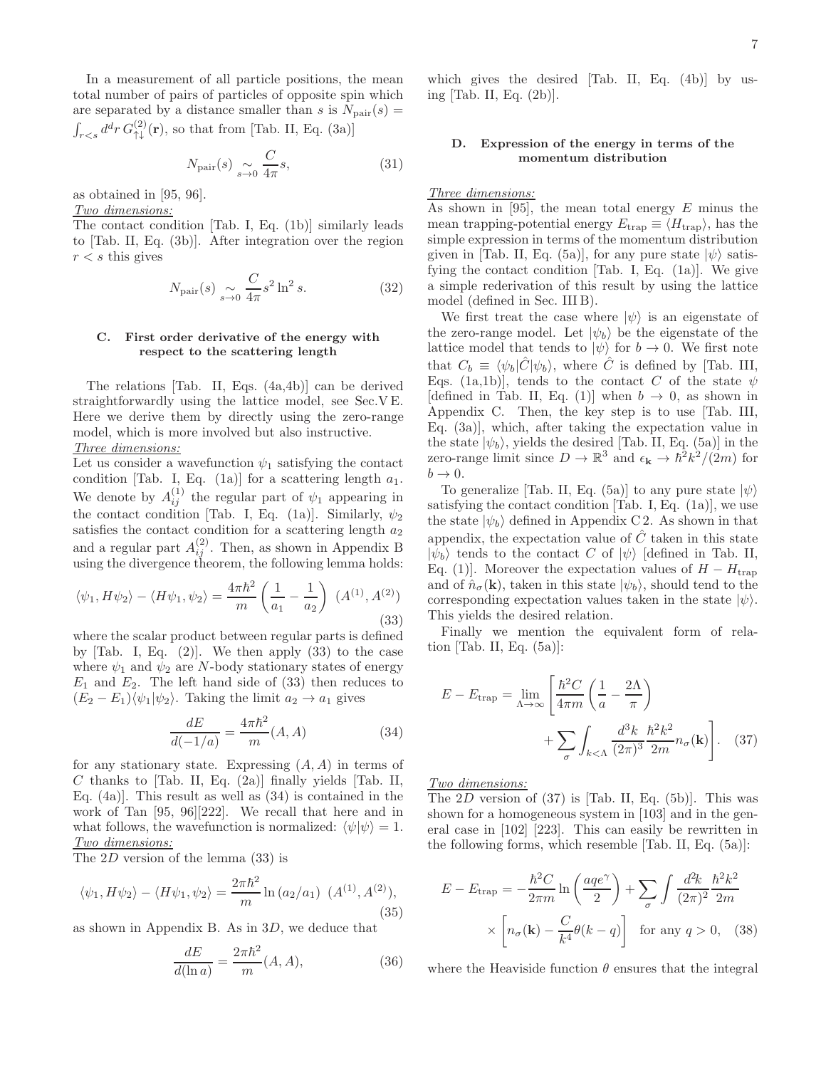In a measurement of all particle positions, the mean total number of pairs of particles of opposite spin which are separated by a distance smaller than $s$ is $N_{\rm pair}(s) = \int_{r<s} d^d r\, G^{(2)}_{\uparrow\downarrow}(\mathbf{r})$, so that from [Tab. II, Eq. (3a)]

$$N_{\rm pair}(s) \underset{s\to 0}{\sim} \frac{C}{4\pi} s, \tag{31}$$

as obtained in [95, 96].

*Two dimensions:*
The contact condition [Tab. I, Eq. (1b)] similarly leads to [Tab. II, Eq. (3b)]. After integration over the region $r < s$ this gives

$$N_{\rm pair}(s) \underset{s\to 0}{\sim} \frac{C}{4\pi} s^2 \ln^2 s. \tag{32}$$

### C. First order derivative of the energy with respect to the scattering length

The relations [Tab. II, Eqs. (4a,4b)] can be derived straightforwardly using the lattice model, see Sec. V E. Here we derive them by directly using the zero-range model, which is more involved but also instructive.

*Three dimensions:*
Let us consider a wavefunction $\psi_1$ satisfying the contact condition [Tab. I, Eq. (1a)] for a scattering length $a_1$. We denote by $A^{(1)}_{ij}$ the regular part of $\psi_1$ appearing in the contact condition [Tab. I, Eq. (1a)]. Similarly, $\psi_2$ satisfies the contact condition for a scattering length $a_2$ and a regular part $A^{(2)}_{ij}$. Then, as shown in Appendix B using the divergence theorem, the following lemma holds:

$$\langle \psi_1, H\psi_2\rangle - \langle H\psi_1, \psi_2\rangle = \frac{4\pi\hbar^2}{m}\left(\frac{1}{a_1} - \frac{1}{a_2}\right)\ (A^{(1)}, A^{(2)}) \tag{33}$$

where the scalar product between regular parts is defined by [Tab. I, Eq. (2)]. We then apply (33) to the case where $\psi_1$ and $\psi_2$ are $N$-body stationary states of energy $E_1$ and $E_2$. The left hand side of (33) then reduces to $(E_2 - E_1)\langle\psi_1|\psi_2\rangle$. Taking the limit $a_2 \to a_1$ gives

$$\frac{dE}{d(-1/a)} = \frac{4\pi\hbar^2}{m}(A, A) \tag{34}$$

for any stationary state. Expressing $(A, A)$ in terms of $C$ thanks to [Tab. II, Eq. (2a)] finally yields [Tab. II, Eq. (4a)]. This result as well as (34) is contained in the work of Tan [95, 96][222]. We recall that here and in what follows, the wavefunction is normalized: $\langle\psi|\psi\rangle = 1$.

*Two dimensions:*
The 2$D$ version of the lemma (33) is

$$\langle \psi_1, H\psi_2\rangle - \langle H\psi_1, \psi_2\rangle = \frac{2\pi\hbar^2}{m}\ln(a_2/a_1)\ (A^{(1)}, A^{(2)}), \tag{35}$$

as shown in Appendix B. As in 3$D$, we deduce that

$$\frac{dE}{d(\ln a)} = \frac{2\pi\hbar^2}{m}(A, A), \tag{36}$$

which gives the desired [Tab. II, Eq. (4b)] by using [Tab. II, Eq. (2b)].

### D. Expression of the energy in terms of the momentum distribution

*Three dimensions:*
As shown in [95], the mean total energy $E$ minus the mean trapping-potential energy $E_{\rm trap} \equiv \langle H_{\rm trap}\rangle$, has the simple expression in terms of the momentum distribution given in [Tab. II, Eq. (5a)], for any pure state $|\psi\rangle$ satisfying the contact condition [Tab. I, Eq. (1a)]. We give a simple rederivation of this result by using the lattice model (defined in Sec. III B).

We first treat the case where $|\psi\rangle$ is an eigenstate of the zero-range model. Let $|\psi_b\rangle$ be the eigenstate of the lattice model that tends to $|\psi\rangle$ for $b \to 0$. We first note that $C_b \equiv \langle\psi_b|\hat{C}|\psi_b\rangle$, where $\hat{C}$ is defined by [Tab. III, Eqs. (1a,1b)], tends to the contact $C$ of the state $\psi$ [defined in Tab. II, Eq. (1)] when $b \to 0$, as shown in Appendix C. Then, the key step is to use [Tab. III, Eq. (3a)], which, after taking the expectation value in the state $|\psi_b\rangle$, yields the desired [Tab. II, Eq. (5a)] in the zero-range limit since $D \to \mathbb{R}^3$ and $\epsilon_{\mathbf{k}} \to \hbar^2 k^2/(2m)$ for $b \to 0$.

To generalize [Tab. II, Eq. (5a)] to any pure state $|\psi\rangle$ satisfying the contact condition [Tab. I, Eq. (1a)], we use the state $|\psi_b\rangle$ defined in Appendix C 2. As shown in that appendix, the expectation value of $\hat{C}$ taken in this state $|\psi_b\rangle$ tends to the contact $C$ of $|\psi\rangle$ [defined in Tab. II, Eq. (1)]. Moreover the expectation values of $H - H_{\rm trap}$ and of $\hat{n}_\sigma(\mathbf{k})$, taken in this state $|\psi_b\rangle$, should tend to the corresponding expectation values taken in the state $|\psi\rangle$. This yields the desired relation.

Finally we mention the equivalent form of relation [Tab. II, Eq. (5a)]:

$$E - E_{\rm trap} = \lim_{\Lambda\to\infty}\left[\frac{\hbar^2 C}{4\pi m}\left(\frac{1}{a} - \frac{2\Lambda}{\pi}\right) + \sum_\sigma \int_{k<\Lambda} \frac{d^3k}{(2\pi)^3}\frac{\hbar^2 k^2}{2m} n_\sigma(\mathbf{k})\right]. \tag{37}$$

*Two dimensions:*
The 2$D$ version of (37) is [Tab. II, Eq. (5b)]. This was shown for a homogeneous system in [103] and in the general case in [102] [223]. This can easily be rewritten in the following forms, which resemble [Tab. II, Eq. (5a)]:

$$E - E_{\rm trap} = -\frac{\hbar^2 C}{2\pi m}\ln\left(\frac{aqe^\gamma}{2}\right) + \sum_\sigma \int \frac{d^2k}{(2\pi)^2}\frac{\hbar^2 k^2}{2m} \times \left[n_\sigma(\mathbf{k}) - \frac{C}{k^4}\theta(k-q)\right] \quad \text{for any } q > 0, \tag{38}$$

where the Heaviside function $\theta$ ensures that the integral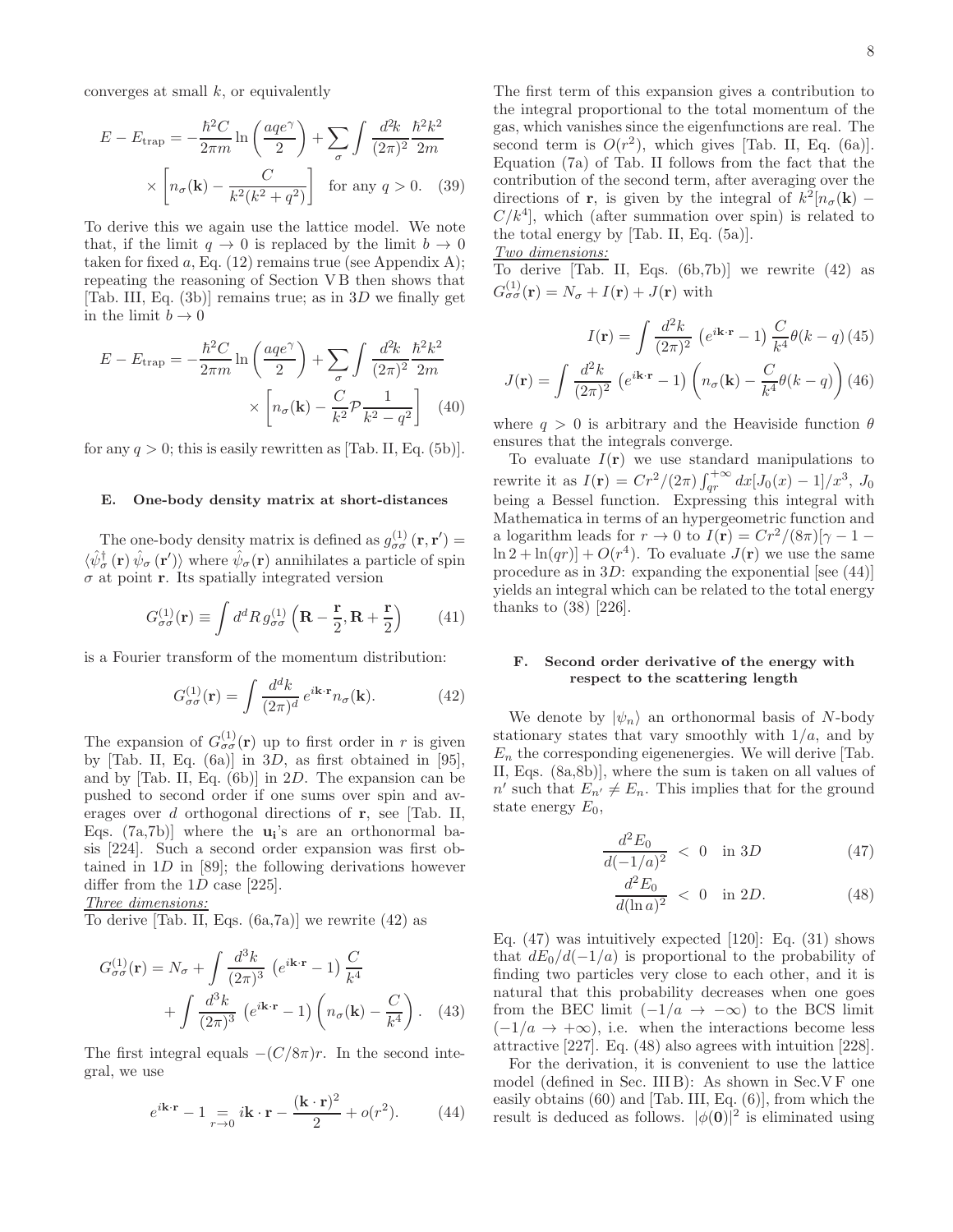converges at small $k$, or equivalently

$$E - E_{\rm trap} = -\frac{\hbar^2 C}{2\pi m} \ln\left(\frac{aqe^\gamma}{2}\right) + \sum_\sigma \int \frac{d^2k}{(2\pi)^2} \frac{\hbar^2 k^2}{2m} \times \left[n_\sigma(\mathbf{k}) - \frac{C}{k^2(k^2+q^2)}\right] \quad \text{for any } q > 0. \quad (39)$$

To derive this we again use the lattice model. We note that, if the limit $q \to 0$ is replaced by the limit $b \to 0$ taken for fixed $a$, Eq. (12) remains true (see Appendix A); repeating the reasoning of Section V B then shows that [Tab. III, Eq. (3b)] remains true; as in 3$D$ we finally get in the limit $b \to 0$

$$E - E_{\rm trap} = -\frac{\hbar^2 C}{2\pi m} \ln\left(\frac{aqe^\gamma}{2}\right) + \sum_\sigma \int \frac{d^2k}{(2\pi)^2} \frac{\hbar^2 k^2}{2m} \times \left[n_\sigma(\mathbf{k}) - \frac{C}{k^2}\mathcal{P}\frac{1}{k^2-q^2}\right] \quad (40)$$

for any $q > 0$; this is easily rewritten as [Tab. II, Eq. (5b)].

### E. One-body density matrix at short-distances

The one-body density matrix is defined as $g^{(1)}_{\sigma\sigma}(\mathbf{r}, \mathbf{r}') = \langle \hat\psi^\dagger_\sigma(\mathbf{r})\, \hat\psi_\sigma(\mathbf{r}')\rangle$ where $\hat\psi_\sigma(\mathbf{r})$ annihilates a particle of spin $\sigma$ at point $\mathbf{r}$. Its spatially integrated version

$$G^{(1)}_{\sigma\sigma}(\mathbf{r}) \equiv \int d^dR\, g^{(1)}_{\sigma\sigma}\left(\mathbf{R} - \frac{\mathbf{r}}{2}, \mathbf{R} + \frac{\mathbf{r}}{2}\right) \quad (41)$$

is a Fourier transform of the momentum distribution:

$$G^{(1)}_{\sigma\sigma}(\mathbf{r}) = \int \frac{d^dk}{(2\pi)^d}\, e^{i\mathbf{k}\cdot\mathbf{r}} n_\sigma(\mathbf{k}). \quad (42)$$

The expansion of $G^{(1)}_{\sigma\sigma}(\mathbf{r})$ up to first order in $r$ is given by [Tab. II, Eq. (6a)] in 3$D$, as first obtained in [95], and by [Tab. II, Eq. (6b)] in 2$D$. The expansion can be pushed to second order if one sums over spin and averages over $d$ orthogonal directions of $\mathbf{r}$, see [Tab. II, Eqs. (7a,7b)] where the $\mathbf{u_i}$'s are an orthonormal basis [224]. Such a second order expansion was first obtained in 1$D$ in [89]; the following derivations however differ from the 1$D$ case [225].

<u>*Three dimensions:*</u>

To derive [Tab. II, Eqs. (6a,7a)] we rewrite (42) as

$$G^{(1)}_{\sigma\sigma}(\mathbf{r}) = N_\sigma + \int \frac{d^3k}{(2\pi)^3}\left(e^{i\mathbf{k}\cdot\mathbf{r}} - 1\right)\frac{C}{k^4} + \int \frac{d^3k}{(2\pi)^3}\left(e^{i\mathbf{k}\cdot\mathbf{r}} - 1\right)\left(n_\sigma(\mathbf{k}) - \frac{C}{k^4}\right). \quad (43)$$

The first integral equals $-(C/8\pi)r$. In the second integral, we use

$$e^{i\mathbf{k}\cdot\mathbf{r}} - 1 \underset{r\to 0}{=} i\mathbf{k}\cdot\mathbf{r} - \frac{(\mathbf{k}\cdot\mathbf{r})^2}{2} + o(r^2). \quad (44)$$

The first term of this expansion gives a contribution to the integral proportional to the total momentum of the gas, which vanishes since the eigenfunctions are real. The second term is $O(r^2)$, which gives [Tab. II, Eq. (6a)]. Equation (7a) of Tab. II follows from the fact that the contribution of the second term, after averaging over the directions of $\mathbf{r}$, is given by the integral of $k^2[n_\sigma(\mathbf{k}) - C/k^4]$, which (after summation over spin) is related to the total energy by [Tab. II, Eq. (5a)].

<u>*Two dimensions:*</u>

To derive [Tab. II, Eqs. (6b,7b)] we rewrite (42) as $G^{(1)}_{\sigma\sigma}(\mathbf{r}) = N_\sigma + I(\mathbf{r}) + J(\mathbf{r})$ with

$$I(\mathbf{r}) = \int \frac{d^2k}{(2\pi)^2}\left(e^{i\mathbf{k}\cdot\mathbf{r}} - 1\right)\frac{C}{k^4}\theta(k-q) \quad (45)$$

$$J(\mathbf{r}) = \int \frac{d^2k}{(2\pi)^2}\left(e^{i\mathbf{k}\cdot\mathbf{r}} - 1\right)\left(n_\sigma(\mathbf{k}) - \frac{C}{k^4}\theta(k-q)\right) \quad (46)$$

where $q > 0$ is arbitrary and the Heaviside function $\theta$ ensures that the integrals converge.

To evaluate $I(\mathbf{r})$ we use standard manipulations to rewrite it as $I(\mathbf{r}) = Cr^2/(2\pi)\int_{qr}^{+\infty} dx[J_0(x) - 1]/x^3$, $J_0$ being a Bessel function. Expressing this integral with Mathematica in terms of an hypergeometric function and a logarithm leads for $r \to 0$ to $I(\mathbf{r}) = Cr^2/(8\pi)[\gamma - 1 - \ln 2 + \ln(qr)] + O(r^4)$. To evaluate $J(\mathbf{r})$ we use the same procedure as in 3$D$: expanding the exponential [see (44)] yields an integral which can be related to the total energy thanks to (38) [226].

### F. Second order derivative of the energy with respect to the scattering length

We denote by $|\psi_n\rangle$ an orthonormal basis of $N$-body stationary states that vary smoothly with $1/a$, and by $E_n$ the corresponding eigenenergies. We will derive [Tab. II, Eqs. (8a,8b)], where the sum is taken on all values of $n'$ such that $E_{n'} \neq E_n$. This implies that for the ground state energy $E_0$,

$$\frac{d^2E_0}{d(-1/a)^2} < 0 \quad \text{in } 3D \quad (47)$$

$$\frac{d^2E_0}{d(\ln a)^2} < 0 \quad \text{in } 2D. \quad (48)$$

Eq. (47) was intuitively expected [120]: Eq. (31) shows that $dE_0/d(-1/a)$ is proportional to the probability of finding two particles very close to each other, and it is natural that this probability decreases when one goes from the BEC limit ($-1/a \to -\infty$) to the BCS limit ($-1/a \to +\infty$), i.e. when the interactions become less attractive [227]. Eq. (48) also agrees with intuition [228].

For the derivation, it is convenient to use the lattice model (defined in Sec. III B): As shown in Sec.V F one easily obtains (60) and [Tab. III, Eq. (6)], from which the result is deduced as follows. $|\phi(\mathbf{0})|^2$ is eliminated using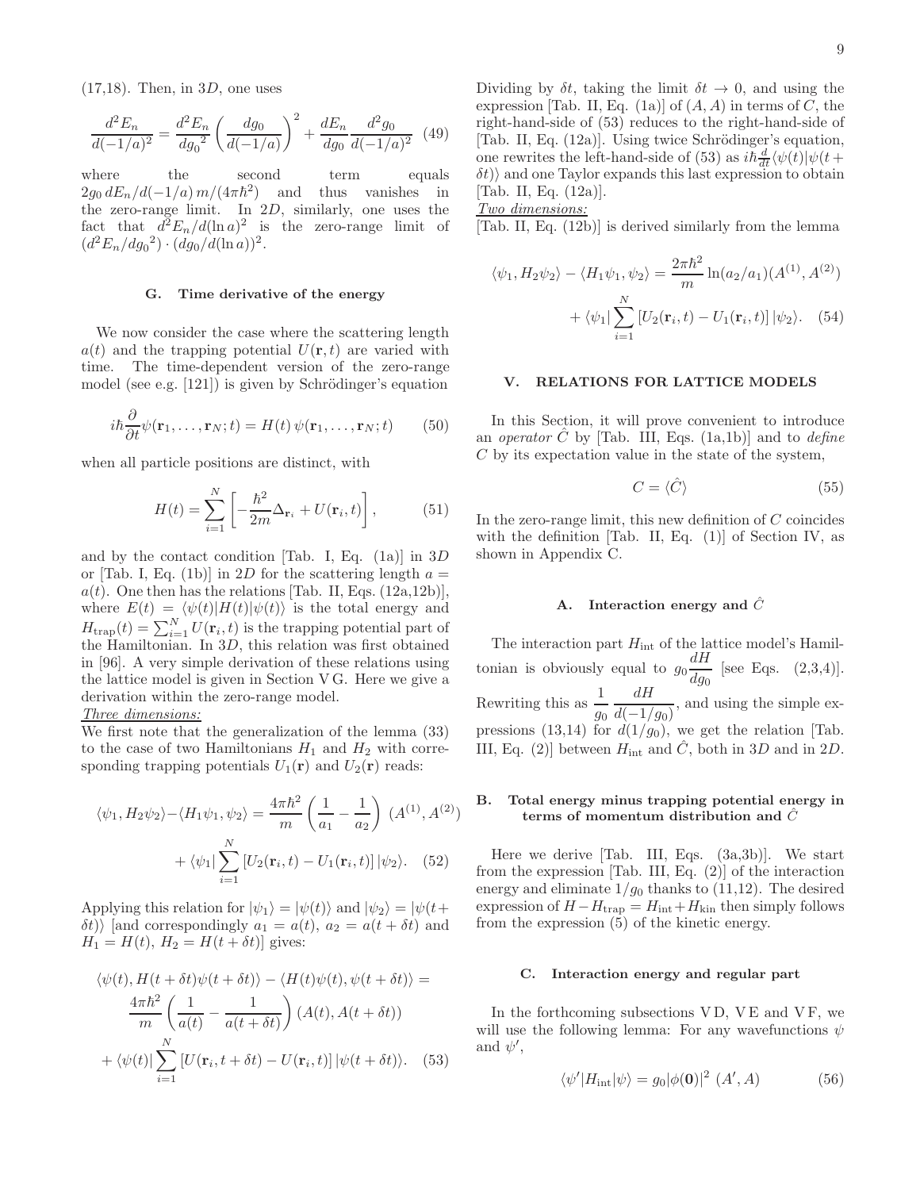(17,18). Then, in $3D$, one uses

$$\frac{d^2E_n}{d(-1/a)^2} = \frac{d^2E_n}{dg_0{}^2}\left(\frac{dg_0}{d(-1/a)}\right)^2 + \frac{dE_n}{dg_0}\frac{d^2g_0}{d(-1/a)^2} \quad (49)$$

where the second term equals $2g_0\, dE_n/d(-1/a)\, m/(4\pi\hbar^2)$ and thus vanishes in the zero-range limit. In $2D$, similarly, one uses the fact that $d^2E_n/d(\ln a)^2$ is the zero-range limit of $(d^2E_n/dg_0{}^2)\cdot(dg_0/d(\ln a))^2$.

### G. Time derivative of the energy

We now consider the case where the scattering length $a(t)$ and the trapping potential $U(\mathbf{r},t)$ are varied with time. The time-dependent version of the zero-range model (see e.g. [121]) is given by Schrödinger's equation

$$i\hbar\frac{\partial}{\partial t}\psi(\mathbf{r}_1,\ldots,\mathbf{r}_N;t) = H(t)\,\psi(\mathbf{r}_1,\ldots,\mathbf{r}_N;t) \quad (50)$$

when all particle positions are distinct, with

$$H(t) = \sum_{i=1}^{N}\left[-\frac{\hbar^2}{2m}\Delta_{\mathbf{r}_i} + U(\mathbf{r}_i,t)\right], \quad (51)$$

and by the contact condition [Tab. I, Eq. (1a)] in $3D$ or [Tab. I, Eq. (1b)] in $2D$ for the scattering length $a = a(t)$. One then has the relations [Tab. II, Eqs. (12a,12b)], where $E(t) = \langle\psi(t)|H(t)|\psi(t)\rangle$ is the total energy and $H_{\rm trap}(t) = \sum_{i=1}^{N} U(\mathbf{r}_i,t)$ is the trapping potential part of the Hamiltonian. In $3D$, this relation was first obtained in [96]. A very simple derivation of these relations using the lattice model is given in Section V G. Here we give a derivation within the zero-range model.

*Three dimensions:*
We first note that the generalization of the lemma (33) to the case of two Hamiltonians $H_1$ and $H_2$ with corresponding trapping potentials $U_1(\mathbf{r})$ and $U_2(\mathbf{r})$ reads:

$$\langle\psi_1,H_2\psi_2\rangle - \langle H_1\psi_1,\psi_2\rangle = \frac{4\pi\hbar^2}{m}\left(\frac{1}{a_1}-\frac{1}{a_2}\right)\,(A^{(1)},A^{(2)}) + \langle\psi_1|\sum_{i=1}^{N}\left[U_2(\mathbf{r}_i,t)-U_1(\mathbf{r}_i,t)\right]|\psi_2\rangle. \quad (52)$$

Applying this relation for $|\psi_1\rangle = |\psi(t)\rangle$ and $|\psi_2\rangle = |\psi(t+\delta t)\rangle$ [and correspondingly $a_1 = a(t)$, $a_2 = a(t+\delta t)$ and $H_1 = H(t)$, $H_2 = H(t+\delta t)$] gives:

$$\langle\psi(t),H(t+\delta t)\psi(t+\delta t)\rangle - \langle H(t)\psi(t),\psi(t+\delta t)\rangle = \frac{4\pi\hbar^2}{m}\left(\frac{1}{a(t)}-\frac{1}{a(t+\delta t)}\right)(A(t),A(t+\delta t)) + \langle\psi(t)|\sum_{i=1}^{N}\left[U(\mathbf{r}_i,t+\delta t)-U(\mathbf{r}_i,t)\right]|\psi(t+\delta t)\rangle. \quad (53)$$

Dividing by $\delta t$, taking the limit $\delta t\to 0$, and using the expression [Tab. II, Eq. (1a)] of $(A,A)$ in terms of $C$, the right-hand-side of (53) reduces to the right-hand-side of [Tab. II, Eq. (12a)]. Using twice Schrödinger's equation, one rewrites the left-hand-side of (53) as $i\hbar\frac{d}{dt}\langle\psi(t)|\psi(t+\delta t)\rangle$ and one Taylor expands this last expression to obtain [Tab. II, Eq. (12a)].

*Two dimensions:*
[Tab. II, Eq. (12b)] is derived similarly from the lemma

$$\langle\psi_1,H_2\psi_2\rangle - \langle H_1\psi_1,\psi_2\rangle = \frac{2\pi\hbar^2}{m}\ln(a_2/a_1)(A^{(1)},A^{(2)}) + \langle\psi_1|\sum_{i=1}^{N}\left[U_2(\mathbf{r}_i,t)-U_1(\mathbf{r}_i,t)\right]|\psi_2\rangle. \quad (54)$$

## V. RELATIONS FOR LATTICE MODELS

In this Section, it will prove convenient to introduce an *operator* $\hat{C}$ by [Tab. III, Eqs. (1a,1b)] and to *define* $C$ by its expectation value in the state of the system,

$$C = \langle\hat{C}\rangle \quad (55)$$

In the zero-range limit, this new definition of $C$ coincides with the definition [Tab. II, Eq. (1)] of Section IV, as shown in Appendix C.

### A. Interaction energy and $\hat{C}$

The interaction part $H_{\rm int}$ of the lattice model's Hamiltonian is obviously equal to $g_0\dfrac{dH}{dg_0}$ [see Eqs. (2,3,4)]. Rewriting this as $\dfrac{1}{g_0}\dfrac{dH}{d(-1/g_0)}$, and using the simple expressions (13,14) for $d(1/g_0)$, we get the relation [Tab. III, Eq. (2)] between $H_{\rm int}$ and $\hat{C}$, both in $3D$ and in $2D$.

### B. Total energy minus trapping potential energy in terms of momentum distribution and $\hat{C}$

Here we derive [Tab. III, Eqs. (3a,3b)]. We start from the expression [Tab. III, Eq. (2)] of the interaction energy and eliminate $1/g_0$ thanks to (11,12). The desired expression of $H - H_{\rm trap} = H_{\rm int} + H_{\rm kin}$ then simply follows from the expression (5) of the kinetic energy.

### C. Interaction energy and regular part

In the forthcoming subsections V D, V E and V F, we will use the following lemma: For any wavefunctions $\psi$ and $\psi'$,

$$\langle\psi'|H_{\rm int}|\psi\rangle = g_0|\phi(\mathbf{0})|^2\;(A',A) \quad (56)$$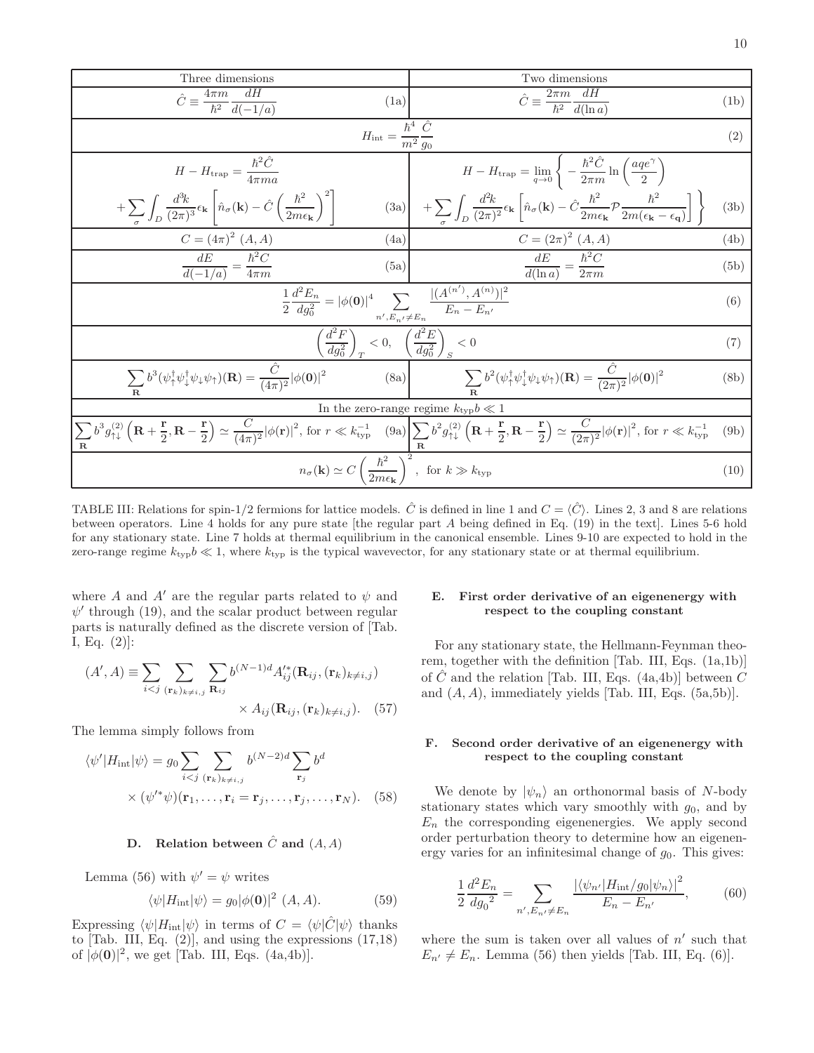| Three dimensions | Two dimensions |
|---|---|
| $\hat{C} \equiv \frac{4\pi m}{\hbar^2}\frac{dH}{d(-1/a)}$ (1a) | $\hat{C} \equiv \frac{2\pi m}{\hbar^2}\frac{dH}{d(\ln a)}$ (1b) |
| $H_{\rm int} = \frac{\hbar^4}{m^2}\frac{\hat{C}}{g_0}$ (2) | |
| $H - H_{\rm trap} = \frac{\hbar^2 \hat{C}}{4\pi m a} + \sum_\sigma \int_D \frac{d^3k}{(2\pi)^3}\epsilon_{\mathbf{k}}\left[\hat{n}_\sigma(\mathbf{k}) - \hat{C}\left(\frac{\hbar^2}{2m\epsilon_{\mathbf{k}}}\right)^2\right]$ (3a) | $H - H_{\rm trap} = \lim_{q\to 0}\left\{-\frac{\hbar^2\hat{C}}{2\pi m}\ln\left(\frac{aqe^\gamma}{2}\right) + \sum_\sigma \int_D \frac{d^2k}{(2\pi)^2}\epsilon_{\mathbf{k}}\left[\hat{n}_\sigma(\mathbf{k}) - \hat{C}\frac{\hbar^2}{2m\epsilon_{\mathbf{k}}}\mathcal{P}\frac{\hbar^2}{2m(\epsilon_{\mathbf{k}}-\epsilon_{\mathbf{q}})}\right]\right\}$ (3b) |
| $C = (4\pi)^2\,(A,A)$ (4a) | $C = (2\pi)^2\,(A,A)$ (4b) |
| $\frac{dE}{d(-1/a)} = \frac{\hbar^2 C}{4\pi m}$ (5a) | $\frac{dE}{d(\ln a)} = \frac{\hbar^2 C}{2\pi m}$ (5b) |
| $\frac{1}{2}\frac{d^2E_n}{dg_0^2} = \lvert\phi(\mathbf{0})\rvert^4 \sum_{n', E_{n'}\neq E_n} \frac{\lvert(A^{(n')},A^{(n)})\rvert^2}{E_n - E_{n'}}$ (6) | |
| $\left(\frac{d^2F}{dg_0^2}\right)_T < 0, \quad \left(\frac{d^2E}{dg_0^2}\right)_S < 0$ (7) | |
| $\sum_{\mathbf{R}} b^3(\psi_\uparrow^\dagger\psi_\downarrow^\dagger\psi_\downarrow\psi_\uparrow)(\mathbf{R}) = \frac{\hat{C}}{(4\pi)^2}\lvert\phi(\mathbf{0})\rvert^2$ (8a) | $\sum_{\mathbf{R}} b^2(\psi_\uparrow^\dagger\psi_\downarrow^\dagger\psi_\downarrow\psi_\uparrow)(\mathbf{R}) = \frac{\hat{C}}{(2\pi)^2}\lvert\phi(\mathbf{0})\rvert^2$ (8b) |
| In the zero-range regime $k_{\rm typ}b \ll 1$ | |
| $\sum_{\mathbf{R}} b^3 g^{(2)}_{\uparrow\downarrow}\left(\mathbf{R}+\frac{\mathbf{r}}{2},\mathbf{R}-\frac{\mathbf{r}}{2}\right) \simeq \frac{C}{(4\pi)^2}\lvert\phi(\mathbf{r})\rvert^2$, for $r \ll k_{\rm typ}^{-1}$ (9a) | $\sum_{\mathbf{R}} b^2 g^{(2)}_{\uparrow\downarrow}\left(\mathbf{R}+\frac{\mathbf{r}}{2},\mathbf{R}-\frac{\mathbf{r}}{2}\right) \simeq \frac{C}{(2\pi)^2}\lvert\phi(\mathbf{r})\rvert^2$, for $r \ll k_{\rm typ}^{-1}$ (9b) |
| $n_\sigma(\mathbf{k}) \simeq C\left(\frac{\hbar^2}{2m\epsilon_{\mathbf{k}}}\right)^2$, for $k \gg k_{\rm typ}$ (10) | |

TABLE III: Relations for spin-1/2 fermions for lattice models. $\hat{C}$ is defined in line 1 and $C = \langle\hat{C}\rangle$. Lines 2, 3 and 8 are relations between operators. Line 4 holds for any pure state [the regular part $A$ being defined in Eq. (19) in the text]. Lines 5-6 hold for any stationary state. Line 7 holds at thermal equilibrium in the canonical ensemble. Lines 9-10 are expected to hold in the zero-range regime $k_{\rm typ}b \ll 1$, where $k_{\rm typ}$ is the typical wavevector, for any stationary state or at thermal equilibrium.

where $A$ and $A'$ are the regular parts related to $\psi$ and $\psi'$ through (19), and the scalar product between regular parts is naturally defined as the discrete version of [Tab. I, Eq. (2)]:

$$(A', A) \equiv \sum_{i<j}\sum_{(\mathbf{r}_k)_{k\neq i,j}}\sum_{\mathbf{R}_{ij}} b^{(N-1)d} A'^*_{ij}(\mathbf{R}_{ij},(\mathbf{r}_k)_{k\neq i,j}) \times A_{ij}(\mathbf{R}_{ij},(\mathbf{r}_k)_{k\neq i,j}). \quad (57)$$

The lemma simply follows from

$$\langle\psi'|H_{\rm int}|\psi\rangle = g_0\sum_{i<j}\sum_{(\mathbf{r}_k)_{k\neq i,j}} b^{(N-2)d}\sum_{\mathbf{r}_j} b^d \times (\psi'^*\psi)(\mathbf{r}_1,\ldots,\mathbf{r}_i=\mathbf{r}_j,\ldots,\mathbf{r}_j,\ldots,\mathbf{r}_N). \quad (58)$$

### D. Relation between $\hat{C}$ and $(A,A)$

Lemma (56) with $\psi' = \psi$ writes

$$\langle\psi|H_{\rm int}|\psi\rangle = g_0|\phi(\mathbf{0})|^2\,(A,A). \quad (59)$$

Expressing $\langle\psi|H_{\rm int}|\psi\rangle$ in terms of $C = \langle\psi|\hat{C}|\psi\rangle$ thanks to [Tab. III, Eq. (2)], and using the expressions (17,18) of $|\phi(\mathbf{0})|^2$, we get [Tab. III, Eqs. (4a,4b)].

### E. First order derivative of an eigenenergy with respect to the coupling constant

For any stationary state, the Hellmann-Feynman theorem, together with the definition [Tab. III, Eqs. (1a,1b)] of $\hat{C}$ and the relation [Tab. III, Eqs. (4a,4b)] between $C$ and $(A,A)$, immediately yields [Tab. III, Eqs. (5a,5b)].

### F. Second order derivative of an eigenenergy with respect to the coupling constant

We denote by $|\psi_n\rangle$ an orthonormal basis of $N$-body stationary states which vary smoothly with $g_0$, and by $E_n$ the corresponding eigenenergies. We apply second order perturbation theory to determine how an eigenenergy varies for an infinitesimal change of $g_0$. This gives:

$$\frac{1}{2}\frac{d^2E_n}{d{g_0}^2} = \sum_{n', E_{n'}\neq E_n}\frac{|\langle\psi_{n'}|H_{\rm int}/g_0|\psi_n\rangle|^2}{E_n - E_{n'}}, \quad (60)$$

where the sum is taken over all values of $n'$ such that $E_{n'} \neq E_n$. Lemma (56) then yields [Tab. III, Eq. (6)].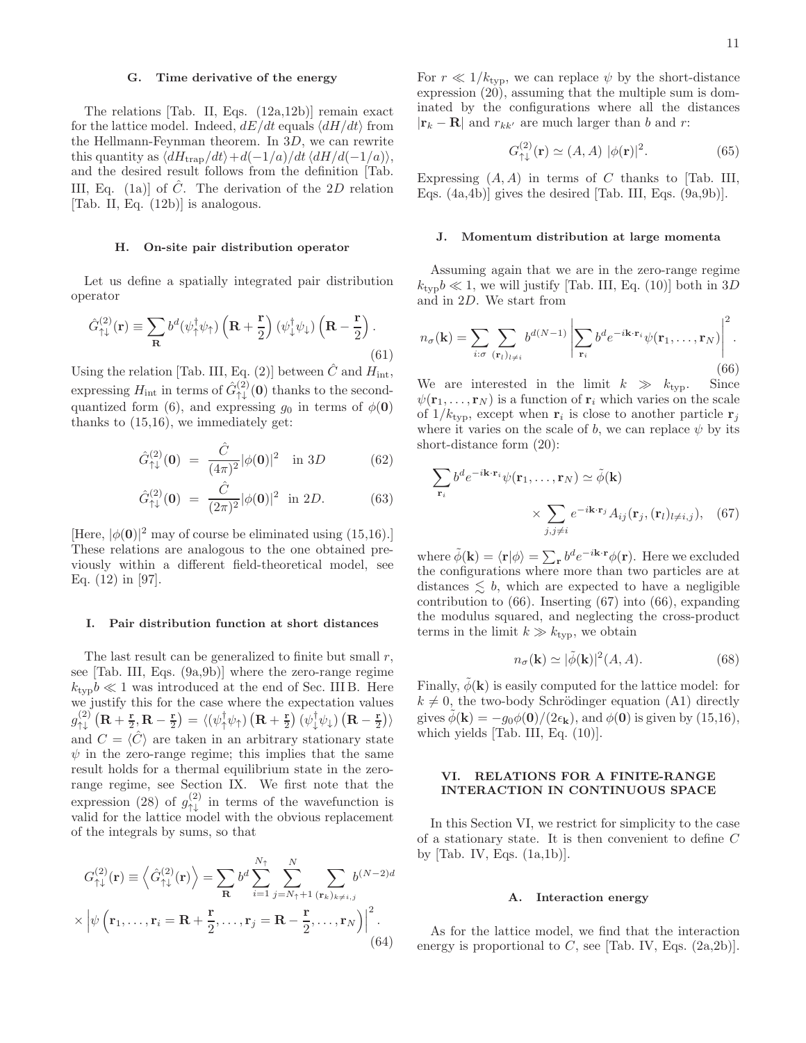### G. Time derivative of the energy

The relations [Tab. II, Eqs. (12a,12b)] remain exact for the lattice model. Indeed, $dE/dt$ equals $\langle dH/dt\rangle$ from the Hellmann-Feynman theorem. In $3D$, we can rewrite this quantity as $\langle dH_{\rm trap}/dt\rangle + d(-1/a)/dt\,\langle dH/d(-1/a)\rangle$, and the desired result follows from the definition [Tab. III, Eq. (1a)] of $\hat{C}$. The derivation of the $2D$ relation [Tab. II, Eq. (12b)] is analogous.

### H. On-site pair distribution operator

Let us define a spatially integrated pair distribution operator

$$\hat{G}^{(2)}_{\uparrow\downarrow}(\mathbf{r}) \equiv \sum_{\mathbf{R}} b^d (\psi^\dagger_\uparrow\psi_\uparrow)\left(\mathbf{R}+\frac{\mathbf{r}}{2}\right)(\psi^\dagger_\downarrow\psi_\downarrow)\left(\mathbf{R}-\frac{\mathbf{r}}{2}\right). \tag{61}$$

Using the relation [Tab. III, Eq. (2)] between $\hat{C}$ and $H_{\rm int}$, expressing $H_{\rm int}$ in terms of $\hat{G}^{(2)}_{\uparrow\downarrow}(\mathbf{0})$ thanks to the second-quantized form (6), and expressing $g_0$ in terms of $\phi(\mathbf{0})$ thanks to (15,16), we immediately get:

$$\hat{G}^{(2)}_{\uparrow\downarrow}(\mathbf{0}) = \frac{\hat{C}}{(4\pi)^2}|\phi(\mathbf{0})|^2 \quad \text{in } 3D \tag{62}$$

$$\hat{G}^{(2)}_{\uparrow\downarrow}(\mathbf{0}) = \frac{\hat{C}}{(2\pi)^2}|\phi(\mathbf{0})|^2 \quad \text{in } 2D. \tag{63}$$

[Here, $|\phi(\mathbf{0})|^2$ may of course be eliminated using (15,16).] These relations are analogous to the one obtained previously within a different field-theoretical model, see Eq. (12) in [97].

### I. Pair distribution function at short distances

The last result can be generalized to finite but small $r$, see [Tab. III, Eqs. (9a,9b)] where the zero-range regime $k_{\rm typ}b \ll 1$ was introduced at the end of Sec. III B. Here we justify this for the case where the expectation values $g^{(2)}_{\uparrow\downarrow}\left(\mathbf{R}+\frac{\mathbf{r}}{2},\mathbf{R}-\frac{\mathbf{r}}{2}\right) = \langle(\psi^\dagger_\uparrow\psi_\uparrow)\left(\mathbf{R}+\frac{\mathbf{r}}{2}\right)(\psi^\dagger_\downarrow\psi_\downarrow)\left(\mathbf{R}-\frac{\mathbf{r}}{2}\right)\rangle$ and $C = \langle\hat{C}\rangle$ are taken in an arbitrary stationary state $\psi$ in the zero-range regime; this implies that the same result holds for a thermal equilibrium state in the zero-range regime, see Section IX. We first note that the expression (28) of $g^{(2)}_{\uparrow\downarrow}$ in terms of the wavefunction is valid for the lattice model with the obvious replacement of the integrals by sums, so that

$$G^{(2)}_{\uparrow\downarrow}(\mathbf{r}) \equiv \left\langle \hat{G}^{(2)}_{\uparrow\downarrow}(\mathbf{r})\right\rangle = \sum_{\mathbf{R}} b^d \sum_{i=1}^{N_\uparrow}\sum_{j=N_\uparrow+1}^{N}\sum_{(\mathbf{r}_k)_{k\neq i,j}} b^{(N-2)d} \times \left|\psi\left(\mathbf{r}_1,\ldots,\mathbf{r}_i=\mathbf{R}+\frac{\mathbf{r}}{2},\ldots,\mathbf{r}_j=\mathbf{R}-\frac{\mathbf{r}}{2},\ldots,\mathbf{r}_N\right)\right|^2. \tag{64}$$

For $r \ll 1/k_{\rm typ}$, we can replace $\psi$ by the short-distance expression (20), assuming that the multiple sum is dominated by the configurations where all the distances $|\mathbf{r}_k - \mathbf{R}|$ and $r_{kk'}$ are much larger than $b$ and $r$:

$$G^{(2)}_{\uparrow\downarrow}(\mathbf{r}) \simeq (A,A)\ |\phi(\mathbf{r})|^2. \tag{65}$$

Expressing $(A,A)$ in terms of $C$ thanks to [Tab. III, Eqs. (4a,4b)] gives the desired [Tab. III, Eqs. (9a,9b)].

### J. Momentum distribution at large momenta

Assuming again that we are in the zero-range regime $k_{\rm typ}b \ll 1$, we will justify [Tab. III, Eq. (10)] both in $3D$ and in $2D$. We start from

$$n_\sigma(\mathbf{k}) = \sum_{i:\sigma}\sum_{(\mathbf{r}_l)_{l\neq i}} b^{d(N-1)}\left|\sum_{\mathbf{r}_i} b^d e^{-i\mathbf{k}\cdot\mathbf{r}_i}\psi(\mathbf{r}_1,\ldots,\mathbf{r}_N)\right|^2. \tag{66}$$

We are interested in the limit $k \gg k_{\rm typ}$. Since $\psi(\mathbf{r}_1,\ldots,\mathbf{r}_N)$ is a function of $\mathbf{r}_i$ which varies on the scale of $1/k_{\rm typ}$, except when $\mathbf{r}_i$ is close to another particle $\mathbf{r}_j$ where it varies on the scale of $b$, we can replace $\psi$ by its short-distance form (20):

$$\sum_{\mathbf{r}_i} b^d e^{-i\mathbf{k}\cdot\mathbf{r}_i}\psi(\mathbf{r}_1,\ldots,\mathbf{r}_N) \simeq \tilde{\phi}(\mathbf{k}) \times \sum_{j,j\neq i} e^{-i\mathbf{k}\cdot\mathbf{r}_j}A_{ij}(\mathbf{r}_j,(\mathbf{r}_l)_{l\neq i,j}), \tag{67}$$

where $\tilde{\phi}(\mathbf{k}) = \langle\mathbf{r}|\phi\rangle = \sum_{\mathbf{r}} b^d e^{-i\mathbf{k}\cdot\mathbf{r}}\phi(\mathbf{r})$. Here we excluded the configurations where more than two particles are at distances $\lesssim b$, which are expected to have a negligible contribution to (66). Inserting (67) into (66), expanding the modulus squared, and neglecting the cross-product terms in the limit $k \gg k_{\rm typ}$, we obtain

$$n_\sigma(\mathbf{k}) \simeq |\tilde{\phi}(\mathbf{k})|^2 (A,A). \tag{68}$$

Finally, $\tilde{\phi}(\mathbf{k})$ is easily computed for the lattice model: for $k \neq 0$, the two-body Schrödinger equation (A1) directly gives $\tilde{\phi}(\mathbf{k}) = -g_0\phi(\mathbf{0})/(2\epsilon_{\mathbf{k}})$, and $\phi(\mathbf{0})$ is given by (15,16), which yields [Tab. III, Eq. (10)].

## VI. RELATIONS FOR A FINITE-RANGE INTERACTION IN CONTINUOUS SPACE

In this Section VI, we restrict for simplicity to the case of a stationary state. It is then convenient to define $C$ by [Tab. IV, Eqs. (1a,1b)].

### A. Interaction energy

As for the lattice model, we find that the interaction energy is proportional to $C$, see [Tab. IV, Eqs. (2a,2b)].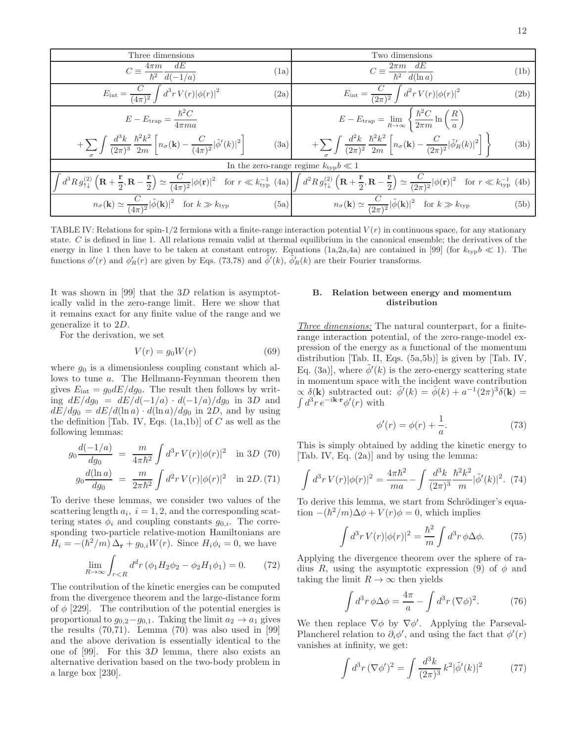| Three dimensions | Two dimensions |
|---|---|
| $C \equiv \dfrac{4\pi m}{\hbar^2} \dfrac{dE}{d(-1/a)}$ (1a) | $C \equiv \dfrac{2\pi m}{\hbar^2} \dfrac{dE}{d(\ln a)}$ (1b) |
| $E_{\rm int} = \dfrac{C}{(4\pi)^2} \int d^3r\, V(r) \lvert\phi(r)\rvert^2$ (2a) | $E_{\rm int} = \dfrac{C}{(2\pi)^2} \int d^2r\, V(r) \lvert\phi(r)\rvert^2$ (2b) |
| $E - E_{\rm trap} = \dfrac{\hbar^2 C}{4\pi m a} + \sum_\sigma \int \dfrac{d^3k}{(2\pi)^3} \dfrac{\hbar^2 k^2}{2m} \left[ n_\sigma(\mathbf{k}) - \dfrac{C}{(4\pi)^2} \lvert\tilde{\phi}'(k)\rvert^2 \right]$ (3a) | $E - E_{\rm trap} = \lim_{R\to\infty} \left\{ \dfrac{\hbar^2 C}{2\pi m} \ln\left(\dfrac{R}{a}\right) + \sum_\sigma \int \dfrac{d^2k}{(2\pi)^2} \dfrac{\hbar^2 k^2}{2m} \left[ n_\sigma(\mathbf{k}) - \dfrac{C}{(2\pi)^2} \lvert\tilde{\phi}'_R(k)\rvert^2 \right] \right\}$ (3b) |
| In the zero-range regime $k_{\rm typ} b \ll 1$ | |
| $\int d^3R\, g^{(2)}_{\uparrow\downarrow}\left(\mathbf{R}+\dfrac{\mathbf{r}}{2}, \mathbf{R}-\dfrac{\mathbf{r}}{2}\right) \simeq \dfrac{C}{(4\pi)^2} \lvert\phi(\mathbf{r})\rvert^2 \quad \text{for } r \ll k_{\rm typ}^{-1}$ (4a) | $\int d^2R\, g^{(2)}_{\uparrow\downarrow}\left(\mathbf{R}+\dfrac{\mathbf{r}}{2}, \mathbf{R}-\dfrac{\mathbf{r}}{2}\right) \simeq \dfrac{C}{(2\pi)^2} \lvert\phi(\mathbf{r})\rvert^2 \quad \text{for } r \ll k_{\rm typ}^{-1}$ (4b) |
| $n_\sigma(\mathbf{k}) \simeq \dfrac{C}{(4\pi)^2} \lvert\tilde{\phi}(\mathbf{k})\rvert^2 \quad \text{for } k \gg k_{\rm typ}$ (5a) | $n_\sigma(\mathbf{k}) \simeq \dfrac{C}{(2\pi)^2} \lvert\tilde{\phi}(\mathbf{k})\rvert^2 \quad \text{for } k \gg k_{\rm typ}$ (5b) |

TABLE IV: Relations for spin-1/2 fermions with a finite-range interaction potential $V(r)$ in continuous space, for any stationary state. $C$ is defined in line 1. All relations remain valid at thermal equilibrium in the canonical ensemble; the derivatives of the energy in line 1 then have to be taken at constant entropy. Equations (1a,2a,4a) are contained in [99] (for $k_{\rm typ} b \ll 1$). The functions $\phi'(r)$ and $\phi'_R(r)$ are given by Eqs. (73,78) and $\tilde{\phi}'(k)$, $\tilde{\phi}'_R(k)$ are their Fourier transforms.

It was shown in [99] that the 3$D$ relation is asymptotically valid in the zero-range limit. Here we show that it remains exact for any finite value of the range and we generalize it to 2$D$.

For the derivation, we set

$$V(r) = g_0 W(r) \tag{69}$$

where $g_0$ is a dimensionless coupling constant which allows to tune $a$. The Hellmann-Feynman theorem then gives $E_{\rm int} = g_0 dE/dg_0$. The result then follows by writing $dE/dg_0 = dE/d(-1/a) \cdot d(-1/a)/dg_0$ in 3$D$ and $dE/dg_0 = dE/d(\ln a) \cdot d(\ln a)/dg_0$ in 2$D$, and by using the definition [Tab. IV, Eqs. (1a,1b)] of $C$ as well as the following lemmas:

$$g_0 \frac{d(-1/a)}{dg_0} = \frac{m}{4\pi\hbar^2} \int d^3r\, V(r)|\phi(r)|^2 \quad \text{in } 3D \tag{70}$$

$$g_0 \frac{d(\ln a)}{dg_0} = \frac{m}{2\pi\hbar^2} \int d^2r\, V(r)|\phi(r)|^2 \quad \text{in } 2D. \tag{71}$$

To derive these lemmas, we consider two values of the scattering length $a_i$, $i = 1, 2$, and the corresponding scattering states $\phi_i$ and coupling constants $g_{0,i}$. The corresponding two-particle relative-motion Hamiltonians are $H_i = -(\hbar^2/m)\,\Delta_{\mathbf{r}} + g_{0,i} W(r)$. Since $H_i \phi_i = 0$, we have

$$\lim_{R\to\infty} \int_{r<R} d^d r\, (\phi_1 H_2 \phi_2 - \phi_2 H_1 \phi_1) = 0. \tag{72}$$

The contribution of the kinetic energies can be computed from the divergence theorem and the large-distance form of $\phi$ [229]. The contribution of the potential energies is proportional to $g_{0,2} - g_{0,1}$. Taking the limit $a_2 \to a_1$ gives the results (70,71). Lemma (70) was also used in [99] and the above derivation is essentially identical to the one of [99]. For this 3$D$ lemma, there also exists an alternative derivation based on the two-body problem in a large box [230].

### B. Relation between energy and momentum distribution

*Three dimensions:* The natural counterpart, for a finite-range interaction potential, of the zero-range-model expression of the energy as a functional of the momentum distribution [Tab. II, Eqs. (5a,5b)] is given by [Tab. IV, Eq. (3a)], where $\tilde{\phi}'(k)$ is the zero-energy scattering state in momentum space with the incident wave contribution $\propto \delta(\mathbf{k})$ subtracted out: $\tilde{\phi}'(\mathbf{k}) = \tilde{\phi}(\mathbf{k}) + a^{-1}(2\pi)^3\delta(\mathbf{k}) = \int d^3r\, e^{-i\mathbf{k}\cdot\mathbf{r}} \phi'(r)$ with

$$\phi'(r) = \phi(r) + \frac{1}{a}. \tag{73}$$

This is simply obtained by adding the kinetic energy to [Tab. IV, Eq. (2a)] and by using the lemma:

$$\int d^3r\, V(r)|\phi(r)|^2 = \frac{4\pi\hbar^2}{ma} - \int \frac{d^3k}{(2\pi)^3} \frac{\hbar^2 k^2}{m} |\tilde{\phi}'(k)|^2. \tag{74}$$

To derive this lemma, we start from Schrödinger's equation $-(\hbar^2/m)\Delta\phi + V(r)\phi = 0$, which implies

$$\int d^3r\, V(r)|\phi(r)|^2 = \frac{\hbar^2}{m} \int d^3r\, \phi\Delta\phi. \tag{75}$$

Applying the divergence theorem over the sphere of radius $R$, using the asymptotic expression (9) of $\phi$ and taking the limit $R \to \infty$ then yields

$$\int d^3r\, \phi\Delta\phi = \frac{4\pi}{a} - \int d^3r\, (\nabla\phi)^2. \tag{76}$$

We then replace $\nabla\phi$ by $\nabla\phi'$. Applying the Parseval-Plancherel relation to $\partial_i \phi'$, and using the fact that $\phi'(r)$ vanishes at infinity, we get:

$$\int d^3r\, (\nabla\phi')^2 = \int \frac{d^3k}{(2\pi)^3}\, k^2 |\tilde{\phi}'(k)|^2 \tag{77}$$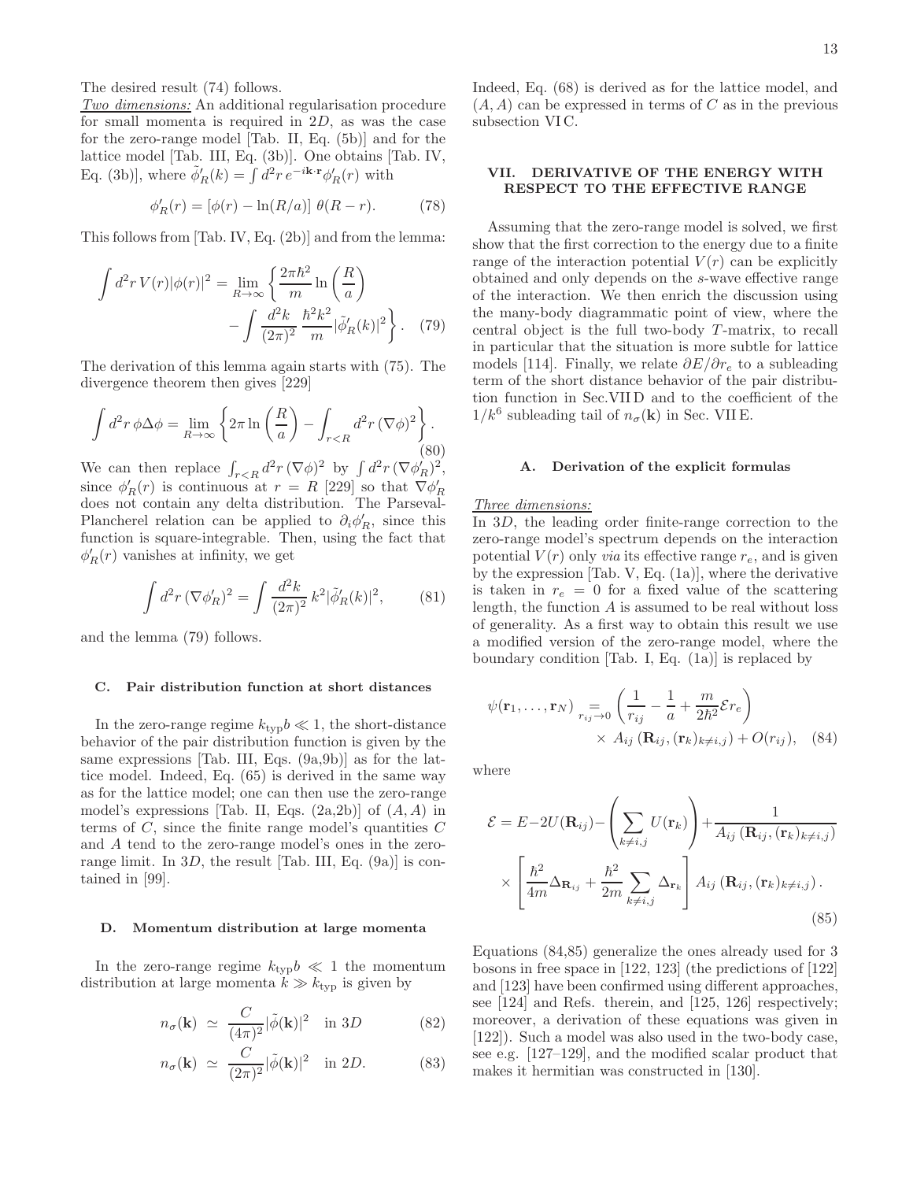The desired result (74) follows.

*Two dimensions:* An additional regularisation procedure for small momenta is required in $2D$, as was the case for the zero-range model [Tab. II, Eq. (5b)] and for the lattice model [Tab. III, Eq. (3b)]. One obtains [Tab. IV, Eq. (3b)], where $\tilde{\phi}'_R(k) = \int d^2r\, e^{-i\mathbf{k}\cdot\mathbf{r}} \phi'_R(r)$ with

$$\phi'_R(r) = [\phi(r) - \ln(R/a)]\; \theta(R-r). \tag{78}$$

This follows from [Tab. IV, Eq. (2b)] and from the lemma:

$$\int d^2r\, V(r)|\phi(r)|^2 = \lim_{R\to\infty} \left\{ \frac{2\pi\hbar^2}{m} \ln\left(\frac{R}{a}\right) - \int \frac{d^2k}{(2\pi)^2}\, \frac{\hbar^2 k^2}{m} |\tilde{\phi}'_R(k)|^2 \right\}. \tag{79}$$

The derivation of this lemma again starts with (75). The divergence theorem then gives [229]

$$\int d^2r\, \phi\Delta\phi = \lim_{R\to\infty} \left\{ 2\pi \ln\left(\frac{R}{a}\right) - \int_{r<R} d^2r\, (\nabla\phi)^2 \right\}. \tag{80}$$

We can then replace $\int_{r<R} d^2r\, (\nabla\phi)^2$ by $\int d^2r\, (\nabla\phi'_R)^2$, since $\phi'_R(r)$ is continuous at $r = R$ [229] so that $\nabla\phi'_R$ does not contain any delta distribution. The Parseval-Plancherel relation can be applied to $\partial_i\phi'_R$, since this function is square-integrable. Then, using the fact that $\phi'_R(r)$ vanishes at infinity, we get

$$\int d^2r\, (\nabla\phi'_R)^2 = \int \frac{d^2k}{(2\pi)^2}\, k^2 |\tilde{\phi}'_R(k)|^2, \tag{81}$$

and the lemma (79) follows.

### C. Pair distribution function at short distances

In the zero-range regime $k_{\rm typ} b \ll 1$, the short-distance behavior of the pair distribution function is given by the same expressions [Tab. III, Eqs. (9a,9b)] as for the lattice model. Indeed, Eq. (65) is derived in the same way as for the lattice model; one can then use the zero-range model's expressions [Tab. II, Eqs. (2a,2b)] of $(A, A)$ in terms of $C$, since the finite range model's quantities $C$ and $A$ tend to the zero-range model's ones in the zero-range limit. In $3D$, the result [Tab. III, Eq. (9a)] is contained in [99].

### D. Momentum distribution at large momenta

In the zero-range regime $k_{\rm typ} b \ll 1$ the momentum distribution at large momenta $k \gg k_{\rm typ}$ is given by

$$n_\sigma(\mathbf{k}) \simeq \frac{C}{(4\pi)^2} |\tilde{\phi}(\mathbf{k})|^2 \quad \text{in } 3D \tag{82}$$

$$n_\sigma(\mathbf{k}) \simeq \frac{C}{(2\pi)^2} |\tilde{\phi}(\mathbf{k})|^2 \quad \text{in } 2D. \tag{83}$$

Indeed, Eq. (68) is derived as for the lattice model, and $(A, A)$ can be expressed in terms of $C$ as in the previous subsection VI C.

## VII. DERIVATIVE OF THE ENERGY WITH RESPECT TO THE EFFECTIVE RANGE

Assuming that the zero-range model is solved, we first show that the first correction to the energy due to a finite range of the interaction potential $V(r)$ can be explicitly obtained and only depends on the $s$-wave effective range of the interaction. We then enrich the discussion using the many-body diagrammatic point of view, where the central object is the full two-body $T$-matrix, to recall in particular that the situation is more subtle for lattice models [114]. Finally, we relate $\partial E/\partial r_e$ to a subleading term of the short distance behavior of the pair distribution function in Sec. VII D and to the coefficient of the $1/k^6$ subleading tail of $n_\sigma(\mathbf{k})$ in Sec. VII E.

### A. Derivation of the explicit formulas

*Three dimensions:*
In $3D$, the leading order finite-range correction to the zero-range model's spectrum depends on the interaction potential $V(r)$ only *via* its effective range $r_e$, and is given by the expression [Tab. V, Eq. (1a)], where the derivative is taken in $r_e = 0$ for a fixed value of the scattering length, the function $A$ is assumed to be real without loss of generality. As a first way to obtain this result we use a modified version of the zero-range model, where the boundary condition [Tab. I, Eq. (1a)] is replaced by

$$\psi(\mathbf{r}_1, \ldots, \mathbf{r}_N) \underset{r_{ij}\to 0}{=} \left( \frac{1}{r_{ij}} - \frac{1}{a} + \frac{m}{2\hbar^2}\mathcal{E} r_e \right) \times A_{ij}\left(\mathbf{R}_{ij}, (\mathbf{r}_k)_{k\neq i,j}\right) + O(r_{ij}), \tag{84}$$

where

$$\mathcal{E} = E - 2U(\mathbf{R}_{ij}) - \left( \sum_{k\neq i,j} U(\mathbf{r}_k) \right) + \frac{1}{A_{ij}\left(\mathbf{R}_{ij}, (\mathbf{r}_k)_{k\neq i,j}\right)} \times \left[ \frac{\hbar^2}{4m} \Delta_{\mathbf{R}_{ij}} + \frac{\hbar^2}{2m} \sum_{k\neq i,j} \Delta_{\mathbf{r}_k} \right] A_{ij}\left(\mathbf{R}_{ij}, (\mathbf{r}_k)_{k\neq i,j}\right). \tag{85}$$

Equations (84,85) generalize the ones already used for 3 bosons in free space in [122, 123] (the predictions of [122] and [123] have been confirmed using different approaches, see [124] and Refs. therein, and [125, 126] respectively; moreover, a derivation of these equations was given in [122]). Such a model was also used in the two-body case, see e.g. [127–129], and the modified scalar product that makes it hermitian was constructed in [130].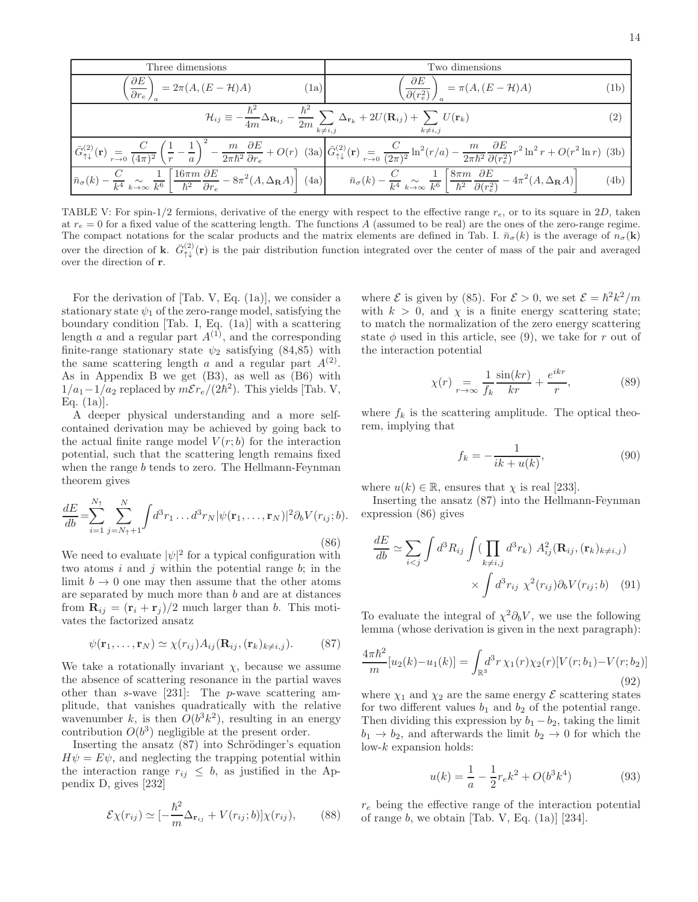| Three dimensions | Two dimensions |
|---|---|
| $\left(\dfrac{\partial E}{\partial r_e}\right)_a = 2\pi(A,(E-\mathcal{H})A)$ (1a) | $\left(\dfrac{\partial E}{\partial (r_e^2)}\right)_a = \pi(A,(E-\mathcal{H})A)$ (1b) |
| $\mathcal{H}_{ij} \equiv -\dfrac{\hbar^2}{4m}\Delta_{\mathbf{R}_{ij}} - \dfrac{\hbar^2}{2m}\sum_{k\neq i,j}\Delta_{\mathbf{r}_k} + 2U(\mathbf{R}_{ij}) + \sum_{k\neq i,j} U(\mathbf{r}_k)$ (2) | |
| $\bar{G}^{(2)}_{\uparrow\downarrow}(\mathbf{r}) \underset{r\to 0}{=} \dfrac{C}{(4\pi)^2}\left(\dfrac{1}{r}-\dfrac{1}{a}\right)^2 - \dfrac{m}{2\pi\hbar^2}\dfrac{\partial E}{\partial r_e} + O(r)$ (3a) | $\bar{G}^{(2)}_{\uparrow\downarrow}(\mathbf{r}) \underset{r\to 0}{=} \dfrac{C}{(2\pi)^2}\ln^2(r/a) - \dfrac{m}{2\pi\hbar^2}\dfrac{\partial E}{\partial (r_e^2)} r^2\ln^2 r + O(r^2\ln r)$ (3b) |
| $\bar{n}_\sigma(k) - \dfrac{C}{k^4} \underset{k\to\infty}{\sim} \dfrac{1}{k^6}\left[\dfrac{16\pi m}{\hbar^2}\dfrac{\partial E}{\partial r_e} - 8\pi^2(A,\Delta_{\mathbf{R}}A)\right]$ (4a) | $\bar{n}_\sigma(k) - \dfrac{C}{k^4} \underset{k\to\infty}{\sim} \dfrac{1}{k^6}\left[\dfrac{8\pi m}{\hbar^2}\dfrac{\partial E}{\partial (r_e^2)} - 4\pi^2(A,\Delta_{\mathbf{R}}A)\right]$ (4b) |

TABLE V: For spin-1/2 fermions, derivative of the energy with respect to the effective range $r_e$, or to its square in 2D, taken at $r_e = 0$ for a fixed value of the scattering length. The functions $A$ (assumed to be real) are the ones of the zero-range regime. The compact notations for the scalar products and the matrix elements are defined in Tab. I. $\bar{n}_\sigma(k)$ is the average of $n_\sigma(\mathbf{k})$ over the direction of $\mathbf{k}$. $\bar{G}^{(2)}_{\uparrow\downarrow}(\mathbf{r})$ is the pair distribution function integrated over the center of mass of the pair and averaged over the direction of $\mathbf{r}$.

For the derivation of [Tab. V, Eq. (1a)], we consider a stationary state $\psi_1$ of the zero-range model, satisfying the boundary condition [Tab. I, Eq. (1a)] with a scattering length $a$ and a regular part $A^{(1)}$, and the corresponding finite-range stationary state $\psi_2$ satisfying (84,85) with the same scattering length $a$ and a regular part $A^{(2)}$. As in Appendix B we get (B3), as well as (B6) with $1/a_1 - 1/a_2$ replaced by $m\mathcal{E}r_e/(2\hbar^2)$. This yields [Tab. V, Eq. (1a)].

A deeper physical understanding and a more self-contained derivation may be achieved by going back to the actual finite range model $V(r;b)$ for the interaction potential, such that the scattering length remains fixed when the range $b$ tends to zero. The Hellmann-Feynman theorem gives

$$\frac{dE}{db} = \sum_{i=1}^{N_\uparrow}\sum_{j=N_\uparrow+1}^{N}\int d^3r_1\ldots d^3r_N |\psi(\mathbf{r}_1,\ldots,\mathbf{r}_N)|^2 \partial_b V(r_{ij};b). \tag{86}$$

We need to evaluate $|\psi|^2$ for a typical configuration with two atoms $i$ and $j$ within the potential range $b$; in the limit $b \to 0$ one may then assume that the other atoms are separated by much more than $b$ and are at distances from $\mathbf{R}_{ij} = (\mathbf{r}_i + \mathbf{r}_j)/2$ much larger than $b$. This motivates the factorized ansatz

$$\psi(\mathbf{r}_1,\ldots,\mathbf{r}_N) \simeq \chi(r_{ij})A_{ij}(\mathbf{R}_{ij},(\mathbf{r}_k)_{k\neq i,j}). \tag{87}$$

We take a rotationally invariant $\chi$, because we assume the absence of scattering resonance in the partial waves other than $s$-wave [231]: The $p$-wave scattering amplitude, that vanishes quadratically with the relative wavenumber $k$, is then $O(b^3k^2)$, resulting in an energy contribution $O(b^3)$ negligible at the present order.

Inserting the ansatz (87) into Schrödinger's equation $H\psi = E\psi$, and neglecting the trapping potential within the interaction range $r_{ij} \leq b$, as justified in the Appendix D, gives [232]

$$\mathcal{E}\chi(r_{ij}) \simeq [-\frac{\hbar^2}{m}\Delta_{\mathbf{r}_{ij}} + V(r_{ij};b)]\chi(r_{ij}), \tag{88}$$

where $\mathcal{E}$ is given by (85). For $\mathcal{E} > 0$, we set $\mathcal{E} = \hbar^2k^2/m$ with $k > 0$, and $\chi$ is a finite energy scattering state; to match the normalization of the zero energy scattering state $\phi$ used in this article, see (9), we take for $r$ out of the interaction potential

$$\chi(r) \underset{r\to\infty}{=} \frac{1}{f_k}\frac{\sin(kr)}{kr} + \frac{e^{ikr}}{r}, \tag{89}$$

where $f_k$ is the scattering amplitude. The optical theorem, implying that

$$f_k = -\frac{1}{ik + u(k)}, \tag{90}$$

where $u(k) \in \mathbb{R}$, ensures that $\chi$ is real [233].

Inserting the ansatz (87) into the Hellmann-Feynman expression (86) gives

$$\frac{dE}{db} \simeq \sum_{i<j}\int d^3R_{ij}\int (\prod_{k\neq i,j} d^3r_k)\; A^2_{ij}(\mathbf{R}_{ij},(\mathbf{r}_k)_{k\neq i,j}) \times \int d^3r_{ij}\;\chi^2(r_{ij})\partial_b V(r_{ij};b) \tag{91}$$

To evaluate the integral of $\chi^2\partial_b V$, we use the following lemma (whose derivation is given in the next paragraph):

$$\frac{4\pi\hbar^2}{m}[u_2(k) - u_1(k)] = \int_{\mathbb{R}^3} d^3r\,\chi_1(r)\chi_2(r)[V(r;b_1) - V(r;b_2)] \tag{92}$$

where $\chi_1$ and $\chi_2$ are the same energy $\mathcal{E}$ scattering states for two different values $b_1$ and $b_2$ of the potential range. Then dividing this expression by $b_1 - b_2$, taking the limit $b_1 \to b_2$, and afterwards the limit $b_2 \to 0$ for which the low-$k$ expansion holds:

$$u(k) = \frac{1}{a} - \frac{1}{2}r_e k^2 + O(b^3k^4) \tag{93}$$

$r_e$ being the effective range of the interaction potential of range $b$, we obtain [Tab. V, Eq. (1a)] [234].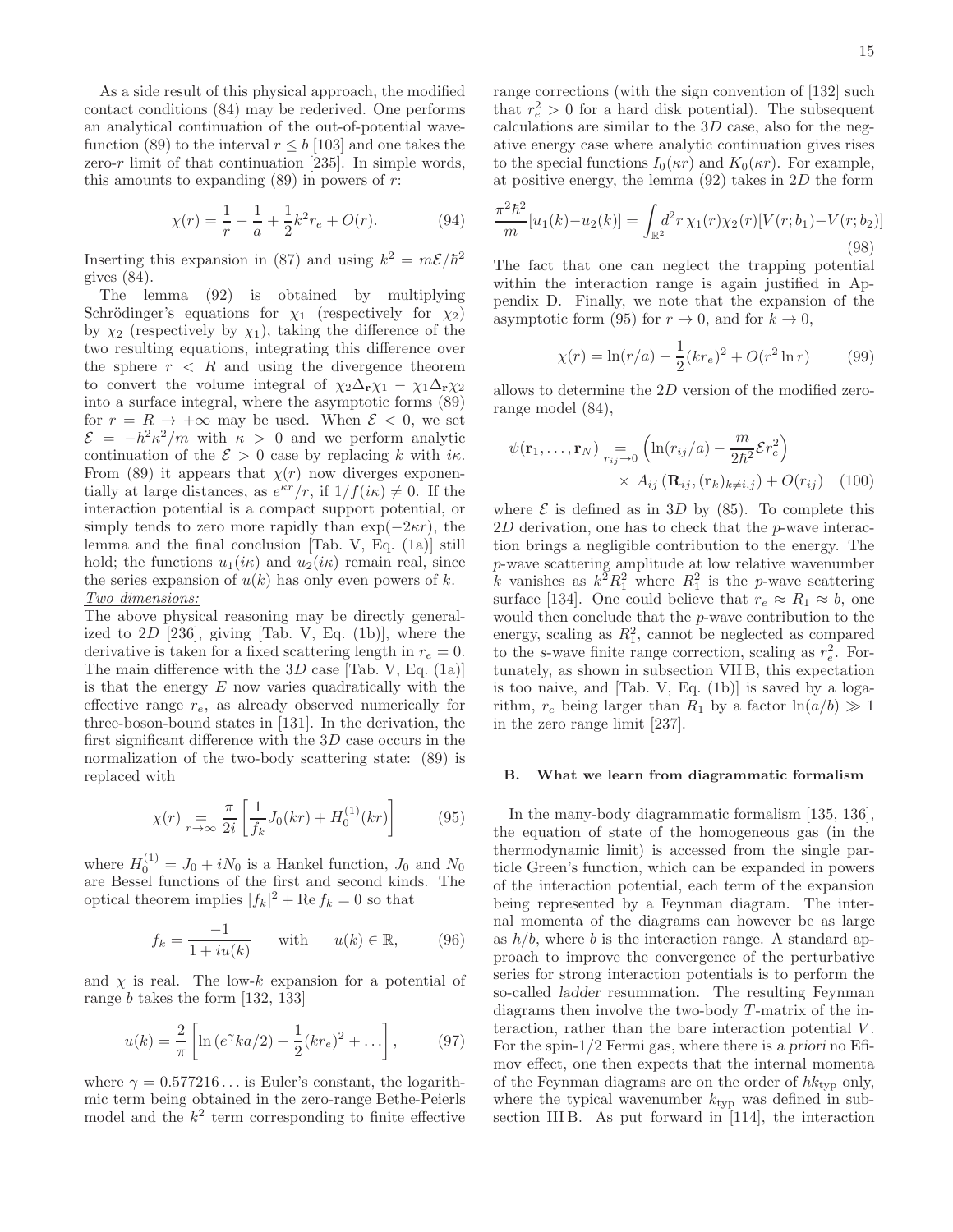As a side result of this physical approach, the modified contact conditions (84) may be rederived. One performs an analytical continuation of the out-of-potential wavefunction (89) to the interval $r \leq b$ [103] and one takes the zero-$r$ limit of that continuation [235]. In simple words, this amounts to expanding (89) in powers of $r$:

$$\chi(r) = \frac{1}{r} - \frac{1}{a} + \frac{1}{2}k^2 r_e + O(r). \tag{94}$$

Inserting this expansion in (87) and using $k^2 = m\mathcal{E}/\hbar^2$ gives (84).

The lemma (92) is obtained by multiplying Schrödinger's equations for $\chi_1$ (respectively for $\chi_2$) by $\chi_2$ (respectively by $\chi_1$), taking the difference of the two resulting equations, integrating this difference over the sphere $r < R$ and using the divergence theorem to convert the volume integral of $\chi_2 \Delta_{\mathbf{r}} \chi_1 - \chi_1 \Delta_{\mathbf{r}} \chi_2$ into a surface integral, where the asymptotic forms (89) for $r = R \to +\infty$ may be used. When $\mathcal{E} < 0$, we set $\mathcal{E} = -\hbar^2\kappa^2/m$ with $\kappa > 0$ and we perform analytic continuation of the $\mathcal{E} > 0$ case by replacing $k$ with $i\kappa$. From (89) it appears that $\chi(r)$ now diverges exponentially at large distances, as $e^{\kappa r}/r$, if $1/f(i\kappa) \neq 0$. If the interaction potential is a compact support potential, or simply tends to zero more rapidly than $\exp(-2\kappa r)$, the lemma and the final conclusion [Tab. V, Eq. (1a)] still hold; the functions $u_1(i\kappa)$ and $u_2(i\kappa)$ remain real, since the series expansion of $u(k)$ has only even powers of $k$.

*Two dimensions:*

The above physical reasoning may be directly generalized to $2D$ [236], giving [Tab. V, Eq. (1b)], where the derivative is taken for a fixed scattering length in $r_e = 0$. The main difference with the $3D$ case [Tab. V, Eq. (1a)] is that the energy $E$ now varies quadratically with the effective range $r_e$, as already observed numerically for three-boson-bound states in [131]. In the derivation, the first significant difference with the $3D$ case occurs in the normalization of the two-body scattering state: (89) is replaced with

$$\chi(r) \underset{r\to\infty}{=} \frac{\pi}{2i}\left[\frac{1}{f_k}J_0(kr) + H_0^{(1)}(kr)\right] \tag{95}$$

where $H_0^{(1)} = J_0 + iN_0$ is a Hankel function, $J_0$ and $N_0$ are Bessel functions of the first and second kinds. The optical theorem implies $|f_k|^2 + \mathrm{Re}\, f_k = 0$ so that

$$f_k = \frac{-1}{1 + iu(k)} \quad \text{with} \quad u(k) \in \mathbb{R}, \tag{96}$$

and $\chi$ is real. The low-$k$ expansion for a potential of range $b$ takes the form [132, 133]

$$u(k) = \frac{2}{\pi}\left[\ln\left(e^{\gamma} ka/2\right) + \frac{1}{2}(kr_e)^2 + \ldots\right], \tag{97}$$

where $\gamma = 0.577216\ldots$ is Euler's constant, the logarithmic term being obtained in the zero-range Bethe-Peierls model and the $k^2$ term corresponding to finite effective range corrections (with the sign convention of [132] such that $r_e^2 > 0$ for a hard disk potential). The subsequent calculations are similar to the $3D$ case, also for the negative energy case where analytic continuation gives rises to the special functions $I_0(\kappa r)$ and $K_0(\kappa r)$. For example, at positive energy, the lemma (92) takes in $2D$ the form

$$\frac{\pi^2\hbar^2}{m}[u_1(k) - u_2(k)] = \int_{\mathbb{R}^2} d^2r\, \chi_1(r)\chi_2(r)[V(r;b_1) - V(r;b_2)] \tag{98}$$

The fact that one can neglect the trapping potential within the interaction range is again justified in Appendix D. Finally, we note that the expansion of the asymptotic form (95) for $r \to 0$, and for $k \to 0$,

$$\chi(r) = \ln(r/a) - \frac{1}{2}(kr_e)^2 + O(r^2 \ln r) \tag{99}$$

allows to determine the $2D$ version of the modified zero-range model (84),

$$\psi(\mathbf{r}_1, \ldots, \mathbf{r}_N) \underset{r_{ij}\to 0}{=} \left(\ln(r_{ij}/a) - \frac{m}{2\hbar^2}\mathcal{E} r_e^2\right) \times A_{ij}\left(\mathbf{R}_{ij}, (\mathbf{r}_k)_{k\neq i,j}\right) + O(r_{ij}) \tag{100}$$

where $\mathcal{E}$ is defined as in $3D$ by (85). To complete this $2D$ derivation, one has to check that the $p$-wave interaction brings a negligible contribution to the energy. The $p$-wave scattering amplitude at low relative wavenumber $k$ vanishes as $k^2 R_1^2$ where $R_1^2$ is the $p$-wave scattering surface [134]. One could believe that $r_e \approx R_1 \approx b$, one would then conclude that the $p$-wave contribution to the energy, scaling as $R_1^2$, cannot be neglected as compared to the $s$-wave finite range correction, scaling as $r_e^2$. Fortunately, as shown in subsection VII B, this expectation is too naive, and [Tab. V, Eq. (1b)] is saved by a logarithm, $r_e$ being larger than $R_1$ by a factor $\ln(a/b) \gg 1$ in the zero range limit [237].

### B. What we learn from diagrammatic formalism

In the many-body diagrammatic formalism [135, 136], the equation of state of the homogeneous gas (in the thermodynamic limit) is accessed from the single particle Green's function, which can be expanded in powers of the interaction potential, each term of the expansion being represented by a Feynman diagram. The internal momenta of the diagrams can however be as large as $\hbar/b$, where $b$ is the interaction range. A standard approach to improve the convergence of the perturbative series for strong interaction potentials is to perform the so-called *ladder* resummation. The resulting Feynman diagrams then involve the two-body $T$-matrix of the interaction, rather than the bare interaction potential $V$. For the spin-1/2 Fermi gas, where there is *a priori* no Efimov effect, one then expects that the internal momenta of the Feynman diagrams are on the order of $\hbar k_{\mathrm{typ}}$ only, where the typical wavenumber $k_{\mathrm{typ}}$ was defined in subsection III B. As put forward in [114], the interaction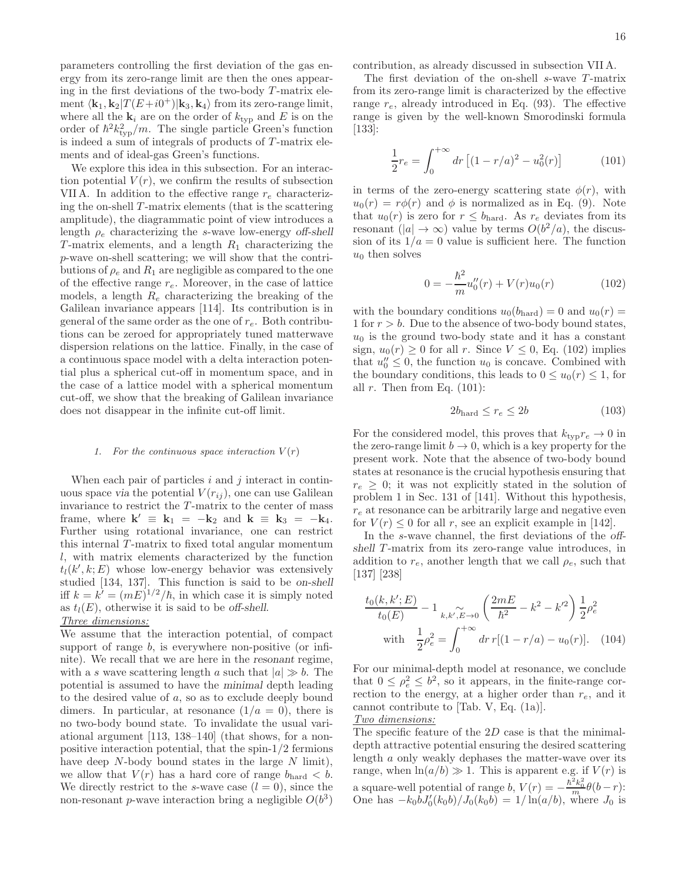parameters controlling the first deviation of the gas energy from its zero-range limit are then the ones appearing in the first deviations of the two-body $T$-matrix element $\langle \mathbf{k}_1, \mathbf{k}_2 | T(E+i0^+) | \mathbf{k}_3, \mathbf{k}_4 \rangle$ from its zero-range limit, where all the $\mathbf{k}_i$ are on the order of $k_{\rm typ}$ and $E$ is on the order of $\hbar^2 k_{\rm typ}^2/m$. The single particle Green's function is indeed a sum of integrals of products of $T$-matrix elements and of ideal-gas Green's functions.

We explore this idea in this subsection. For an interaction potential $V(r)$, we confirm the results of subsection VII A. In addition to the effective range $r_e$ characterizing the on-shell $T$-matrix elements (that is the scattering amplitude), the diagrammatic point of view introduces a length $\rho_e$ characterizing the $s$-wave low-energy *off-shell* $T$-matrix elements, and a length $R_1$ characterizing the $p$-wave on-shell scattering; we will show that the contributions of $\rho_e$ and $R_1$ are negligible as compared to the one of the effective range $r_e$. Moreover, in the case of lattice models, a length $R_e$ characterizing the breaking of the Galilean invariance appears [114]. Its contribution is in general of the same order as the one of $r_e$. Both contributions can be zeroed for appropriately tuned matterwave dispersion relations on the lattice. Finally, in the case of a continuous space model with a delta interaction potential plus a spherical cut-off in momentum space, and in the case of a lattice model with a spherical momentum cut-off, we show that the breaking of Galilean invariance does not disappear in the infinite cut-off limit.

#### 1. For the continuous space interaction $V(r)$

When each pair of particles $i$ and $j$ interact in continuous space *via* the potential $V(r_{ij})$, one can use Galilean invariance to restrict the $T$-matrix to the center of mass frame, where $\mathbf{k}' \equiv \mathbf{k}_1 = -\mathbf{k}_2$ and $\mathbf{k} \equiv \mathbf{k}_3 = -\mathbf{k}_4$. Further using rotational invariance, one can restrict this internal $T$-matrix to fixed total angular momentum $l$, with matrix elements characterized by the function $t_l(k', k; E)$ whose low-energy behavior was extensively studied [134, 137]. This function is said to be *on-shell* iff $k = k' = (mE)^{1/2}/\hbar$, in which case it is simply noted as $t_l(E)$, otherwise it is said to be *off-shell*.

<u>Three dimensions:</u>
We assume that the interaction potential, of compact support of range $b$, is everywhere non-positive (or infinite). We recall that we are here in the *resonant* regime, with a $s$ wave scattering length $a$ such that $|a| \gg b$. The potential is assumed to have the *minimal* depth leading to the desired value of $a$, so as to exclude deeply bound dimers. In particular, at resonance ($1/a = 0$), there is no two-body bound state. To invalidate the usual variational argument [113, 138–140] (that shows, for a non-positive interaction potential, that the spin-1/2 fermions have deep $N$-body bound states in the large $N$ limit), we allow that $V(r)$ has a hard core of range $b_{\rm hard} < b$. We directly restrict to the $s$-wave case ($l = 0$), since the non-resonant $p$-wave interaction bring a negligible $O(b^3)$ contribution, as already discussed in subsection VII A.

The first deviation of the on-shell $s$-wave $T$-matrix from its zero-range limit is characterized by the effective range $r_e$, already introduced in Eq. (93). The effective range is given by the well-known Smorodinski formula [133]:

$$\frac{1}{2} r_e = \int_0^{+\infty} dr \left[ (1 - r/a)^2 - u_0^2(r) \right] \tag{101}$$

in terms of the zero-energy scattering state $\phi(r)$, with $u_0(r) = r\phi(r)$ and $\phi$ is normalized as in Eq. (9). Note that $u_0(r)$ is zero for $r \leq b_{\rm hard}$. As $r_e$ deviates from its resonant ($|a| \to \infty$) value by terms $O(b^2/a)$, the discussion of its $1/a = 0$ value is sufficient here. The function $u_0$ then solves

$$0 = -\frac{\hbar^2}{m} u_0''(r) + V(r) u_0(r) \tag{102}$$

with the boundary conditions $u_0(b_{\rm hard}) = 0$ and $u_0(r) = 1$ for $r > b$. Due to the absence of two-body bound states, $u_0$ is the ground two-body state and it has a constant sign, $u_0(r) \geq 0$ for all $r$. Since $V \leq 0$, Eq. (102) implies that $u_0'' \leq 0$, the function $u_0$ is concave. Combined with the boundary conditions, this leads to $0 \leq u_0(r) \leq 1$, for all $r$. Then from Eq. (101):

$$2 b_{\rm hard} \leq r_e \leq 2b \tag{103}$$

For the considered model, this proves that $k_{\rm typ} r_e \to 0$ in the zero-range limit $b \to 0$, which is a key property for the present work. Note that the absence of two-body bound states at resonance is the crucial hypothesis ensuring that $r_e \geq 0$; it was not explicitly stated in the solution of problem 1 in Sec. 131 of [141]. Without this hypothesis, $r_e$ at resonance can be arbitrarily large and negative even for $V(r) \leq 0$ for all $r$, see an explicit example in [142].

In the $s$-wave channel, the first deviations of the *off-shell* $T$-matrix from its zero-range value introduces, in addition to $r_e$, another length that we call $\rho_e$, such that [137] [238]

$$\frac{t_0(k, k'; E)}{t_0(E)} - 1 \underset{k,k',E \to 0}{\sim} \left( \frac{2mE}{\hbar^2} - k^2 - k'^2 \right) \frac{1}{2} \rho_e^2$$
$$\text{with} \quad \frac{1}{2} \rho_e^2 = \int_0^{+\infty} dr\, r[(1 - r/a) - u_0(r)]. \tag{104}$$

For our minimal-depth model at resonance, we conclude that $0 \leq \rho_e^2 \leq b^2$, so it appears, in the finite-range correction to the energy, at a higher order than $r_e$, and it cannot contribute to [Tab. V, Eq. (1a)].

<u>Two dimensions:</u>
The specific feature of the $2D$ case is that the minimal-depth attractive potential ensuring the desired scattering length $a$ only weakly dephases the matter-wave over its range, when $\ln(a/b) \gg 1$. This is apparent e.g. if $V(r)$ is a square-well potential of range $b$, $V(r) = -\frac{\hbar^2 k_0^2}{m} \theta(b - r)$: One has $-k_0 b J_0'(k_0 b)/J_0(k_0 b) = 1/\ln(a/b)$, where $J_0$ is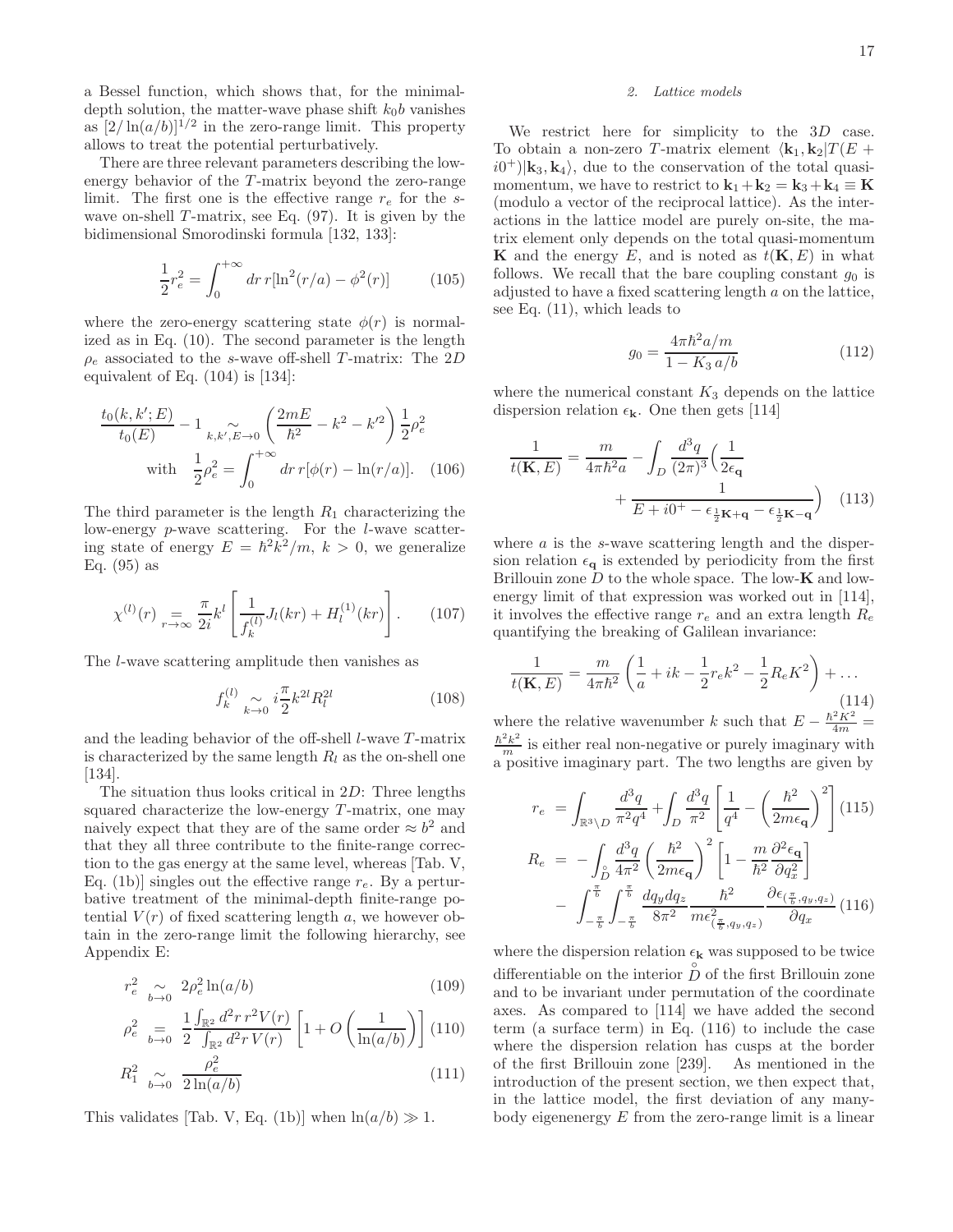a Bessel function, which shows that, for the minimal-depth solution, the matter-wave phase shift $k_0 b$ vanishes as $[2/\ln(a/b)]^{1/2}$ in the zero-range limit. This property allows to treat the potential perturbatively.

There are three relevant parameters describing the low-energy behavior of the $T$-matrix beyond the zero-range limit. The first one is the effective range $r_e$ for the $s$-wave on-shell $T$-matrix, see Eq. (97). It is given by the bidimensional Smorodinski formula [132, 133]:

$$\frac{1}{2}r_e^2 = \int_0^{+\infty} dr\, r[\ln^2(r/a) - \phi^2(r)] \tag{105}$$

where the zero-energy scattering state $\phi(r)$ is normalized as in Eq. (10). The second parameter is the length $\rho_e$ associated to the $s$-wave off-shell $T$-matrix: The $2D$ equivalent of Eq. (104) is [134]:

$$\frac{t_0(k,k';E)}{t_0(E)} - 1 \underset{k,k',E\to 0}{\sim} \left(\frac{2mE}{\hbar^2} - k^2 - k'^2\right)\frac{1}{2}\rho_e^2$$
$$\text{with} \quad \frac{1}{2}\rho_e^2 = \int_0^{+\infty} dr\, r[\phi(r) - \ln(r/a)]. \tag{106}$$

The third parameter is the length $R_1$ characterizing the low-energy $p$-wave scattering. For the $l$-wave scattering state of energy $E = \hbar^2 k^2/m$, $k > 0$, we generalize Eq. (95) as

$$\chi^{(l)}(r) \underset{r\to\infty}{=} \frac{\pi}{2i}k^l \left[\frac{1}{f_k^{(l)}} J_l(kr) + H_l^{(1)}(kr)\right]. \tag{107}$$

The $l$-wave scattering amplitude then vanishes as

$$f_k^{(l)} \underset{k\to 0}{\sim} i\frac{\pi}{2}k^{2l}R_l^{2l} \tag{108}$$

and the leading behavior of the off-shell $l$-wave $T$-matrix is characterized by the same length $R_l$ as the on-shell one [134].

The situation thus looks critical in $2D$: Three lengths squared characterize the low-energy $T$-matrix, one may naively expect that they are of the same order $\approx b^2$ and that they all three contribute to the finite-range correction to the gas energy at the same level, whereas [Tab. V, Eq. (1b)] singles out the effective range $r_e$. By a perturbative treatment of the minimal-depth finite-range potential $V(r)$ of fixed scattering length $a$, we however obtain in the zero-range limit the following hierarchy, see Appendix E:

$$r_e^2 \underset{b\to 0}{\sim} 2\rho_e^2 \ln(a/b) \tag{109}$$

$$\rho_e^2 \underset{b\to 0}{=} \frac{1}{2}\frac{\int_{\mathbb{R}^2} d^2r\, r^2 V(r)}{\int_{\mathbb{R}^2} d^2r\, V(r)}\left[1 + O\left(\frac{1}{\ln(a/b)}\right)\right] \tag{110}$$

$$R_1^2 \underset{b\to 0}{\sim} \frac{\rho_e^2}{2\ln(a/b)} \tag{111}$$

This validates [Tab. V, Eq. (1b)] when $\ln(a/b) \gg 1$.

### 2. Lattice models

We restrict here for simplicity to the $3D$ case. To obtain a non-zero $T$-matrix element $\langle \mathbf{k}_1, \mathbf{k}_2 | T(E + i0^+) | \mathbf{k}_3, \mathbf{k}_4 \rangle$, due to the conservation of the total quasi-momentum, we have to restrict to $\mathbf{k}_1 + \mathbf{k}_2 = \mathbf{k}_3 + \mathbf{k}_4 \equiv \mathbf{K}$ (modulo a vector of the reciprocal lattice). As the interactions in the lattice model are purely on-site, the matrix element only depends on the total quasi-momentum $\mathbf{K}$ and the energy $E$, and is noted as $t(\mathbf{K}, E)$ in what follows. We recall that the bare coupling constant $g_0$ is adjusted to have a fixed scattering length $a$ on the lattice, see Eq. (11), which leads to

$$g_0 = \frac{4\pi\hbar^2 a/m}{1 - K_3\, a/b} \tag{112}$$

where the numerical constant $K_3$ depends on the lattice dispersion relation $\epsilon_{\mathbf{k}}$. One then gets [114]

$$\frac{1}{t(\mathbf{K},E)} = \frac{m}{4\pi\hbar^2 a} - \int_D \frac{d^3q}{(2\pi)^3}\Big(\frac{1}{2\epsilon_{\mathbf{q}}} + \frac{1}{E + i0^+ - \epsilon_{\frac{1}{2}\mathbf{K}+\mathbf{q}} - \epsilon_{\frac{1}{2}\mathbf{K}-\mathbf{q}}}\Big) \tag{113}$$

where $a$ is the $s$-wave scattering length and the dispersion relation $\epsilon_{\mathbf{q}}$ is extended by periodicity from the first Brillouin zone $D$ to the whole space. The low-$\mathbf{K}$ and low-energy limit of that expression was worked out in [114], it involves the effective range $r_e$ and an extra length $R_e$ quantifying the breaking of Galilean invariance:

$$\frac{1}{t(\mathbf{K},E)} = \frac{m}{4\pi\hbar^2}\left(\frac{1}{a} + ik - \frac{1}{2}r_e k^2 - \frac{1}{2}R_e K^2\right) + \ldots \tag{114}$$

where the relative wavenumber $k$ such that $E - \frac{\hbar^2 K^2}{4m} = \frac{\hbar^2 k^2}{m}$ is either real non-negative or purely imaginary with a positive imaginary part. The two lengths are given by

$$r_e = \int_{\mathbb{R}^3\setminus D} \frac{d^3q}{\pi^2 q^4} + \int_D \frac{d^3q}{\pi^2}\left[\frac{1}{q^4} - \left(\frac{\hbar^2}{2m\epsilon_{\mathbf{q}}}\right)^2\right] \tag{115}$$

$$R_e = -\int_{\overset{\circ}{D}} \frac{d^3q}{4\pi^2}\left(\frac{\hbar^2}{2m\epsilon_{\mathbf{q}}}\right)^2\left[1 - \frac{m}{\hbar^2}\frac{\partial^2\epsilon_{\mathbf{q}}}{\partial q_x^2}\right] - \int_{-\frac{\pi}{b}}^{\frac{\pi}{b}}\int_{-\frac{\pi}{b}}^{\frac{\pi}{b}} \frac{dq_y dq_z}{8\pi^2}\frac{\hbar^2}{m\epsilon^2_{(\frac{\pi}{b},q_y,q_z)}}\frac{\partial\epsilon_{(\frac{\pi}{b},q_y,q_z)}}{\partial q_x} \tag{116}$$

where the dispersion relation $\epsilon_{\mathbf{k}}$ was supposed to be twice differentiable on the interior $\overset{\circ}{D}$ of the first Brillouin zone and to be invariant under permutation of the coordinate axes. As compared to [114] we have added the second term (a surface term) in Eq. (116) to include the case where the dispersion relation has cusps at the border of the first Brillouin zone [239]. As mentioned in the introduction of the present section, we then expect that, in the lattice model, the first deviation of any many-body eigenenergy $E$ from the zero-range limit is a linear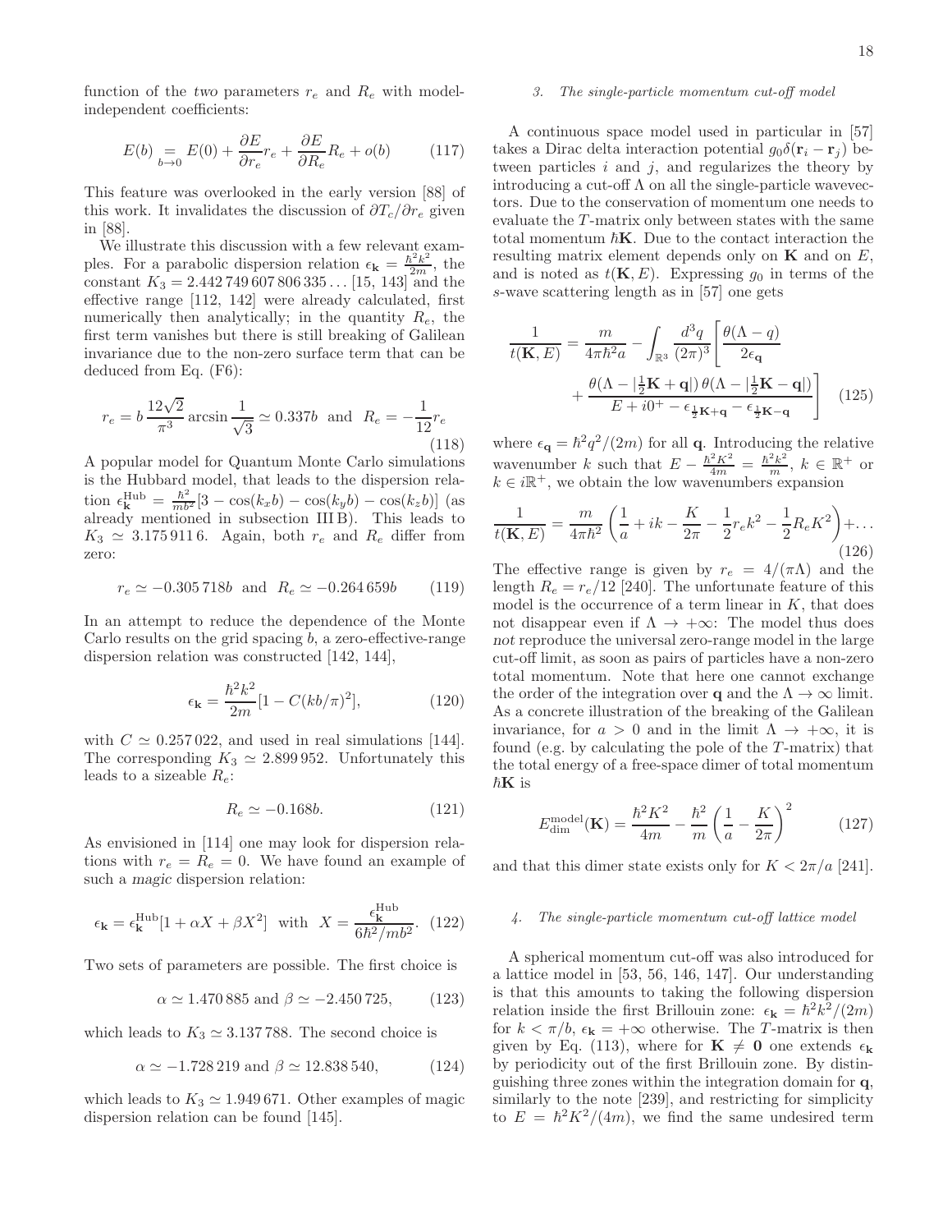function of the *two* parameters $r_e$ and $R_e$ with model-independent coefficients:

$$E(b) \underset{b\to 0}{=} E(0) + \frac{\partial E}{\partial r_e} r_e + \frac{\partial E}{\partial R_e} R_e + o(b) \tag{117}$$

This feature was overlooked in the early version [88] of this work. It invalidates the discussion of $\partial T_c/\partial r_e$ given in [88].

We illustrate this discussion with a few relevant examples. For a parabolic dispersion relation $\epsilon_{\mathbf{k}} = \frac{\hbar^2 k^2}{2m}$, the constant $K_3 = 2.442\,749\,607\,806\,335\ldots$ [15, 143] and the effective range [112, 142] were already calculated, first numerically then analytically; in the quantity $R_e$, the first term vanishes but there is still breaking of Galilean invariance due to the non-zero surface term that can be deduced from Eq. (F6):

$$r_e = b\,\frac{12\sqrt{2}}{\pi^3}\arcsin\frac{1}{\sqrt{3}} \simeq 0.337b \quad\text{and}\quad R_e = -\frac{1}{12}r_e \tag{118}$$

A popular model for Quantum Monte Carlo simulations is the Hubbard model, that leads to the dispersion relation $\epsilon^{\mathrm{Hub}}_{\mathbf{k}} = \frac{\hbar^2}{mb^2}[3-\cos(k_x b)-\cos(k_y b)-\cos(k_z b)]$ (as already mentioned in subsection III B). This leads to $K_3 \simeq 3.175\,911\,6$. Again, both $r_e$ and $R_e$ differ from zero:

$$r_e \simeq -0.305\,718b \quad\text{and}\quad R_e \simeq -0.264\,659b \tag{119}$$

In an attempt to reduce the dependence of the Monte Carlo results on the grid spacing $b$, a zero-effective-range dispersion relation was constructed [142, 144],

$$\epsilon_{\mathbf{k}} = \frac{\hbar^2 k^2}{2m}[1 - C(kb/\pi)^2], \tag{120}$$

with $C \simeq 0.257\,022$, and used in real simulations [144]. The corresponding $K_3 \simeq 2.899\,952$. Unfortunately this leads to a sizeable $R_e$:

$$R_e \simeq -0.168b. \tag{121}$$

As envisioned in [114] one may look for dispersion relations with $r_e = R_e = 0$. We have found an example of such a *magic* dispersion relation:

$$\epsilon_{\mathbf{k}} = \epsilon^{\mathrm{Hub}}_{\mathbf{k}}[1+\alpha X + \beta X^2] \quad\text{with}\quad X = \frac{\epsilon^{\mathrm{Hub}}_{\mathbf{k}}}{6\hbar^2/mb^2}. \tag{122}$$

Two sets of parameters are possible. The first choice is

$$\alpha \simeq 1.470\,885 \text{ and } \beta \simeq -2.450\,725, \tag{123}$$

which leads to $K_3 \simeq 3.137\,788$. The second choice is

$$\alpha \simeq -1.728\,219 \text{ and } \beta \simeq 12.838\,540, \tag{124}$$

which leads to $K_3 \simeq 1.949\,671$. Other examples of magic dispersion relation can be found [145].

#### 3. The single-particle momentum cut-off model

A continuous space model used in particular in [57] takes a Dirac delta interaction potential $g_0\delta(\mathbf{r}_i - \mathbf{r}_j)$ between particles $i$ and $j$, and regularizes the theory by introducing a cut-off $\Lambda$ on all the single-particle wavevectors. Due to the conservation of momentum one needs to evaluate the $T$-matrix only between states with the same total momentum $\hbar\mathbf{K}$. Due to the contact interaction the resulting matrix element depends only on $\mathbf{K}$ and on $E$, and is noted as $t(\mathbf{K},E)$. Expressing $g_0$ in terms of the $s$-wave scattering length as in [57] one gets

$$\frac{1}{t(\mathbf{K},E)} = \frac{m}{4\pi\hbar^2 a} - \int_{\mathbb{R}^3}\frac{d^3q}{(2\pi)^3}\left[\frac{\theta(\Lambda-q)}{2\epsilon_{\mathbf{q}}} + \frac{\theta(\Lambda-|\frac{1}{2}\mathbf{K}+\mathbf{q}|)\,\theta(\Lambda-|\frac{1}{2}\mathbf{K}-\mathbf{q}|)}{E+i0^+-\epsilon_{\frac{1}{2}\mathbf{K}+\mathbf{q}}-\epsilon_{\frac{1}{2}\mathbf{K}-\mathbf{q}}}\right] \tag{125}$$

where $\epsilon_{\mathbf{q}} = \hbar^2 q^2/(2m)$ for all $\mathbf{q}$. Introducing the relative wavenumber $k$ such that $E - \frac{\hbar^2K^2}{4m} = \frac{\hbar^2k^2}{m}$, $k \in \mathbb{R}^+$ or $k \in i\mathbb{R}^+$, we obtain the low wavenumbers expansion

$$\frac{1}{t(\mathbf{K},E)} = \frac{m}{4\pi\hbar^2}\left(\frac{1}{a} + ik - \frac{K}{2\pi} - \frac{1}{2}r_e k^2 - \frac{1}{2}R_e K^2\right) + \ldots \tag{126}$$

The effective range is given by $r_e = 4/(\pi\Lambda)$ and the length $R_e = r_e/12$ [240]. The unfortunate feature of this model is the occurrence of a term linear in $K$, that does not disappear even if $\Lambda \to +\infty$: The model thus does *not* reproduce the universal zero-range model in the large cut-off limit, as soon as pairs of particles have a non-zero total momentum. Note that here one cannot exchange the order of the integration over $\mathbf{q}$ and the $\Lambda \to \infty$ limit. As a concrete illustration of the breaking of the Galilean invariance, for $a > 0$ and in the limit $\Lambda \to +\infty$, it is found (e.g. by calculating the pole of the $T$-matrix) that the total energy of a free-space dimer of total momentum $\hbar\mathbf{K}$ is

$$E^{\mathrm{model}}_{\mathrm{dim}}(\mathbf{K}) = \frac{\hbar^2K^2}{4m} - \frac{\hbar^2}{m}\left(\frac{1}{a} - \frac{K}{2\pi}\right)^2 \tag{127}$$

and that this dimer state exists only for $K < 2\pi/a$ [241].

#### 4. The single-particle momentum cut-off lattice model

A spherical momentum cut-off was also introduced for a lattice model in [53, 56, 146, 147]. Our understanding is that this amounts to taking the following dispersion relation inside the first Brillouin zone: $\epsilon_{\mathbf{k}} = \hbar^2k^2/(2m)$ for $k < \pi/b$, $\epsilon_{\mathbf{k}} = +\infty$ otherwise. The $T$-matrix is then given by Eq. (113), where for $\mathbf{K} \neq \mathbf{0}$ one extends $\epsilon_{\mathbf{k}}$ by periodicity out of the first Brillouin zone. By distinguishing three zones within the integration domain for $\mathbf{q}$, similarly to the note [239], and restricting for simplicity to $E = \hbar^2K^2/(4m)$, we find the same undesired term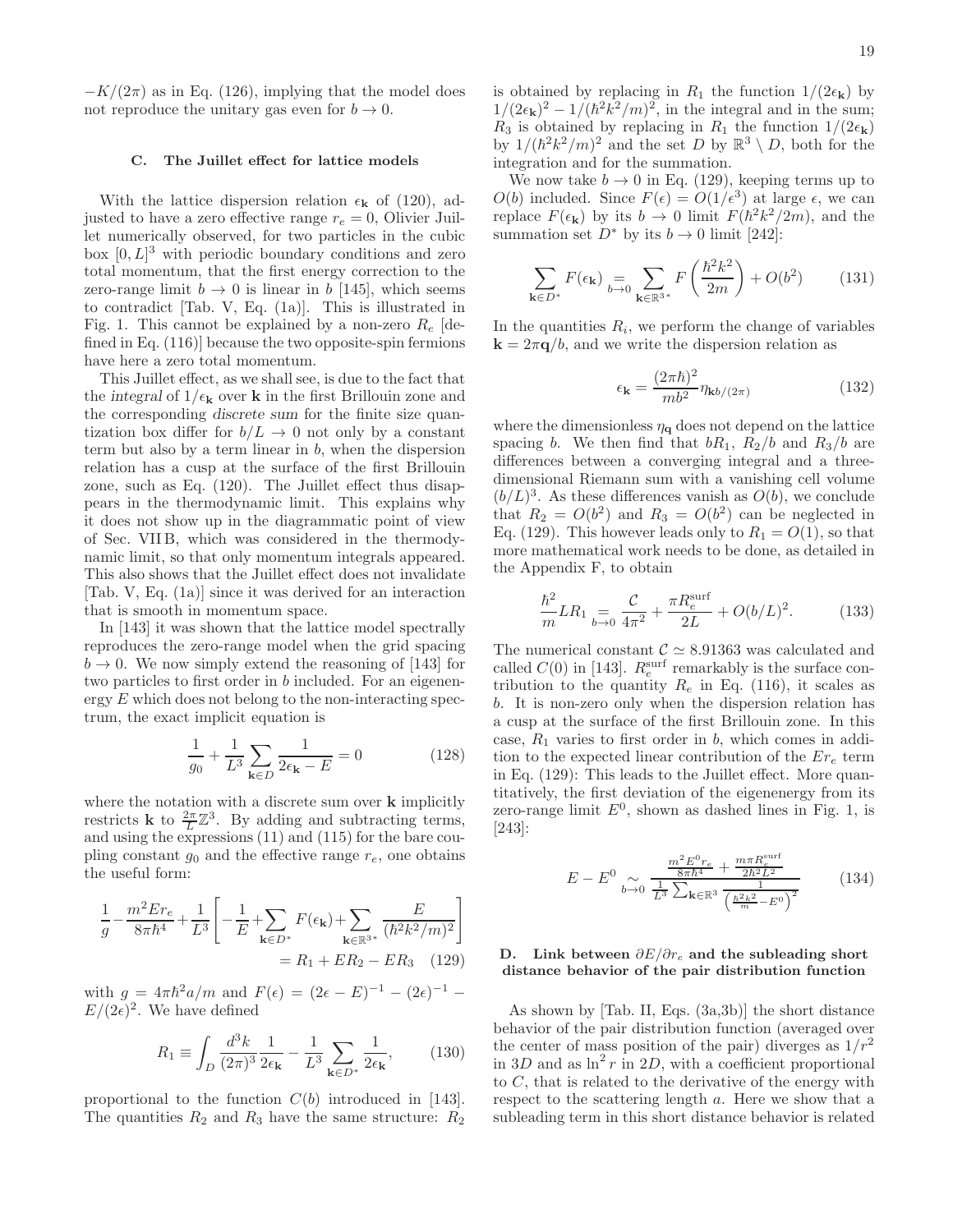$-K/(2\pi)$ as in Eq. (126), implying that the model does not reproduce the unitary gas even for $b \to 0$.

### C. The Juillet effect for lattice models

With the lattice dispersion relation $\epsilon_{\mathbf{k}}$ of (120), adjusted to have a zero effective range $r_e = 0$, Olivier Juillet numerically observed, for two particles in the cubic box $[0, L]^3$ with periodic boundary conditions and zero total momentum, that the first energy correction to the zero-range limit $b \to 0$ is linear in $b$ [145], which seems to contradict [Tab. V, Eq. (1a)]. This is illustrated in Fig. 1. This cannot be explained by a non-zero $R_e$ [defined in Eq. (116)] because the two opposite-spin fermions have here a zero total momentum.

This Juillet effect, as we shall see, is due to the fact that the *integral* of $1/\epsilon_{\mathbf{k}}$ over $\mathbf{k}$ in the first Brillouin zone and the corresponding *discrete sum* for the finite size quantization box differ for $b/L \to 0$ not only by a constant term but also by a term linear in $b$, when the dispersion relation has a cusp at the surface of the first Brillouin zone, such as Eq. (120). The Juillet effect thus disappears in the thermodynamic limit. This explains why it does not show up in the diagrammatic point of view of Sec. VII B, which was considered in the thermodynamic limit, so that only momentum integrals appeared. This also shows that the Juillet effect does not invalidate [Tab. V, Eq. (1a)] since it was derived for an interaction that is smooth in momentum space.

In [143] it was shown that the lattice model spectrally reproduces the zero-range model when the grid spacing $b \to 0$. We now simply extend the reasoning of [143] for two particles to first order in $b$ included. For an eigenenergy $E$ which does not belong to the non-interacting spectrum, the exact implicit equation is

$$\frac{1}{g_0} + \frac{1}{L^3}\sum_{\mathbf{k}\in D} \frac{1}{2\epsilon_{\mathbf{k}} - E} = 0 \tag{128}$$

where the notation with a discrete sum over $\mathbf{k}$ implicitly restricts $\mathbf{k}$ to $\frac{2\pi}{L}\mathbb{Z}^3$. By adding and subtracting terms, and using the expressions (11) and (115) for the bare coupling constant $g_0$ and the effective range $r_e$, one obtains the useful form:

$$\frac{1}{g} - \frac{m^2 E r_e}{8\pi\hbar^4} + \frac{1}{L^3}\left[-\frac{1}{E} + \sum_{\mathbf{k}\in D^*} F(\epsilon_{\mathbf{k}}) + \sum_{\mathbf{k}\in\mathbb{R}^{3*}} \frac{E}{(\hbar^2 k^2/m)^2}\right] = R_1 + E R_2 - E R_3 \tag{129}$$

with $g = 4\pi\hbar^2 a/m$ and $F(\epsilon) = (2\epsilon - E)^{-1} - (2\epsilon)^{-1} - E/(2\epsilon)^2$. We have defined

$$R_1 \equiv \int_D \frac{d^3k}{(2\pi)^3}\frac{1}{2\epsilon_{\mathbf{k}}} - \frac{1}{L^3}\sum_{\mathbf{k}\in D^*}\frac{1}{2\epsilon_{\mathbf{k}}}, \tag{130}$$

proportional to the function $C(b)$ introduced in [143]. The quantities $R_2$ and $R_3$ have the same structure: $R_2$ is obtained by replacing in $R_1$ the function $1/(2\epsilon_{\mathbf{k}})$ by $1/(2\epsilon_{\mathbf{k}})^2 - 1/(\hbar^2k^2/m)^2$, in the integral and in the sum; $R_3$ is obtained by replacing in $R_1$ the function $1/(2\epsilon_{\mathbf{k}})$ by $1/(\hbar^2k^2/m)^2$ and the set $D$ by $\mathbb{R}^3 \setminus D$, both for the integration and for the summation.

We now take $b \to 0$ in Eq. (129), keeping terms up to $O(b)$ included. Since $F(\epsilon) = O(1/\epsilon^3)$ at large $\epsilon$, we can replace $F(\epsilon_{\mathbf{k}})$ by its $b \to 0$ limit $F(\hbar^2k^2/2m)$, and the summation set $D^*$ by its $b \to 0$ limit [242]:

$$\sum_{\mathbf{k}\in D^*} F(\epsilon_{\mathbf{k}}) \underset{b\to 0}{=} \sum_{\mathbf{k}\in\mathbb{R}^{3*}} F\left(\frac{\hbar^2k^2}{2m}\right) + O(b^2) \tag{131}$$

In the quantities $R_i$, we perform the change of variables $\mathbf{k} = 2\pi\mathbf{q}/b$, and we write the dispersion relation as

$$\epsilon_{\mathbf{k}} = \frac{(2\pi\hbar)^2}{mb^2}\eta_{\mathbf{k}b/(2\pi)} \tag{132}$$

where the dimensionless $\eta_{\mathbf{q}}$ does not depend on the lattice spacing $b$. We then find that $bR_1$, $R_2/b$ and $R_3/b$ are differences between a converging integral and a three-dimensional Riemann sum with a vanishing cell volume $(b/L)^3$. As these differences vanish as $O(b)$, we conclude that $R_2 = O(b^2)$ and $R_3 = O(b^2)$ can be neglected in Eq. (129). This however leads only to $R_1 = O(1)$, so that more mathematical work needs to be done, as detailed in the Appendix F, to obtain

$$\frac{\hbar^2}{m}LR_1 \underset{b\to 0}{=} \frac{\mathcal{C}}{4\pi^2} + \frac{\pi R_e^{\rm surf}}{2L} + O(b/L)^2. \tag{133}$$

The numerical constant $\mathcal{C} \simeq 8.91363$ was calculated and called $C(0)$ in [143]. $R_e^{\rm surf}$ remarkably is the surface contribution to the quantity $R_e$ in Eq. (116), it scales as $b$. It is non-zero only when the dispersion relation has a cusp at the surface of the first Brillouin zone. In this case, $R_1$ varies to first order in $b$, which comes in addition to the expected linear contribution of the $Er_e$ term in Eq. (129): This leads to the Juillet effect. More quantitatively, the first deviation of the eigenenergy from its zero-range limit $E^0$, shown as dashed lines in Fig. 1, is [243]:

$$E - E^0 \underset{b\to 0}{\sim} \frac{\frac{m^2E^0 r_e}{8\pi\hbar^4} + \frac{m\pi R_e^{\rm surf}}{2\hbar^2L^2}}{\frac{1}{L^3}\sum_{\mathbf{k}\in\mathbb{R}^3}\frac{1}{\left(\frac{\hbar^2k^2}{m} - E^0\right)^2}} \tag{134}$$

### D. Link between $\partial E/\partial r_e$ and the subleading short distance behavior of the pair distribution function

As shown by [Tab. II, Eqs. (3a,3b)] the short distance behavior of the pair distribution function (averaged over the center of mass position of the pair) diverges as $1/r^2$ in 3D and as $\ln^2 r$ in 2D, with a coefficient proportional to $C$, that is related to the derivative of the energy with respect to the scattering length $a$. Here we show that a subleading term in this short distance behavior is related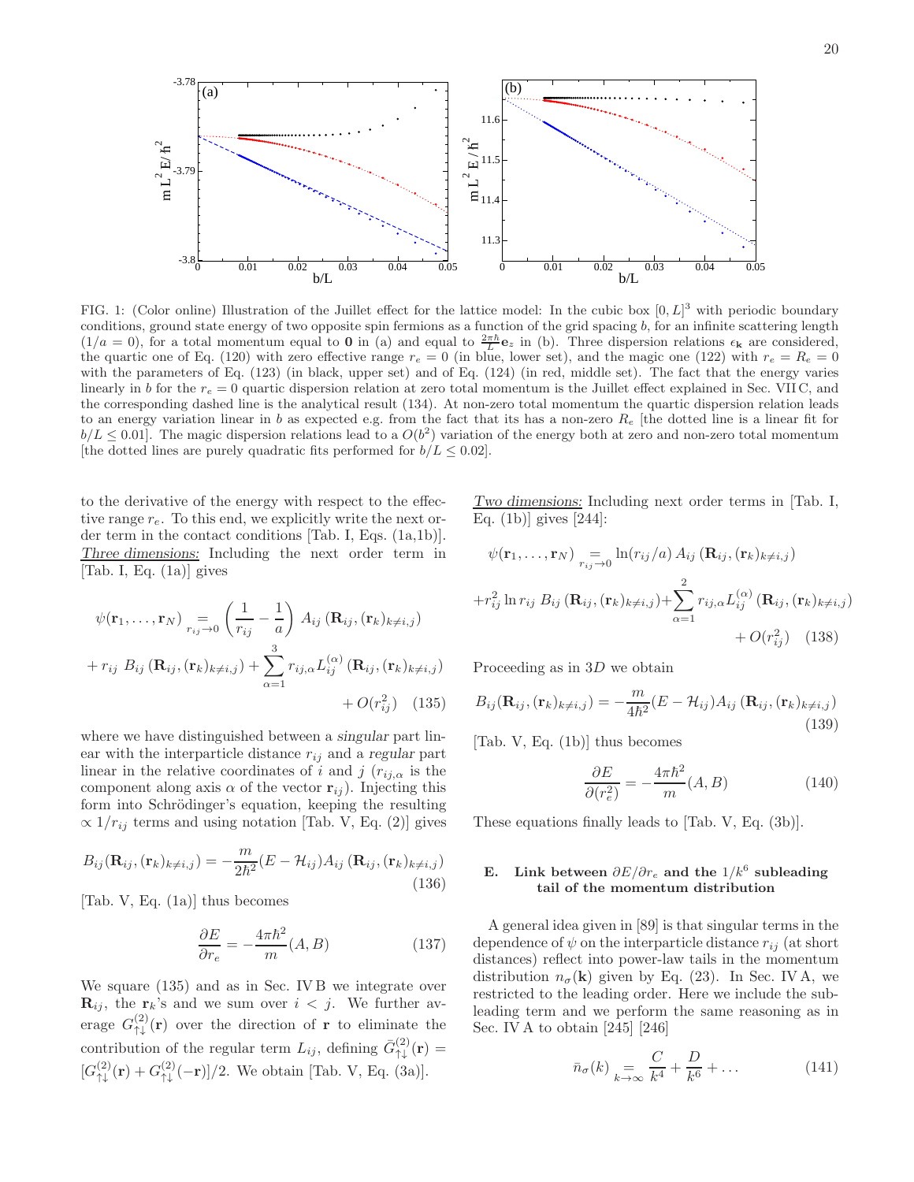FIG. 1: (Color online) Illustration of the Juillet effect for the lattice model: In the cubic box $[0, L]^3$ with periodic boundary conditions, ground state energy of two opposite spin fermions as a function of the grid spacing $b$, for an infinite scattering length ($1/a = 0$), for a total momentum equal to $\mathbf{0}$ in (a) and equal to $\frac{2\pi\hbar}{L}\mathbf{e}_z$ in (b). Three dispersion relations $\epsilon_{\mathbf{k}}$ are considered, the quartic one of Eq. (120) with zero effective range $r_e = 0$ (in blue, lower set), and the magic one (122) with $r_e = R_e = 0$ with the parameters of Eq. (123) (in black, upper set) and of Eq. (124) (in red, middle set). The fact that the energy varies linearly in $b$ for the $r_e = 0$ quartic dispersion relation at zero total momentum is the Juillet effect explained in Sec. VII C, and the corresponding dashed line is the analytical result (134). At non-zero total momentum the quartic dispersion relation leads to an energy variation linear in $b$ as expected e.g. from the fact that its has a non-zero $R_e$ [the dotted line is a linear fit for $b/L \leq 0.01$]. The magic dispersion relations lead to a $O(b^2)$ variation of the energy both at zero and non-zero total momentum [the dotted lines are purely quadratic fits performed for $b/L \leq 0.02$].

to the derivative of the energy with respect to the effective range $r_e$. To this end, we explicitly write the next order term in the contact conditions [Tab. I, Eqs. (1a,1b)].

*Three dimensions:* Including the next order term in [Tab. I, Eq. (1a)] gives

$$\psi(\mathbf{r}_1,\ldots,\mathbf{r}_N) \underset{r_{ij}\to 0}{=} \left(\frac{1}{r_{ij}}-\frac{1}{a}\right) A_{ij}\left(\mathbf{R}_{ij},(\mathbf{r}_k)_{k\neq i,j}\right)$$
$$+ r_{ij}\; B_{ij}\left(\mathbf{R}_{ij},(\mathbf{r}_k)_{k\neq i,j}\right) + \sum_{\alpha=1}^{3} r_{ij,\alpha} L_{ij}^{(\alpha)}\left(\mathbf{R}_{ij},(\mathbf{r}_k)_{k\neq i,j}\right)$$
$$+ O(r_{ij}^2) \quad (135)$$

where we have distinguished between a *singular* part linear with the interparticle distance $r_{ij}$ and a *regular* part linear in the relative coordinates of $i$ and $j$ ($r_{ij,\alpha}$ is the component along axis $\alpha$ of the vector $\mathbf{r}_{ij}$). Injecting this form into Schrödinger's equation, keeping the resulting $\propto 1/r_{ij}$ terms and using notation [Tab. V, Eq. (2)] gives

$$B_{ij}(\mathbf{R}_{ij},(\mathbf{r}_k)_{k\neq i,j}) = -\frac{m}{2\hbar^2}(E-\mathcal{H}_{ij})A_{ij}\left(\mathbf{R}_{ij},(\mathbf{r}_k)_{k\neq i,j}\right) \quad (136)$$

[Tab. V, Eq. (1a)] thus becomes

$$\frac{\partial E}{\partial r_e} = -\frac{4\pi\hbar^2}{m}(A,B) \quad (137)$$

We square (135) and as in Sec. IV B we integrate over $\mathbf{R}_{ij}$, the $\mathbf{r}_k$'s and we sum over $i<j$. We further average $G^{(2)}_{\uparrow\downarrow}(\mathbf{r})$ over the direction of $\mathbf{r}$ to eliminate the contribution of the regular term $L_{ij}$, defining $\bar{G}^{(2)}_{\uparrow\downarrow}(\mathbf{r}) = [G^{(2)}_{\uparrow\downarrow}(\mathbf{r})+G^{(2)}_{\uparrow\downarrow}(-\mathbf{r})]/2$. We obtain [Tab. V, Eq. (3a)].

*Two dimensions:* Including next order terms in [Tab. I, Eq. (1b)] gives [244]:

$$\psi(\mathbf{r}_1,\ldots,\mathbf{r}_N) \underset{r_{ij}\to 0}{=} \ln(r_{ij}/a)\, A_{ij}\left(\mathbf{R}_{ij},(\mathbf{r}_k)_{k\neq i,j}\right)$$
$$+ r_{ij}^2 \ln r_{ij}\; B_{ij}\left(\mathbf{R}_{ij},(\mathbf{r}_k)_{k\neq i,j}\right) + \sum_{\alpha=1}^{2} r_{ij,\alpha} L_{ij}^{(\alpha)}\left(\mathbf{R}_{ij},(\mathbf{r}_k)_{k\neq i,j}\right)$$
$$+ O(r_{ij}^2) \quad (138)$$

Proceeding as in $3D$ we obtain

$$B_{ij}(\mathbf{R}_{ij},(\mathbf{r}_k)_{k\neq i,j}) = -\frac{m}{4\hbar^2}(E-\mathcal{H}_{ij})A_{ij}\left(\mathbf{R}_{ij},(\mathbf{r}_k)_{k\neq i,j}\right) \quad (139)$$

[Tab. V, Eq. (1b)] thus becomes

$$\frac{\partial E}{\partial (r_e^2)} = -\frac{4\pi\hbar^2}{m}(A,B) \quad (140)$$

These equations finally leads to [Tab. V, Eq. (3b)].

### E. Link between $\partial E/\partial r_e$ and the $1/k^6$ subleading tail of the momentum distribution

A general idea given in [89] is that singular terms in the dependence of $\psi$ on the interparticle distance $r_{ij}$ (at short distances) reflect into power-law tails in the momentum distribution $n_\sigma(\mathbf{k})$ given by Eq. (23). In Sec. IV A, we restricted to the leading order. Here we include the subleading term and we perform the same reasoning as in Sec. IV A to obtain [245] [246]

$$\bar{n}_\sigma(k) \underset{k\to\infty}{=} \frac{C}{k^4} + \frac{D}{k^6} + \ldots \quad (141)$$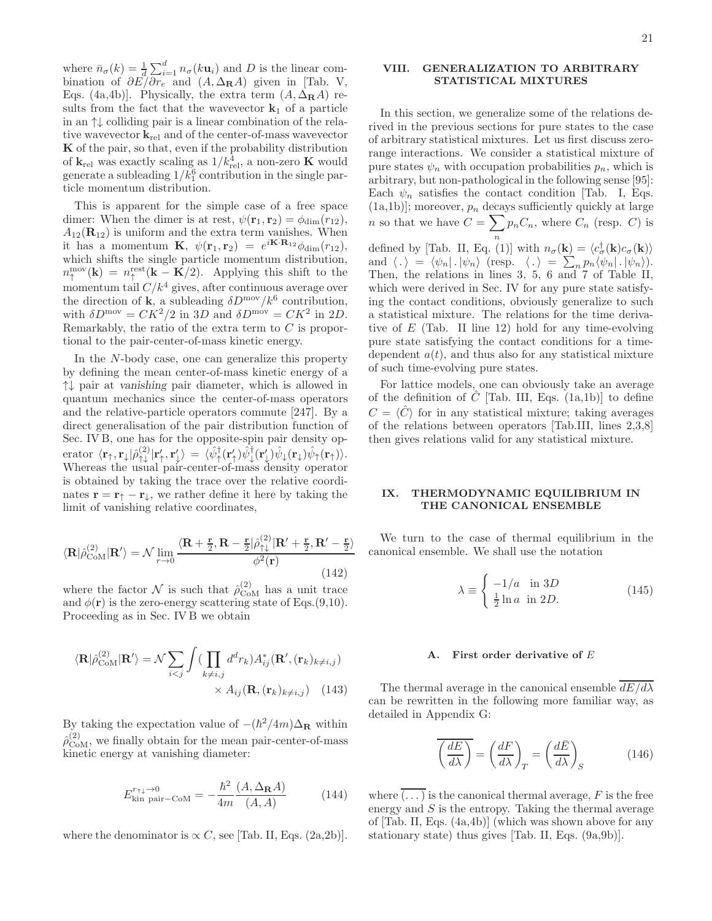where $\bar{n}_\sigma(k) = \frac{1}{d}\sum_{i=1}^{d} n_\sigma(k\mathbf{u}_i)$ and $D$ is the linear combination of $\partial E/\partial r_e$ and $(A, \Delta_{\mathbf{R}} A)$ given in [Tab. V, Eqs. (4a,4b)]. Physically, the extra term $(A, \Delta_{\mathbf{R}} A)$ results from the fact that the wavevector $\mathbf{k}_1$ of a particle in an $\uparrow\downarrow$ colliding pair is a linear combination of the relative wavevector $\mathbf{k}_{\rm rel}$ and of the center-of-mass wavevector $\mathbf{K}$ of the pair, so that, even if the probability distribution of $\mathbf{k}_{\rm rel}$ was exactly scaling as $1/k_{\rm rel}^4$, a non-zero $\mathbf{K}$ would generate a subleading $1/k_1^6$ contribution in the single particle momentum distribution.

This is apparent for the simple case of a free space dimer: When the dimer is at rest, $\psi(\mathbf{r}_1, \mathbf{r}_2) = \phi_{\rm dim}(r_{12})$, $A_{12}(\mathbf{R}_{12})$ is uniform and the extra term vanishes. When it has a momentum $\mathbf{K}$, $\psi(\mathbf{r}_1, \mathbf{r}_2) = e^{i\mathbf{K}\cdot\mathbf{R}_{12}}\phi_{\rm dim}(r_{12})$, which shifts the single particle momentum distribution, $n_\uparrow^{\rm mov}(\mathbf{k}) = n_\uparrow^{\rm rest}(\mathbf{k} - \mathbf{K}/2)$. Applying this shift to the momentum tail $C/k^4$ gives, after continuous average over the direction of $\mathbf{k}$, a subleading $\delta D^{\rm mov}/k^6$ contribution, with $\delta D^{\rm mov} = CK^2/2$ in 3D and $\delta D^{\rm mov} = CK^2$ in 2D. Remarkably, the ratio of the extra term to $C$ is proportional to the pair-center-of-mass kinetic energy.

In the $N$-body case, one can generalize this property by defining the mean center-of-mass kinetic energy of a $\uparrow\downarrow$ pair at *vanishing* pair diameter, which is allowed in quantum mechanics since the center-of-mass operators and the relative-particle operators commute [247]. By a direct generalisation of the pair distribution function of Sec. IV B, one has for the opposite-spin pair density operator $\langle \mathbf{r}_\uparrow, \mathbf{r}_\downarrow|\hat{\rho}_{\uparrow\downarrow}^{(2)}|\mathbf{r}'_\uparrow, \mathbf{r}'_\downarrow\rangle = \langle \hat{\psi}_\uparrow^\dagger(\mathbf{r}'_\uparrow)\hat{\psi}_\downarrow^\dagger(\mathbf{r}'_\downarrow)\hat{\psi}_\downarrow(\mathbf{r}_\downarrow)\hat{\psi}_\uparrow(\mathbf{r}_\uparrow)\rangle$. Whereas the usual pair-center-of-mass density operator is obtained by taking the trace over the relative coordinates $\mathbf{r} = \mathbf{r}_\uparrow - \mathbf{r}_\downarrow$, we rather define it here by taking the limit of vanishing relative coordinates,

$$\langle \mathbf{R}|\hat{\rho}_{\rm CoM}^{(2)}|\mathbf{R}'\rangle = \mathcal{N}\lim_{r\to 0}\frac{\langle \mathbf{R} + \frac{\mathbf{r}}{2}, \mathbf{R} - \frac{\mathbf{r}}{2}|\hat{\rho}_{\uparrow\downarrow}^{(2)}|\mathbf{R}' + \frac{\mathbf{r}}{2}, \mathbf{R}' - \frac{\mathbf{r}}{2}\rangle}{\phi^2(\mathbf{r})} \tag{142}$$

where the factor $\mathcal{N}$ is such that $\hat{\rho}_{\rm CoM}^{(2)}$ has a unit trace and $\phi(\mathbf{r})$ is the zero-energy scattering state of Eqs.(9,10). Proceeding as in Sec. IV B we obtain

$$\langle \mathbf{R}|\hat{\rho}_{\rm CoM}^{(2)}|\mathbf{R}'\rangle = \mathcal{N}\sum_{i<j}\int (\prod_{k\neq i,j} d^d r_k) A_{ij}^*(\mathbf{R}', (\mathbf{r}_k)_{k\neq i,j}) \times A_{ij}(\mathbf{R}, (\mathbf{r}_k)_{k\neq i,j}) \tag{143}$$

By taking the expectation value of $-(\hbar^2/4m)\Delta_{\mathbf{R}}$ within $\hat{\rho}_{\rm CoM}^{(2)}$, we finally obtain for the mean pair-center-of-mass kinetic energy at vanishing diameter:

$$E_{\rm kin\ pair-CoM}^{r_{\uparrow\downarrow}\to 0} = -\frac{\hbar^2}{4m}\frac{(A, \Delta_{\mathbf{R}} A)}{(A, A)} \tag{144}$$

where the denominator is $\propto C$, see [Tab. II, Eqs. (2a,2b)].

## VIII. GENERALIZATION TO ARBITRARY STATISTICAL MIXTURES

In this section, we generalize some of the relations derived in the previous sections for pure states to the case of arbitrary statistical mixtures. Let us first discuss zero-range interactions. We consider a statistical mixture of pure states $\psi_n$ with occupation probabilities $p_n$, which is arbitrary, but non-pathological in the following sense [95]: Each $\psi_n$ satisfies the contact condition [Tab. I, Eqs. (1a,1b)]; moreover, $p_n$ decays sufficiently quickly at large $n$ so that we have $C = \sum_n p_n C_n$, where $C_n$ (resp. $C$) is defined by [Tab. II, Eq. (1)] with $n_\sigma(\mathbf{k}) = \langle c_\sigma^\dagger(\mathbf{k})c_\sigma(\mathbf{k})\rangle$ and $\langle\,.\,\rangle = \langle\psi_n|\,.\,|\psi_n\rangle$ (resp. $\langle\,.\,\rangle = \sum_n p_n\langle\psi_n|\,.\,|\psi_n\rangle$). Then, the relations in lines 3, 5, 6 and 7 of Table II, which were derived in Sec. IV for any pure state satisfying the contact conditions, obviously generalize to such a statistical mixture. The relations for the time derivative of $E$ (Tab. II line 12) hold for any time-evolving pure state satisfying the contact conditions for a time-dependent $a(t)$, and thus also for any statistical mixture of such time-evolving pure states.

For lattice models, one can obviously take an average of the definition of $\hat{C}$ [Tab. III, Eqs. (1a,1b)] to define $C = \langle\hat{C}\rangle$ for in any statistical mixture; taking averages of the relations between operators [Tab.III, lines 2,3,8] then gives relations valid for any statistical mixture.

## IX. THERMODYNAMIC EQUILIBRIUM IN THE CANONICAL ENSEMBLE

We turn to the case of thermal equilibrium in the canonical ensemble. We shall use the notation

$$\lambda \equiv \begin{cases} -1/a & \text{in } 3D \\ \frac{1}{2}\ln a & \text{in } 2D. \end{cases} \tag{145}$$

### A. First order derivative of $E$

The thermal average in the canonical ensemble $\overline{dE/d\lambda}$ can be rewritten in the following more familiar way, as detailed in Appendix G:

$$\overline{\left(\frac{dE}{d\lambda}\right)} = \left(\frac{dF}{d\lambda}\right)_T = \left(\frac{d\bar{E}}{d\lambda}\right)_S \tag{146}$$

where $\overline{(\dots)}$ is the canonical thermal average, $F$ is the free energy and $S$ is the entropy. Taking the thermal average of [Tab. II, Eqs. (4a,4b)] (which was shown above for any stationary state) thus gives [Tab. II, Eqs. (9a,9b)].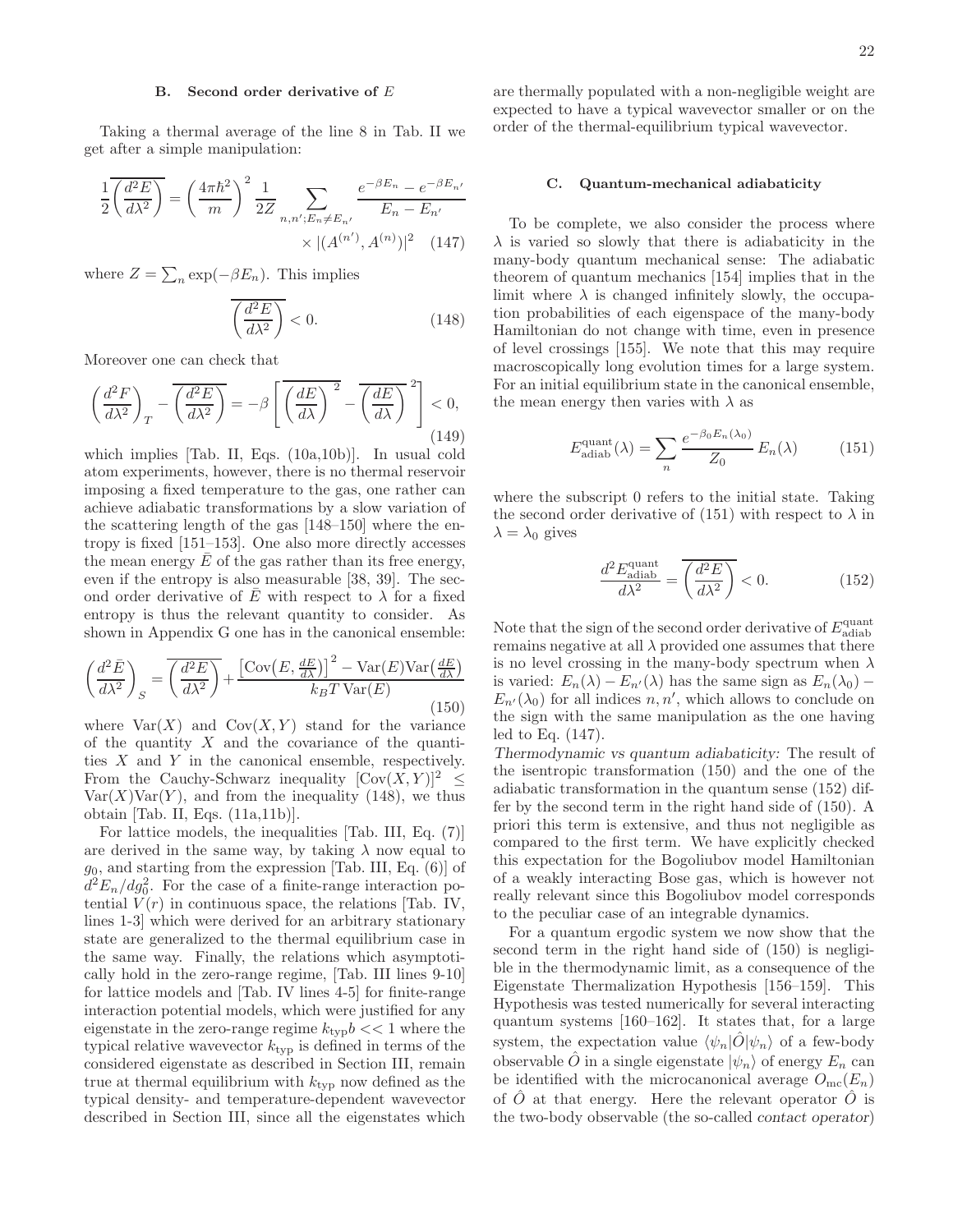### B. Second order derivative of $E$

Taking a thermal average of the line 8 in Tab. II we get after a simple manipulation:

$$\frac{1}{2}\overline{\left(\frac{d^2E}{d\lambda^2}\right)} = \left(\frac{4\pi\hbar^2}{m}\right)^2 \frac{1}{2Z} \sum_{n,n';E_n\neq E_{n'}} \frac{e^{-\beta E_n} - e^{-\beta E_{n'}}}{E_n - E_{n'}} \times |(A^{(n')}, A^{(n)})|^2 \quad (147)$$

where $Z = \sum_n \exp(-\beta E_n)$. This implies

$$\overline{\left(\frac{d^2E}{d\lambda^2}\right)} < 0. \quad (148)$$

Moreover one can check that

$$\left(\frac{d^2F}{d\lambda^2}\right)_T - \overline{\left(\frac{d^2E}{d\lambda^2}\right)} = -\beta\left[\overline{\left(\frac{dE}{d\lambda}\right)^2} - \overline{\left(\frac{dE}{d\lambda}\right)}^2\right] < 0, \quad (149)$$

which implies [Tab. II, Eqs. (10a,10b)]. In usual cold atom experiments, however, there is no thermal reservoir imposing a fixed temperature to the gas, one rather can achieve adiabatic transformations by a slow variation of the scattering length of the gas [148–150] where the entropy is fixed [151–153]. One also more directly accesses the mean energy $\bar{E}$ of the gas rather than its free energy, even if the entropy is also measurable [38, 39]. The second order derivative of $\bar{E}$ with respect to $\lambda$ for a fixed entropy is thus the relevant quantity to consider. As shown in Appendix G one has in the canonical ensemble:

$$\left(\frac{d^2\bar{E}}{d\lambda^2}\right)_S = \overline{\left(\frac{d^2E}{d\lambda^2}\right)} + \frac{\left[\mathrm{Cov}\left(E, \frac{dE}{d\lambda}\right)\right]^2 - \mathrm{Var}(E)\mathrm{Var}\left(\frac{dE}{d\lambda}\right)}{k_BT\,\mathrm{Var}(E)} \quad (150)$$

where $\mathrm{Var}(X)$ and $\mathrm{Cov}(X,Y)$ stand for the variance of the quantity $X$ and the covariance of the quantities $X$ and $Y$ in the canonical ensemble, respectively. From the Cauchy-Schwarz inequality $[\mathrm{Cov}(X,Y)]^2 \leq \mathrm{Var}(X)\mathrm{Var}(Y)$, and from the inequality (148), we thus obtain [Tab. II, Eqs. (11a,11b)].

For lattice models, the inequalities [Tab. III, Eq. (7)] are derived in the same way, by taking $\lambda$ now equal to $g_0$, and starting from the expression [Tab. III, Eq. (6)] of $d^2E_n/dg_0^2$. For the case of a finite-range interaction potential $V(r)$ in continuous space, the relations [Tab. IV, lines 1-3] which were derived for an arbitrary stationary state are generalized to the thermal equilibrium case in the same way. Finally, the relations which asymptotically hold in the zero-range regime, [Tab. III lines 9-10] for lattice models and [Tab. IV lines 4-5] for finite-range interaction potential models, which were justified for any eigenstate in the zero-range regime $k_{\rm typ}b << 1$ where the typical relative wavevector $k_{\rm typ}$ is defined in terms of the considered eigenstate as described in Section III, remain true at thermal equilibrium with $k_{\rm typ}$ now defined as the typical density- and temperature-dependent wavevector described in Section III, since all the eigenstates which are thermally populated with a non-negligible weight are expected to have a typical wavevector smaller or on the order of the thermal-equilibrium typical wavevector.

### C. Quantum-mechanical adiabaticity

To be complete, we also consider the process where $\lambda$ is varied so slowly that there is adiabaticity in the many-body quantum mechanical sense: The adiabatic theorem of quantum mechanics [154] implies that in the limit where $\lambda$ is changed infinitely slowly, the occupation probabilities of each eigenspace of the many-body Hamiltonian do not change with time, even in presence of level crossings [155]. We note that this may require macroscopically long evolution times for a large system. For an initial equilibrium state in the canonical ensemble, the mean energy then varies with $\lambda$ as

$$E^{\rm quant}_{\rm adiab}(\lambda) = \sum_n \frac{e^{-\beta_0 E_n(\lambda_0)}}{Z_0} E_n(\lambda) \quad (151)$$

where the subscript 0 refers to the initial state. Taking the second order derivative of (151) with respect to $\lambda$ in $\lambda = \lambda_0$ gives

$$\frac{d^2E^{\rm quant}_{\rm adiab}}{d\lambda^2} = \overline{\left(\frac{d^2E}{d\lambda^2}\right)} < 0. \quad (152)$$

Note that the sign of the second order derivative of $E^{\rm quant}_{\rm adiab}$ remains negative at all $\lambda$ provided one assumes that there is no level crossing in the many-body spectrum when $\lambda$ is varied: $E_n(\lambda) - E_{n'}(\lambda)$ has the same sign as $E_n(\lambda_0) - E_{n'}(\lambda_0)$ for all indices $n, n'$, which allows to conclude on the sign with the same manipulation as the one having led to Eq. (147).

*Thermodynamic vs quantum adiabaticity:* The result of the isentropic transformation (150) and the one of the adiabatic transformation in the quantum sense (152) differ by the second term in the right hand side of (150). A priori this term is extensive, and thus not negligible as compared to the first term. We have explicitly checked this expectation for the Bogoliubov model Hamiltonian of a weakly interacting Bose gas, which is however not really relevant since this Bogoliubov model corresponds to the peculiar case of an integrable dynamics.

For a quantum ergodic system we now show that the second term in the right hand side of (150) is negligible in the thermodynamic limit, as a consequence of the Eigenstate Thermalization Hypothesis [156–159]. This Hypothesis was tested numerically for several interacting quantum systems [160–162]. It states that, for a large system, the expectation value $\langle\psi_n|\hat{O}|\psi_n\rangle$ of a few-body observable $\hat{O}$ in a single eigenstate $|\psi_n\rangle$ of energy $E_n$ can be identified with the microcanonical average $O_{\rm mc}(E_n)$ of $\hat{O}$ at that energy. Here the relevant operator $\hat{O}$ is the two-body observable (the so-called *contact operator*)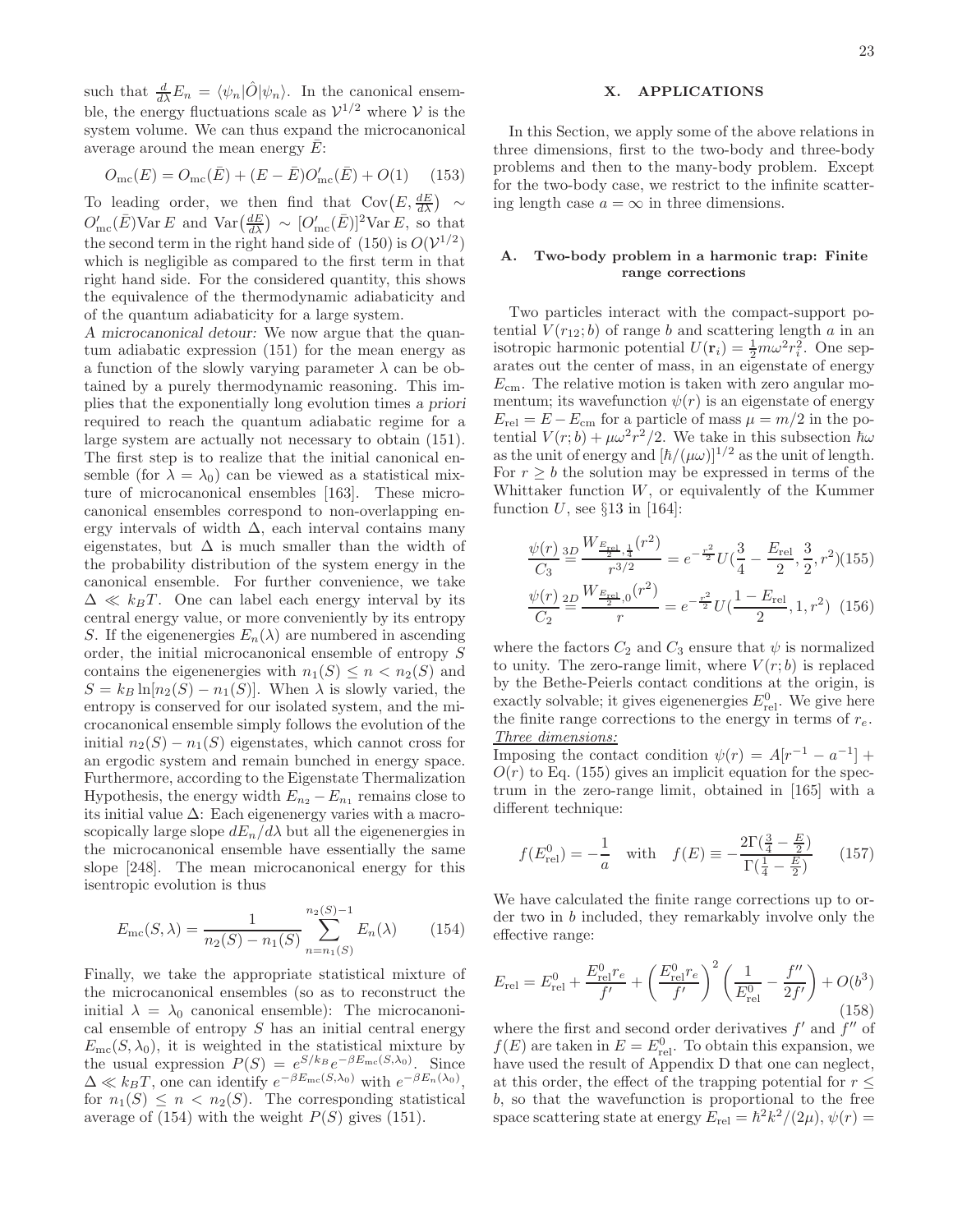such that $\frac{d}{d\lambda}E_n = \langle\psi_n|\hat{O}|\psi_n\rangle$. In the canonical ensemble, the energy fluctuations scale as $\mathcal{V}^{1/2}$ where $\mathcal{V}$ is the system volume. We can thus expand the microcanonical average around the mean energy $\bar{E}$:

$$O_{\rm mc}(E) = O_{\rm mc}(\bar{E}) + (E-\bar{E})O'_{\rm mc}(\bar{E}) + O(1) \quad (153)$$

To leading order, we then find that $\mathrm{Cov}\big(E, \frac{dE}{d\lambda}\big) \sim O'_{\rm mc}(\bar{E})\mathrm{Var}\,E$ and $\mathrm{Var}\big(\frac{dE}{d\lambda}\big) \sim [O'_{\rm mc}(\bar{E})]^2\mathrm{Var}\,E$, so that the second term in the right hand side of (150) is $O(\mathcal{V}^{1/2})$ which is negligible as compared to the first term in that right hand side. For the considered quantity, this shows the equivalence of the thermodynamic adiabaticity and of the quantum adiabaticity for a large system.

*A microcanonical detour:* We now argue that the quantum adiabatic expression (151) for the mean energy as a function of the slowly varying parameter $\lambda$ can be obtained by a purely thermodynamic reasoning. This implies that the exponentially long evolution times *a priori* required to reach the quantum adiabatic regime for a large system are actually not necessary to obtain (151). The first step is to realize that the initial canonical ensemble (for $\lambda = \lambda_0$) can be viewed as a statistical mixture of microcanonical ensembles [163]. These microcanonical ensembles correspond to non-overlapping energy intervals of width $\Delta$, each interval contains many eigenstates, but $\Delta$ is much smaller than the width of the probability distribution of the system energy in the canonical ensemble. For further convenience, we take $\Delta \ll k_BT$. One can label each energy interval by its central energy value, or more conveniently by its entropy $S$. If the eigenenergies $E_n(\lambda)$ are numbered in ascending order, the initial microcanonical ensemble of entropy $S$ contains the eigenenergies with $n_1(S) \leq n < n_2(S)$ and $S = k_B \ln[n_2(S) - n_1(S)]$. When $\lambda$ is slowly varied, the entropy is conserved for our isolated system, and the microcanonical ensemble simply follows the evolution of the initial $n_2(S) - n_1(S)$ eigenstates, which cannot cross for an ergodic system and remain bunched in energy space. Furthermore, according to the Eigenstate Thermalization Hypothesis, the energy width $E_{n_2} - E_{n_1}$ remains close to its initial value $\Delta$: Each eigenenergy varies with a macroscopically large slope $dE_n/d\lambda$ but all the eigenenergies in the microcanonical ensemble have essentially the same slope [248]. The mean microcanonical energy for this isentropic evolution is thus

$$E_{\rm mc}(S,\lambda) = \frac{1}{n_2(S)-n_1(S)}\sum_{n=n_1(S)}^{n_2(S)-1} E_n(\lambda) \quad (154)$$

Finally, we take the appropriate statistical mixture of the microcanonical ensembles (so as to reconstruct the initial $\lambda = \lambda_0$ canonical ensemble): The microcanonical ensemble of entropy $S$ has an initial central energy $E_{\rm mc}(S,\lambda_0)$, it is weighted in the statistical mixture by the usual expression $P(S) = e^{S/k_B}e^{-\beta E_{\rm mc}(S,\lambda_0)}$. Since $\Delta \ll k_BT$, one can identify $e^{-\beta E_{\rm mc}(S,\lambda_0)}$ with $e^{-\beta E_n(\lambda_0)}$, for $n_1(S) \leq n < n_2(S)$. The corresponding statistical average of (154) with the weight $P(S)$ gives (151).

## X. APPLICATIONS

In this Section, we apply some of the above relations in three dimensions, first to the two-body and three-body problems and then to the many-body problem. Except for the two-body case, we restrict to the infinite scattering length case $a = \infty$ in three dimensions.

### A. Two-body problem in a harmonic trap: Finite range corrections

Two particles interact with the compact-support potential $V(r_{12}; b)$ of range $b$ and scattering length $a$ in an isotropic harmonic potential $U(\mathbf{r}_i) = \frac{1}{2}m\omega^2 r_i^2$. One separates out the center of mass, in an eigenstate of energy $E_{\rm cm}$. The relative motion is taken with zero angular momentum; its wavefunction $\psi(r)$ is an eigenstate of energy $E_{\rm rel} = E - E_{\rm cm}$ for a particle of mass $\mu = m/2$ in the potential $V(r; b) + \mu\omega^2 r^2/2$. We take in this subsection $\hbar\omega$ as the unit of energy and $[\hbar/(\mu\omega)]^{1/2}$ as the unit of length. For $r \geq b$ the solution may be expressed in terms of the Whittaker function $W$, or equivalently of the Kummer function $U$, see §13 in [164]:

$$\frac{\psi(r)}{C_3} \stackrel{3D}{=} \frac{W_{\frac{E_{\rm rel}}{2},\frac{1}{4}}(r^2)}{r^{3/2}} = e^{-\frac{r^2}{2}}U\Big(\frac{3}{4} - \frac{E_{\rm rel}}{2}, \frac{3}{2}, r^2\Big) \quad (155)$$

$$\frac{\psi(r)}{C_2} \stackrel{2D}{=} \frac{W_{\frac{E_{\rm rel}}{2},0}(r^2)}{r} = e^{-\frac{r^2}{2}}U\Big(\frac{1-E_{\rm rel}}{2}, 1, r^2\Big) \quad (156)$$

where the factors $C_2$ and $C_3$ ensure that $\psi$ is normalized to unity. The zero-range limit, where $V(r; b)$ is replaced by the Bethe-Peierls contact conditions at the origin, is exactly solvable; it gives eigenenergies $E^0_{\rm rel}$. We give here the finite range corrections to the energy in terms of $r_e$.

<u>*Three dimensions:*</u>

Imposing the contact condition $\psi(r) = A[r^{-1} - a^{-1}] + O(r)$ to Eq. (155) gives an implicit equation for the spectrum in the zero-range limit, obtained in [165] with a different technique:

$$f(E^0_{\rm rel}) = -\frac{1}{a} \quad \text{with} \quad f(E) \equiv -\frac{2\Gamma(\frac{3}{4} - \frac{E}{2})}{\Gamma(\frac{1}{4} - \frac{E}{2})} \quad (157)$$

We have calculated the finite range corrections up to order two in $b$ included, they remarkably involve only the effective range:

$$E_{\rm rel} = E^0_{\rm rel} + \frac{E^0_{\rm rel}r_e}{f'} + \left(\frac{E^0_{\rm rel}r_e}{f'}\right)^2\left(\frac{1}{E^0_{\rm rel}} - \frac{f''}{2f'}\right) + O(b^3) \quad (158)$$

where the first and second order derivatives $f'$ and $f''$ of $f(E)$ are taken in $E = E^0_{\rm rel}$. To obtain this expansion, we have used the result of Appendix D that one can neglect, at this order, the effect of the trapping potential for $r \leq b$, so that the wavefunction is proportional to the free space scattering state at energy $E_{\rm rel} = \hbar^2k^2/(2\mu)$, $\psi(r) =$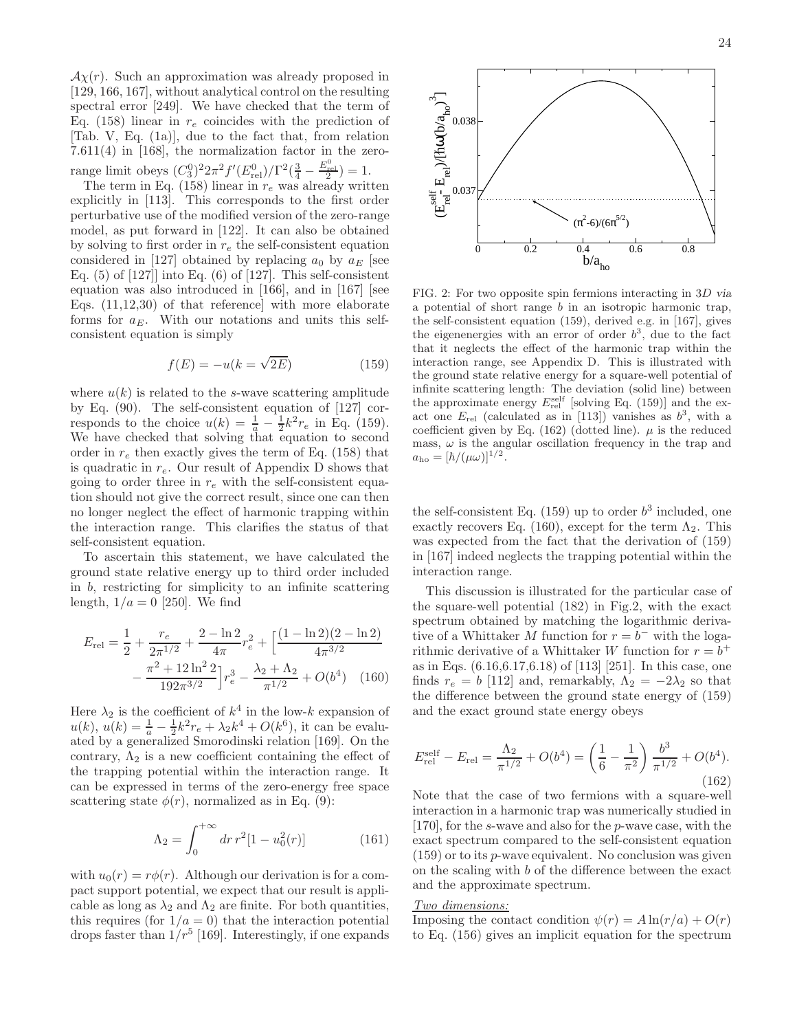$\mathcal{A}\chi(r)$. Such an approximation was already proposed in [129, 166, 167], without analytical control on the resulting spectral error [249]. We have checked that the term of Eq. (158) linear in $r_e$ coincides with the prediction of [Tab. V, Eq. (1a)], due to the fact that, from relation 7.611(4) in [168], the normalization factor in the zero-range limit obeys $(C_3^0)^2 2\pi^2 f'(E_{\rm rel}^0)/\Gamma^2(\frac{3}{4}-\frac{E_{\rm rel}^0}{2}) = 1$.

The term in Eq. (158) linear in $r_e$ was already written explicitly in [113]. This corresponds to the first order perturbative use of the modified version of the zero-range model, as put forward in [122]. It can also be obtained by solving to first order in $r_e$ the self-consistent equation considered in [127] obtained by replacing $a_0$ by $a_E$ [see Eq. (5) of [127]] into Eq. (6) of [127]. This self-consistent equation was also introduced in [166], and in [167] [see Eqs. (11,12,30) of that reference] with more elaborate forms for $a_E$. With our notations and units this self-consistent equation is simply

$$f(E) = -u(k=\sqrt{2E}) \tag{159}$$

where $u(k)$ is related to the $s$-wave scattering amplitude by Eq. (90). The self-consistent equation of [127] corresponds to the choice $u(k) = \frac{1}{a} - \frac{1}{2}k^2 r_e$ in Eq. (159). We have checked that solving that equation to second order in $r_e$ then exactly gives the term of Eq. (158) that is quadratic in $r_e$. Our result of Appendix D shows that going to order three in $r_e$ with the self-consistent equation should not give the correct result, since one can then no longer neglect the effect of harmonic trapping within the interaction range. This clarifies the status of that self-consistent equation.

To ascertain this statement, we have calculated the ground state relative energy up to third order included in $b$, restricting for simplicity to an infinite scattering length, $1/a = 0$ [250]. We find

$$E_{\rm rel} = \frac{1}{2} + \frac{r_e}{2\pi^{1/2}} + \frac{2-\ln 2}{4\pi} r_e^2 + \Big[\frac{(1-\ln 2)(2-\ln 2)}{4\pi^{3/2}} - \frac{\pi^2 + 12\ln^2 2}{192\pi^{3/2}}\Big] r_e^3 - \frac{\lambda_2 + \Lambda_2}{\pi^{1/2}} + O(b^4) \tag{160}$$

Here $\lambda_2$ is the coefficient of $k^4$ in the low-$k$ expansion of $u(k)$, $u(k) = \frac{1}{a} - \frac{1}{2}k^2 r_e + \lambda_2 k^4 + O(k^6)$, it can be evaluated by a generalized Smorodinski relation [169]. On the contrary, $\Lambda_2$ is a new coefficient containing the effect of the trapping potential within the interaction range. It can be expressed in terms of the zero-energy free space scattering state $\phi(r)$, normalized as in Eq. (9):

$$\Lambda_2 = \int_0^{+\infty} dr\, r^2 [1 - u_0^2(r)] \tag{161}$$

with $u_0(r) = r\phi(r)$. Although our derivation is for a compact support potential, we expect that our result is applicable as long as $\lambda_2$ and $\Lambda_2$ are finite. For both quantities, this requires (for $1/a = 0$) that the interaction potential drops faster than $1/r^5$ [169]. Interestingly, if one expands

FIG. 2: For two opposite spin fermions interacting in 3$D$ *via* a potential of short range $b$ in an isotropic harmonic trap, the self-consistent equation (159), derived e.g. in [167], gives the eigenenergies with an error of order $b^3$, due to the fact that it neglects the effect of the harmonic trap within the interaction range, see Appendix D. This is illustrated with the ground state relative energy for a square-well potential of infinite scattering length: The deviation (solid line) between the approximate energy $E_{\rm rel}^{\rm self}$ [solving Eq. (159)] and the exact one $E_{\rm rel}$ (calculated as in [113]) vanishes as $b^3$, with a coefficient given by Eq. (162) (dotted line). $\mu$ is the reduced mass, $\omega$ is the angular oscillation frequency in the trap and $a_{\rm ho} = [\hbar/(\mu\omega)]^{1/2}$.

the self-consistent Eq. (159) up to order $b^3$ included, one exactly recovers Eq. (160), except for the term $\Lambda_2$. This was expected from the fact that the derivation of (159) in [167] indeed neglects the trapping potential within the interaction range.

This discussion is illustrated for the particular case of the square-well potential (182) in Fig.2, with the exact spectrum obtained by matching the logarithmic derivative of a Whittaker $M$ function for $r = b^-$ with the logarithmic derivative of a Whittaker $W$ function for $r = b^+$ as in Eqs. (6.16,6.17,6.18) of [113] [251]. In this case, one finds $r_e = b$ [112] and, remarkably, $\Lambda_2 = -2\lambda_2$ so that the difference between the ground state energy of (159) and the exact ground state energy obeys

$$E_{\rm rel}^{\rm self} - E_{\rm rel} = \frac{\Lambda_2}{\pi^{1/2}} + O(b^4) = \left(\frac{1}{6} - \frac{1}{\pi^2}\right)\frac{b^3}{\pi^{1/2}} + O(b^4). \tag{162}$$

Note that the case of two fermions with a square-well interaction in a harmonic trap was numerically studied in [170], for the $s$-wave and also for the $p$-wave case, with the exact spectrum compared to the self-consistent equation (159) or to its $p$-wave equivalent. No conclusion was given on the scaling with $b$ of the difference between the exact and the approximate spectrum.

*Two dimensions:*
Imposing the contact condition $\psi(r) = A\ln(r/a) + O(r)$ to Eq. (156) gives an implicit equation for the spectrum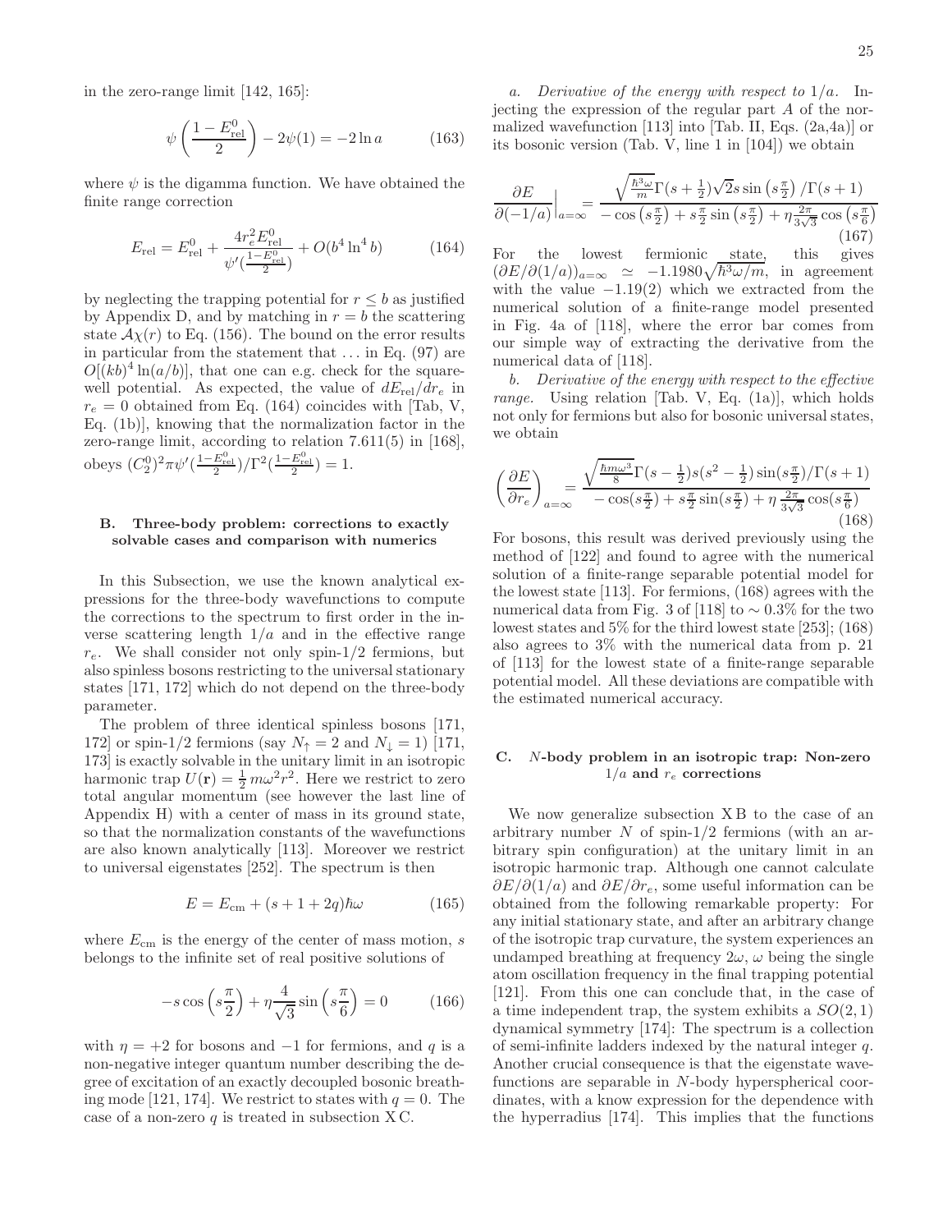in the zero-range limit [142, 165]:

$$\psi\left(\frac{1-E^0_{\rm rel}}{2}\right) - 2\psi(1) = -2\ln a \tag{163}$$

where $\psi$ is the digamma function. We have obtained the finite range correction

$$E_{\rm rel} = E^0_{\rm rel} + \frac{4r_e^2 E^0_{\rm rel}}{\psi'(\frac{1-E^0_{\rm rel}}{2})} + O(b^4\ln^4 b) \tag{164}$$

by neglecting the trapping potential for $r \le b$ as justified by Appendix D, and by matching in $r = b$ the scattering state $\mathcal{A}\chi(r)$ to Eq. (156). The bound on the error results in particular from the statement that ... in Eq. (97) are $O[(kb)^4\ln(a/b)]$, that one can e.g. check for the square-well potential. As expected, the value of $dE_{\rm rel}/dr_e$ in $r_e = 0$ obtained from Eq. (164) coincides with [Tab, V, Eq. (1b)], knowing that the normalization factor in the zero-range limit, according to relation 7.611(5) in [168], obeys $(C^0_2)^2\pi\psi'(\frac{1-E^0_{\rm rel}}{2})/\Gamma^2(\frac{1-E^0_{\rm rel}}{2}) = 1$.

### B. Three-body problem: corrections to exactly solvable cases and comparison with numerics

In this Subsection, we use the known analytical expressions for the three-body wavefunctions to compute the corrections to the spectrum to first order in the inverse scattering length $1/a$ and in the effective range $r_e$. We shall consider not only spin-1/2 fermions, but also spinless bosons restricting to the universal stationary states [171, 172] which do not depend on the three-body parameter.

The problem of three identical spinless bosons [171, 172] or spin-1/2 fermions (say $N_\uparrow = 2$ and $N_\downarrow = 1$) [171, 173] is exactly solvable in the unitary limit in an isotropic harmonic trap $U(\mathbf{r}) = \frac{1}{2}m\omega^2 r^2$. Here we restrict to zero total angular momentum (see however the last line of Appendix H) with a center of mass in its ground state, so that the normalization constants of the wavefunctions are also known analytically [113]. Moreover we restrict to universal eigenstates [252]. The spectrum is then

$$E = E_{\rm cm} + (s + 1 + 2q)\hbar\omega \tag{165}$$

where $E_{\rm cm}$ is the energy of the center of mass motion, $s$ belongs to the infinite set of real positive solutions of

$$-s\cos\left(s\frac{\pi}{2}\right) + \eta\frac{4}{\sqrt{3}}\sin\left(s\frac{\pi}{6}\right) = 0 \tag{166}$$

with $\eta = +2$ for bosons and $-1$ for fermions, and $q$ is a non-negative integer quantum number describing the degree of excitation of an exactly decoupled bosonic breathing mode [121, 174]. We restrict to states with $q = 0$. The case of a non-zero $q$ is treated in subsection X C.

*a. Derivative of the energy with respect to* $1/a$. Injecting the expression of the regular part $A$ of the normalized wavefunction [113] into [Tab. II, Eqs. (2a,4a)] or its bosonic version (Tab. V, line 1 in [104]) we obtain

$$\left.\frac{\partial E}{\partial(-1/a)}\right|_{a=\infty} = \frac{\sqrt{\frac{\hbar^3\omega}{m}}\Gamma(s+\frac{1}{2})\sqrt{2}s\sin\left(s\frac{\pi}{2}\right)/\Gamma(s+1)}{-\cos\left(s\frac{\pi}{2}\right) + s\frac{\pi}{2}\sin\left(s\frac{\pi}{2}\right) + \eta\frac{2\pi}{3\sqrt{3}}\cos\left(s\frac{\pi}{6}\right)} \tag{167}$$

For the lowest fermionic state, this gives $(\partial E/\partial(1/a))_{a=\infty} \simeq -1.1980\sqrt{\hbar^3\omega/m}$, in agreement with the value $-1.19(2)$ which we extracted from the numerical solution of a finite-range model presented in Fig. 4a of [118], where the error bar comes from our simple way of extracting the derivative from the numerical data of [118].

*b. Derivative of the energy with respect to the effective range.* Using relation [Tab. V, Eq. (1a)], which holds not only for fermions but also for bosonic universal states, we obtain

$$\left(\frac{\partial E}{\partial r_e}\right)_{a=\infty} = \frac{\sqrt{\frac{\hbar m\omega^3}{8}}\Gamma(s-\frac{1}{2})s(s^2-\frac{1}{2})\sin(s\frac{\pi}{2})/\Gamma(s+1)}{-\cos(s\frac{\pi}{2}) + s\frac{\pi}{2}\sin(s\frac{\pi}{2}) + \eta\frac{2\pi}{3\sqrt{3}}\cos(s\frac{\pi}{6})} \tag{168}$$

For bosons, this result was derived previously using the method of [122] and found to agree with the numerical solution of a finite-range separable potential model for the lowest state [113]. For fermions, (168) agrees with the numerical data from Fig. 3 of [118] to $\sim 0.3\%$ for the two lowest states and $5\%$ for the third lowest state [253]; (168) also agrees to $3\%$ with the numerical data from p. 21 of [113] for the lowest state of a finite-range separable potential model. All these deviations are compatible with the estimated numerical accuracy.

### C. $N$-body problem in an isotropic trap: Non-zero $1/a$ and $r_e$ corrections

We now generalize subsection X B to the case of an arbitrary number $N$ of spin-1/2 fermions (with an arbitrary spin configuration) at the unitary limit in an isotropic harmonic trap. Although one cannot calculate $\partial E/\partial(1/a)$ and $\partial E/\partial r_e$, some useful information can be obtained from the following remarkable property: For any initial stationary state, and after an arbitrary change of the isotropic trap curvature, the system experiences an undamped breathing at frequency $2\omega$, $\omega$ being the single atom oscillation frequency in the final trapping potential [121]. From this one can conclude that, in the case of a time independent trap, the system exhibits a $SO(2,1)$ dynamical symmetry [174]: The spectrum is a collection of semi-infinite ladders indexed by the natural integer $q$. Another crucial consequence is that the eigenstate wavefunctions are separable in $N$-body hyperspherical coordinates, with a know expression for the dependence with the hyperradius [174]. This implies that the functions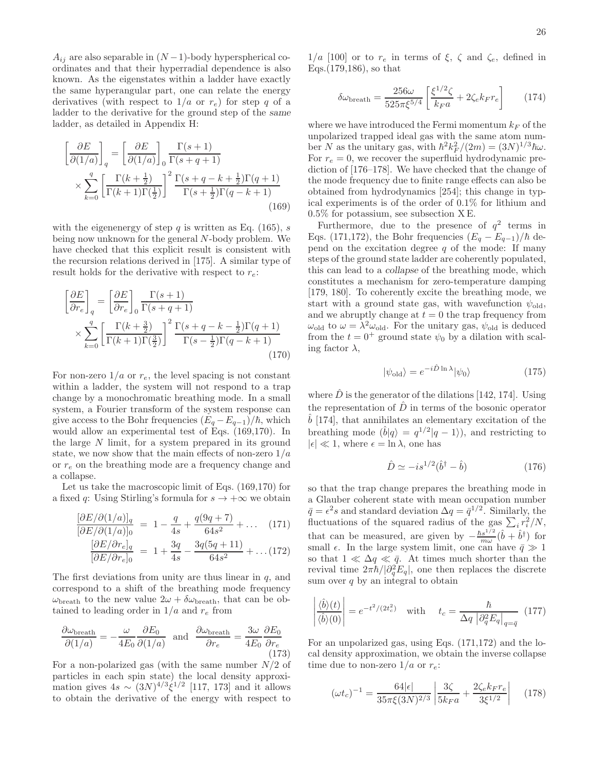$A_{ij}$ are also separable in $(N-1)$-body hyperspherical coordinates and that their hyperradial dependence is also known. As the eigenstates within a ladder have exactly the same hyperangular part, one can relate the energy derivatives (with respect to $1/a$ or $r_e$) for step $q$ of a ladder to the derivative for the ground step of the *same* ladder, as detailed in Appendix H:

$$\left[\frac{\partial E}{\partial(1/a)}\right]_q = \left[\frac{\partial E}{\partial(1/a)}\right]_0 \frac{\Gamma(s+1)}{\Gamma(s+q+1)} \times \sum_{k=0}^{q} \left[\frac{\Gamma(k+\frac{1}{2})}{\Gamma(k+1)\Gamma(\frac{1}{2})}\right]^2 \frac{\Gamma(s+q-k+\frac{1}{2})\Gamma(q+1)}{\Gamma(s+\frac{1}{2})\Gamma(q-k+1)} \tag{169}$$

with the eigenenergy of step $q$ is written as Eq. (165), $s$ being now unknown for the general $N$-body problem. We have checked that this explicit result is consistent with the recursion relations derived in [175]. A similar type of result holds for the derivative with respect to $r_e$:

$$\left[\frac{\partial E}{\partial r_e}\right]_q = \left[\frac{\partial E}{\partial r_e}\right]_0 \frac{\Gamma(s+1)}{\Gamma(s+q+1)} \times \sum_{k=0}^{q} \left[\frac{\Gamma(k+\frac{3}{2})}{\Gamma(k+1)\Gamma(\frac{3}{2})}\right]^2 \frac{\Gamma(s+q-k-\frac{1}{2})\Gamma(q+1)}{\Gamma(s-\frac{1}{2})\Gamma(q-k+1)} \tag{170}$$

For non-zero $1/a$ or $r_e$, the level spacing is not constant within a ladder, the system will not respond to a trap change by a monochromatic breathing mode. In a small system, a Fourier transform of the system response can give access to the Bohr frequencies $(E_q - E_{q-1})/\hbar$, which would allow an experimental test of Eqs. (169,170). In the large $N$ limit, for a system prepared in its ground state, we now show that the main effects of non-zero $1/a$ or $r_e$ on the breathing mode are a frequency change and a collapse.

Let us take the macroscopic limit of Eqs. (169,170) for a fixed $q$: Using Stirling's formula for $s \to +\infty$ we obtain

$$\frac{[\partial E/\partial(1/a)]_q}{[\partial E/\partial(1/a)]_0} = 1 - \frac{q}{4s} + \frac{q(9q+7)}{64s^2} + \ldots \tag{171}$$

$$\frac{[\partial E/\partial r_e]_q}{[\partial E/\partial r_e]_0} = 1 + \frac{3q}{4s} - \frac{3q(5q+11)}{64s^2} + \ldots \tag{172}$$

The first deviations from unity are thus linear in $q$, and correspond to a shift of the breathing mode frequency $\omega_{\rm breath}$ to the new value $2\omega + \delta\omega_{\rm breath}$, that can be obtained to leading order in $1/a$ and $r_e$ from

$$\frac{\partial \omega_{\rm breath}}{\partial(1/a)} = -\frac{\omega}{4E_0}\frac{\partial E_0}{\partial(1/a)} \quad \text{and} \quad \frac{\partial \omega_{\rm breath}}{\partial r_e} = \frac{3\omega}{4E_0}\frac{\partial E_0}{\partial r_e} \tag{173}$$

For a non-polarized gas (with the same number $N/2$ of particles in each spin state) the local density approximation gives $4s \sim (3N)^{4/3}\xi^{1/2}$ [117, 173] and it allows to obtain the derivative of the energy with respect to $1/a$ [100] or to $r_e$ in terms of $\xi$, $\zeta$ and $\zeta_e$, defined in Eqs.(179,186), so that

$$\delta\omega_{\rm breath} = \frac{256\omega}{525\pi\xi^{5/4}}\left[\frac{\xi^{1/2}\zeta}{k_F a} + 2\zeta_e k_F r_e\right] \tag{174}$$

where we have introduced the Fermi momentum $k_F$ of the unpolarized trapped ideal gas with the same atom number $N$ as the unitary gas, with $\hbar^2 k_F^2/(2m) = (3N)^{1/3}\hbar\omega$. For $r_e = 0$, we recover the superfluid hydrodynamic prediction of [176–178]. We have checked that the change of the mode frequency due to finite range effects can also be obtained from hydrodynamics [254]; this change in typical experiments is of the order of 0.1% for lithium and 0.5% for potassium, see subsection X E.

Furthermore, due to the presence of $q^2$ terms in Eqs. (171,172), the Bohr frequencies $(E_q - E_{q-1})/\hbar$ depend on the excitation degree $q$ of the mode: If many steps of the ground state ladder are coherently populated, this can lead to a *collapse* of the breathing mode, which constitutes a mechanism for zero-temperature damping [179, 180]. To coherently excite the breathing mode, we start with a ground state gas, with wavefunction $\psi_{\rm old}$, and we abruptly change at $t = 0$ the trap frequency from $\omega_{\rm old}$ to $\omega = \lambda^2\omega_{\rm old}$. For the unitary gas, $\psi_{\rm old}$ is deduced from the $t = 0^+$ ground state $\psi_0$ by a dilation with scaling factor $\lambda$,

$$|\psi_{\rm old}\rangle = e^{-i\hat{D}\ln\lambda}|\psi_0\rangle \tag{175}$$

where $\hat{D}$ is the generator of the dilations [142, 174]. Using the representation of $\hat{D}$ in terms of the bosonic operator $\hat{b}$ [174], that annihilates an elementary excitation of the breathing mode ($\hat{b}|q\rangle = q^{1/2}|q-1\rangle$), and restricting to $|\epsilon| \ll 1$, where $\epsilon = \ln\lambda$, one has

$$\hat{D} \simeq -is^{1/2}(\hat{b}^\dagger - \hat{b}) \tag{176}$$

so that the trap change prepares the breathing mode in a Glauber coherent state with mean occupation number $\bar{q} = \epsilon^2 s$ and standard deviation $\Delta q = \bar{q}^{1/2}$. Similarly, the fluctuations of the squared radius of the gas $\sum_i r_i^2/N$, that can be measured, are given by $-\frac{\hbar s^{1/2}}{m\omega}(\hat{b} + \hat{b}^\dagger)$ for small $\epsilon$. In the large system limit, one can have $\bar{q} \gg 1$ so that $1 \ll \Delta q \ll \bar{q}$. At times much shorter than the revival time $2\pi\hbar/|\partial_q^2 E_q|$, one then replaces the discrete sum over $q$ by an integral to obtain

$$\left|\frac{\langle\hat{b}\rangle(t)}{\langle\hat{b}\rangle(0)}\right| = e^{-t^2/(2t_c^2)} \quad \text{with} \quad t_c = \frac{\hbar}{\Delta q\,\left|\partial_q^2 E_q\right|_{q=\bar{q}}} \tag{177}$$

For an unpolarized gas, using Eqs. (171,172) and the local density approximation, we obtain the inverse collapse time due to non-zero $1/a$ or $r_e$:

$$(\omega t_c)^{-1} = \frac{64|\epsilon|}{35\pi\xi(3N)^{2/3}}\left|\frac{3\zeta}{5k_F a} + \frac{2\zeta_e k_F r_e}{3\xi^{1/2}}\right| \tag{178}$$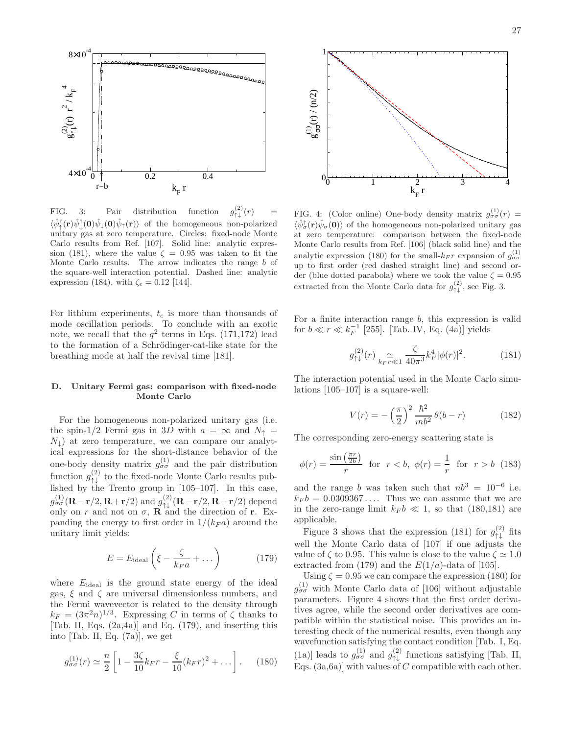FIG. 3: Pair distribution function $g^{(2)}_{\uparrow\downarrow}(r) = \langle\hat{\psi}^\dagger_\uparrow(\mathbf{r})\hat{\psi}^\dagger_\downarrow(\mathbf{0})\hat{\psi}_\downarrow(\mathbf{0})\hat{\psi}_\uparrow(\mathbf{r})\rangle$ of the homogeneous non-polarized unitary gas at zero temperature. Circles: fixed-node Monte Carlo results from Ref. [107]. Solid line: analytic expression (181), where the value $\zeta = 0.95$ was taken to fit the Monte Carlo results. The arrow indicates the range $b$ of the square-well interaction potential. Dashed line: analytic expression (184), with $\zeta_e = 0.12$ [144].

FIG. 4: (Color online) One-body density matrix $g^{(1)}_{\sigma\sigma}(r) = \langle\hat{\psi}^\dagger_\sigma(\mathbf{r})\hat{\psi}_\sigma(\mathbf{0})\rangle$ of the homogeneous non-polarized unitary gas at zero temperature: comparison between the fixed-node Monte Carlo results from Ref. [106] (black solid line) and the analytic expression (180) for the small-$k_F r$ expansion of $g^{(1)}_{\sigma\sigma}$ up to first order (red dashed straight line) and second order (blue dotted parabola) where we took the value $\zeta = 0.95$ extracted from the Monte Carlo data for $g^{(2)}_{\uparrow\downarrow}$, see Fig. 3.

For lithium experiments, $t_c$ is more than thousands of mode oscillation periods. To conclude with an exotic note, we recall that the $q^2$ terms in Eqs. (171,172) lead to the formation of a Schrödinger-cat-like state for the breathing mode at half the revival time [181].

### D. Unitary Fermi gas: comparison with fixed-node Monte Carlo

For the homogeneous non-polarized unitary gas (i.e. the spin-1/2 Fermi gas in 3D with $a = \infty$ and $N_\uparrow = N_\downarrow$) at zero temperature, we can compare our analytical expressions for the short-distance behavior of the one-body density matrix $g^{(1)}_{\sigma\sigma}$ and the pair distribution function $g^{(2)}_{\uparrow\downarrow}$ to the fixed-node Monte Carlo results published by the Trento group in [105–107]. In this case, $g^{(1)}_{\sigma\sigma}(\mathbf{R}-\mathbf{r}/2, \mathbf{R}+\mathbf{r}/2)$ and $g^{(2)}_{\uparrow\downarrow}(\mathbf{R}-\mathbf{r}/2, \mathbf{R}+\mathbf{r}/2)$ depend only on $r$ and not on $\sigma$, $\mathbf{R}$ and the direction of $\mathbf{r}$. Expanding the energy to first order in $1/(k_F a)$ around the unitary limit yields:

$$E = E_{\rm ideal}\left(\xi - \frac{\zeta}{k_F a} + \dots\right) \tag{179}$$

where $E_{\rm ideal}$ is the ground state energy of the ideal gas, $\xi$ and $\zeta$ are universal dimensionless numbers, and the Fermi wavevector is related to the density through $k_F = (3\pi^2 n)^{1/3}$. Expressing $C$ in terms of $\zeta$ thanks to [Tab. II, Eqs. (2a,4a)] and Eq. (179), and inserting this into [Tab. II, Eq. (7a)], we get

$$g^{(1)}_{\sigma\sigma}(r) \simeq \frac{n}{2}\left[1 - \frac{3\zeta}{10}k_F r - \frac{\xi}{10}(k_F r)^2 + \dots\right]. \tag{180}$$

For a finite interaction range $b$, this expression is valid for $b \ll r \ll k_F^{-1}$ [255]. [Tab. IV, Eq. (4a)] yields

$$g^{(2)}_{\uparrow\downarrow}(r) \underset{k_F r \ll 1}{\simeq} \frac{\zeta}{40\pi^3} k_F^4 |\phi(r)|^2. \tag{181}$$

The interaction potential used in the Monte Carlo simulations [105–107] is a square-well:

$$V(r) = -\left(\frac{\pi}{2}\right)^2 \frac{\hbar^2}{mb^2}\,\theta(b-r) \tag{182}$$

The corresponding zero-energy scattering state is

$$\phi(r) = \frac{\sin\left(\frac{\pi r}{2b}\right)}{r} \ \text{ for } \ r < b, \ \ \phi(r) = \frac{1}{r} \ \text{ for } \ r > b \tag{183}$$

and the range $b$ was taken such that $nb^3 = 10^{-6}$ i.e. $k_F b = 0.0309367\dots$. Thus we can assume that we are in the zero-range limit $k_F b \ll 1$, so that (180,181) are applicable.

Figure 3 shows that the expression (181) for $g^{(2)}_{\uparrow\downarrow}$ fits well the Monte Carlo data of [107] if one adjusts the value of $\zeta$ to 0.95. This value is close to the value $\zeta \simeq 1.0$ extracted from (179) and the $E(1/a)$-data of [105].

Using $\zeta = 0.95$ we can compare the expression (180) for $g^{(1)}_{\sigma\sigma}$ with Monte Carlo data of [106] without adjustable parameters. Figure 4 shows that the first order derivatives agree, while the second order derivatives are compatible within the statistical noise. This provides an interesting check of the numerical results, even though any wavefunction satisfying the contact condition [Tab. I, Eq. (1a)] leads to $g^{(1)}_{\sigma\sigma}$ and $g^{(2)}_{\uparrow\downarrow}$ functions satisfying [Tab. II, Eqs. (3a,6a)] with values of $C$ compatible with each other.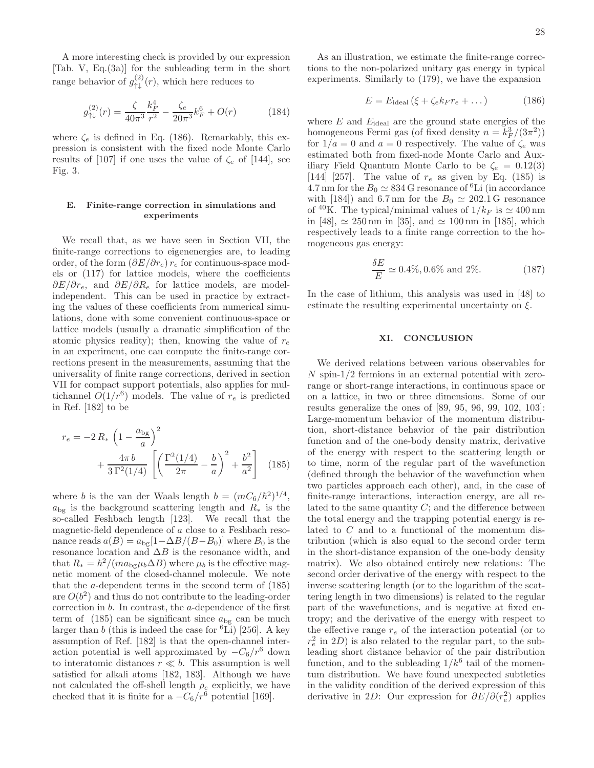A more interesting check is provided by our expression [Tab. V, Eq.(3a)] for the subleading term in the short range behavior of $g^{(2)}_{\uparrow\downarrow}(r)$, which here reduces to

$$g^{(2)}_{\uparrow\downarrow}(r) = \frac{\zeta}{40\pi^3}\frac{k_F^4}{r^2} - \frac{\zeta_e}{20\pi^3}k_F^6 + O(r) \tag{184}$$

where $\zeta_e$ is defined in Eq. (186). Remarkably, this expression is consistent with the fixed node Monte Carlo results of [107] if one uses the value of $\zeta_e$ of [144], see Fig. 3.

### E. Finite-range correction in simulations and experiments

We recall that, as we have seen in Section VII, the finite-range corrections to eigenenergies are, to leading order, of the form $(\partial E/\partial r_e)\, r_e$ for continuous-space models or (117) for lattice models, where the coefficients $\partial E/\partial r_e$, and $\partial E/\partial R_e$ for lattice models, are model-independent. This can be used in practice by extracting the values of these coefficients from numerical simulations, done with some convenient continuous-space or lattice models (usually a dramatic simplification of the atomic physics reality); then, knowing the value of $r_e$ in an experiment, one can compute the finite-range corrections present in the measurements, assuming that the universality of finite range corrections, derived in section VII for compact support potentials, also applies for multichannel $O(1/r^6)$ models. The value of $r_e$ is predicted in Ref. [182] to be

$$r_e = -2\,R_*\,\left(1-\frac{a_{\rm bg}}{a}\right)^2 + \frac{4\pi\, b}{3\,\Gamma^2(1/4)}\left[\left(\frac{\Gamma^2(1/4)}{2\pi}-\frac{b}{a}\right)^2+\frac{b^2}{a^2}\right] \tag{185}$$

where $b$ is the van der Waals length $b=(mC_6/\hbar^2)^{1/4}$, $a_{\rm bg}$ is the background scattering length and $R_*$ is the so-called Feshbach length [123]. We recall that the magnetic-field dependence of $a$ close to a Feshbach resonance reads $a(B)=a_{\rm bg}[1-\Delta B/(B-B_0)]$ where $B_0$ is the resonance location and $\Delta B$ is the resonance width, and that $R_*=\hbar^2/(m a_{\rm bg}\mu_b \Delta B)$ where $\mu_b$ is the effective magnetic moment of the closed-channel molecule. We note that the $a$-dependent terms in the second term of (185) are $O(b^2)$ and thus do not contribute to the leading-order correction in $b$. In contrast, the $a$-dependence of the first term of (185) can be significant since $a_{\rm bg}$ can be much larger than $b$ (this is indeed the case for $^6$Li) [256]. A key assumption of Ref. [182] is that the open-channel interaction potential is well approximated by $-C_6/r^6$ down to interatomic distances $r \ll b$. This assumption is well satisfied for alkali atoms [182, 183]. Although we have not calculated the off-shell length $\rho_e$ explicitly, we have checked that it is finite for a $-C_6/r^6$ potential [169].

As an illustration, we estimate the finite-range corrections to the non-polarized unitary gas energy in typical experiments. Similarly to (179), we have the expansion

$$E = E_{\rm ideal}\,(\xi + \zeta_e k_F r_e + \dots) \tag{186}$$

where $E$ and $E_{\rm ideal}$ are the ground state energies of the homogeneous Fermi gas (of fixed density $n=k_F^3/(3\pi^2)$) for $1/a=0$ and $a=0$ respectively. The value of $\zeta_e$ was estimated both from fixed-node Monte Carlo and Auxiliary Field Quantum Monte Carlo to be $\zeta_e = 0.12(3)$ [144] [257]. The value of $r_e$ as given by Eq. (185) is 4.7 nm for the $B_0 \simeq 834$ G resonance of $^6$Li (in accordance with [184]) and 6.7 nm for the $B_0 \simeq 202.1$ G resonance of $^{40}$K. The typical/minimal values of $1/k_F$ is $\simeq 400$ nm in [48], $\simeq 250$ nm in [35], and $\simeq 100$ nm in [185], which respectively leads to a finite range correction to the homogeneous gas energy:

$$\frac{\delta E}{E} \simeq 0.4\%, 0.6\% \text{ and } 2\%. \tag{187}$$

In the case of lithium, this analysis was used in [48] to estimate the resulting experimental uncertainty on $\xi$.

## XI. CONCLUSION

We derived relations between various observables for $N$ spin-1/2 fermions in an external potential with zero-range or short-range interactions, in continuous space or on a lattice, in two or three dimensions. Some of our results generalize the ones of [89, 95, 96, 99, 102, 103]: Large-momentum behavior of the momentum distribution, short-distance behavior of the pair distribution function and of the one-body density matrix, derivative of the energy with respect to the scattering length or to time, norm of the regular part of the wavefunction (defined through the behavior of the wavefunction when two particles approach each other), and, in the case of finite-range interactions, interaction energy, are all related to the same quantity $C$; and the difference between the total energy and the trapping potential energy is related to $C$ and to a functional of the momentum distribution (which is also equal to the second order term in the short-distance expansion of the one-body density matrix). We also obtained entirely new relations: The second order derivative of the energy with respect to the inverse scattering length (or to the logarithm of the scattering length in two dimensions) is related to the regular part of the wavefunctions, and is negative at fixed entropy; and the derivative of the energy with respect to the effective range $r_e$ of the interaction potential (or to $r_e^2$ in 2D) is also related to the regular part, to the subleading short distance behavior of the pair distribution function, and to the subleading $1/k^6$ tail of the momentum distribution. We have found unexpected subtleties in the validity condition of the derived expression of this derivative in 2D: Our expression for $\partial E/\partial(r_e^2)$ applies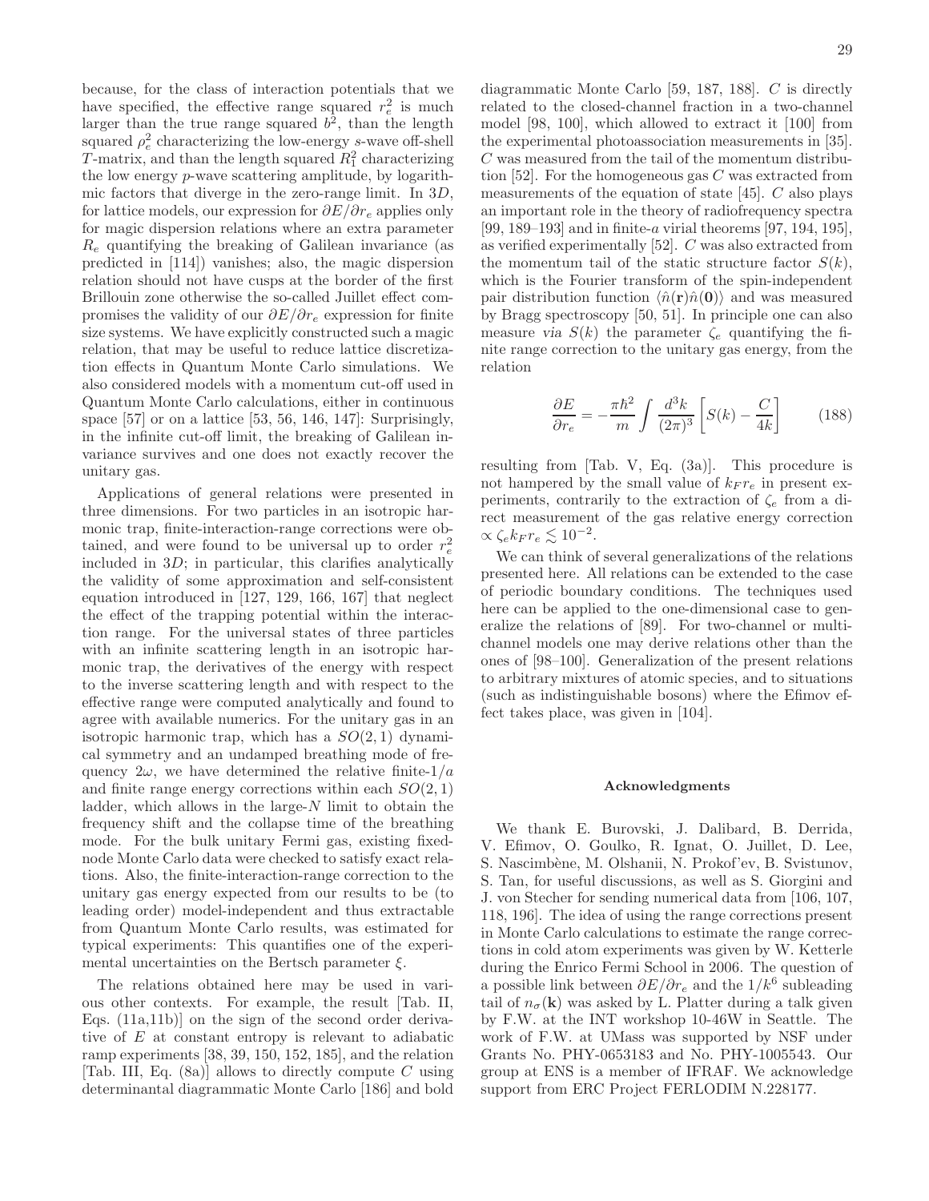because, for the class of interaction potentials that we have specified, the effective range squared $r_e^2$ is much larger than the true range squared $b^2$, than the length squared $\rho_e^2$ characterizing the low-energy $s$-wave off-shell $T$-matrix, and than the length squared $R_1^2$ characterizing the low energy $p$-wave scattering amplitude, by logarithmic factors that diverge in the zero-range limit. In $3D$, for lattice models, our expression for $\partial E/\partial r_e$ applies only for magic dispersion relations where an extra parameter $R_e$ quantifying the breaking of Galilean invariance (as predicted in [114]) vanishes; also, the magic dispersion relation should not have cusps at the border of the first Brillouin zone otherwise the so-called Juillet effect compromises the validity of our $\partial E/\partial r_e$ expression for finite size systems. We have explicitly constructed such a magic relation, that may be useful to reduce lattice discretization effects in Quantum Monte Carlo simulations. We also considered models with a momentum cut-off used in Quantum Monte Carlo calculations, either in continuous space [57] or on a lattice [53, 56, 146, 147]: Surprisingly, in the infinite cut-off limit, the breaking of Galilean invariance survives and one does not exactly recover the unitary gas.

Applications of general relations were presented in three dimensions. For two particles in an isotropic harmonic trap, finite-interaction-range corrections were obtained, and were found to be universal up to order $r_e^2$ included in $3D$; in particular, this clarifies analytically the validity of some approximation and self-consistent equation introduced in [127, 129, 166, 167] that neglect the effect of the trapping potential within the interaction range. For the universal states of three particles with an infinite scattering length in an isotropic harmonic trap, the derivatives of the energy with respect to the inverse scattering length and with respect to the effective range were computed analytically and found to agree with available numerics. For the unitary gas in an isotropic harmonic trap, which has a $SO(2,1)$ dynamical symmetry and an undamped breathing mode of frequency $2\omega$, we have determined the relative finite-$1/a$ and finite range energy corrections within each $SO(2,1)$ ladder, which allows in the large-$N$ limit to obtain the frequency shift and the collapse time of the breathing mode. For the bulk unitary Fermi gas, existing fixed-node Monte Carlo data were checked to satisfy exact relations. Also, the finite-interaction-range correction to the unitary gas energy expected from our results to be (to leading order) model-independent and thus extractable from Quantum Monte Carlo results, was estimated for typical experiments: This quantifies one of the experimental uncertainties on the Bertsch parameter $\xi$.

The relations obtained here may be used in various other contexts. For example, the result [Tab. II, Eqs. (11a,11b)] on the sign of the second order derivative of $E$ at constant entropy is relevant to adiabatic ramp experiments [38, 39, 150, 152, 185], and the relation [Tab. III, Eq. (8a)] allows to directly compute $C$ using determinantal diagrammatic Monte Carlo [186] and bold diagrammatic Monte Carlo [59, 187, 188]. $C$ is directly related to the closed-channel fraction in a two-channel model [98, 100], which allowed to extract it [100] from the experimental photoassociation measurements in [35]. $C$ was measured from the tail of the momentum distribution [52]. For the homogeneous gas $C$ was extracted from measurements of the equation of state [45]. $C$ also plays an important role in the theory of radiofrequency spectra [99, 189–193] and in finite-$a$ virial theorems [97, 194, 195], as verified experimentally [52]. $C$ was also extracted from the momentum tail of the static structure factor $S(k)$, which is the Fourier transform of the spin-independent pair distribution function $\langle \hat{n}(\mathbf{r})\hat{n}(\mathbf{0})\rangle$ and was measured by Bragg spectroscopy [50, 51]. In principle one can also measure *via* $S(k)$ the parameter $\zeta_e$ quantifying the finite range correction to the unitary gas energy, from the relation

$$\frac{\partial E}{\partial r_e} = -\frac{\pi\hbar^2}{m}\int \frac{d^3k}{(2\pi)^3}\left[S(k) - \frac{C}{4k}\right] \qquad (188)$$

resulting from [Tab. V, Eq. (3a)]. This procedure is not hampered by the small value of $k_F r_e$ in present experiments, contrarily to the extraction of $\zeta_e$ from a direct measurement of the gas relative energy correction $\propto \zeta_e k_F r_e \lesssim 10^{-2}$.

We can think of several generalizations of the relations presented here. All relations can be extended to the case of periodic boundary conditions. The techniques used here can be applied to the one-dimensional case to generalize the relations of [89]. For two-channel or multi-channel models one may derive relations other than the ones of [98–100]. Generalization of the present relations to arbitrary mixtures of atomic species, and to situations (such as indistinguishable bosons) where the Efimov effect takes place, was given in [104].

### Acknowledgments

We thank E. Burovski, J. Dalibard, B. Derrida, V. Efimov, O. Goulko, R. Ignat, O. Juillet, D. Lee, S. Nascimbène, M. Olshanii, N. Prokof'ev, B. Svistunov, S. Tan, for useful discussions, as well as S. Giorgini and J. von Stecher for sending numerical data from [106, 107, 118, 196]. The idea of using the range corrections present in Monte Carlo calculations to estimate the range corrections in cold atom experiments was given by W. Ketterle during the Enrico Fermi School in 2006. The question of a possible link between $\partial E/\partial r_e$ and the $1/k^6$ subleading tail of $n_\sigma(\mathbf{k})$ was asked by L. Platter during a talk given by F.W. at the INT workshop 10-46W in Seattle. The work of F.W. at UMass was supported by NSF under Grants No. PHY-0653183 and No. PHY-1005543. Our group at ENS is a member of IFRAF. We acknowledge support from ERC Project FERLODIM N.228177.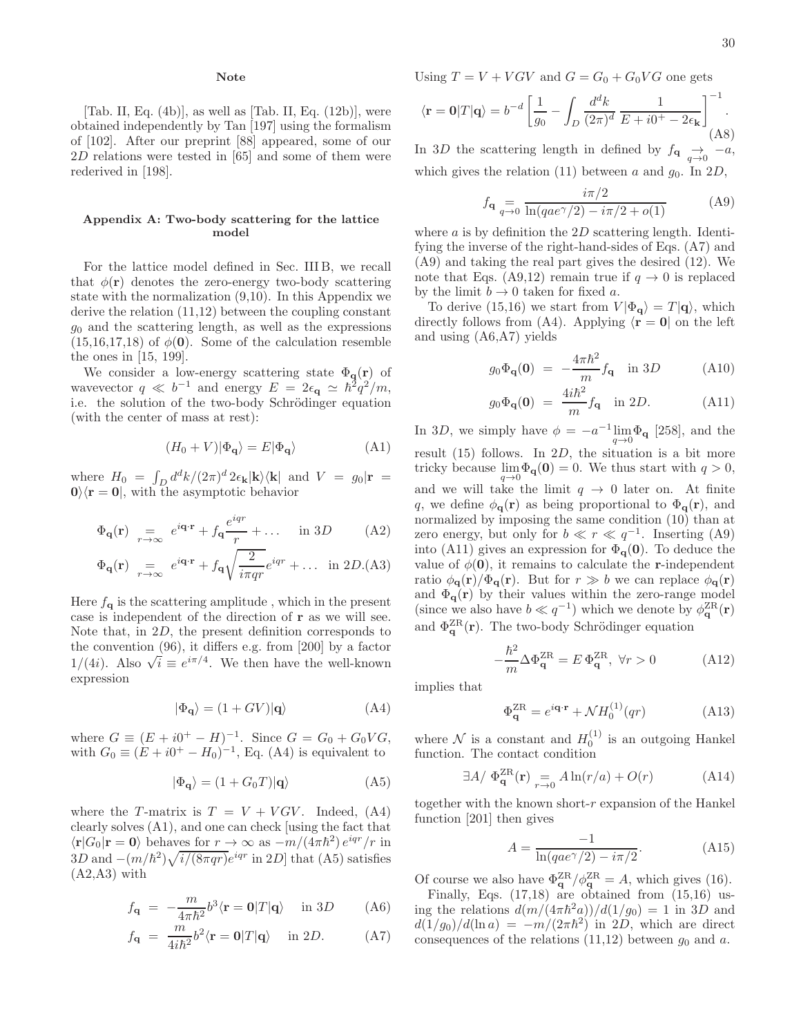**Note**

[Tab. II, Eq. (4b)], as well as [Tab. II, Eq. (12b)], were obtained independently by Tan [197] using the formalism of [102]. After our preprint [88] appeared, some of our $2D$ relations were tested in [65] and some of them were rederived in [198].

## Appendix A: Two-body scattering for the lattice model

For the lattice model defined in Sec. III B, we recall that $\phi(\mathbf{r})$ denotes the zero-energy two-body scattering state with the normalization (9,10). In this Appendix we derive the relation (11,12) between the coupling constant $g_0$ and the scattering length, as well as the expressions (15,16,17,18) of $\phi(\mathbf{0})$. Some of the calculation resemble the ones in [15, 199].

We consider a low-energy scattering state $\Phi_{\mathbf{q}}(\mathbf{r})$ of wavevector $q \ll b^{-1}$ and energy $E = 2\epsilon_{\mathbf{q}} \simeq \hbar^2 q^2/m$, i.e. the solution of the two-body Schrödinger equation (with the center of mass at rest):

$$(H_0 + V)|\Phi_{\mathbf{q}}\rangle = E|\Phi_{\mathbf{q}}\rangle \tag{A1}$$

where $H_0 = \int_D d^dk/(2\pi)^d \, 2\epsilon_{\mathbf{k}}|\mathbf{k}\rangle\langle\mathbf{k}|$ and $V = g_0|\mathbf{r} = \mathbf{0}\rangle\langle\mathbf{r} = \mathbf{0}|$, with the asymptotic behavior

$$\Phi_{\mathbf{q}}(\mathbf{r}) \underset{r\to\infty}{=} e^{i\mathbf{q}\cdot\mathbf{r}} + f_{\mathbf{q}}\frac{e^{iqr}}{r} + \dots \quad \text{in } 3D \tag{A2}$$

$$\Phi_{\mathbf{q}}(\mathbf{r}) \underset{r\to\infty}{=} e^{i\mathbf{q}\cdot\mathbf{r}} + f_{\mathbf{q}}\sqrt{\frac{2}{i\pi qr}}e^{iqr} + \dots \quad \text{in } 2D. \tag{A3}$$

Here $f_{\mathbf{q}}$ is the scattering amplitude , which in the present case is independent of the direction of $\mathbf{r}$ as we will see. Note that, in $2D$, the present definition corresponds to the convention (96), it differs e.g. from [200] by a factor $1/(4i)$. Also $\sqrt{i} \equiv e^{i\pi/4}$. We then have the well-known expression

$$|\Phi_{\mathbf{q}}\rangle = (1 + GV)|\mathbf{q}\rangle \tag{A4}$$

where $G \equiv (E + i0^+ - H)^{-1}$. Since $G = G_0 + G_0VG$, with $G_0 \equiv (E + i0^+ - H_0)^{-1}$, Eq. (A4) is equivalent to

$$|\Phi_{\mathbf{q}}\rangle = (1 + G_0T)|\mathbf{q}\rangle \tag{A5}$$

where the $T$-matrix is $T = V + VGV$. Indeed, (A4) clearly solves (A1), and one can check [using the fact that $\langle\mathbf{r}|G_0|\mathbf{r} = \mathbf{0}\rangle$ behaves for $r \to \infty$ as $-m/(4\pi\hbar^2)\, e^{iqr}/r$ in $3D$ and $-(m/\hbar^2)\sqrt{i/(8\pi qr)}e^{iqr}$ in $2D$] that (A5) satisfies (A2,A3) with

$$f_{\mathbf{q}} = -\frac{m}{4\pi\hbar^2}b^3\langle\mathbf{r} = \mathbf{0}|T|\mathbf{q}\rangle \quad \text{in } 3D \tag{A6}$$

$$f_{\mathbf{q}} = \frac{m}{4i\hbar^2}b^2\langle\mathbf{r} = \mathbf{0}|T|\mathbf{q}\rangle \quad \text{in } 2D. \tag{A7}$$

Using $T = V + VGV$ and $G = G_0 + G_0VG$ one gets

$$\langle\mathbf{r} = \mathbf{0}|T|\mathbf{q}\rangle = b^{-d}\left[\frac{1}{g_0} - \int_D \frac{d^dk}{(2\pi)^d}\,\frac{1}{E + i0^+ - 2\epsilon_{\mathbf{k}}}\right]^{-1}. \tag{A8}$$

In $3D$ the scattering length in defined by $f_{\mathbf{q}} \underset{q\to 0}{\to} -a$, which gives the relation (11) between $a$ and $g_0$. In $2D$,

$$f_{\mathbf{q}} \underset{q\to 0}{=} \frac{i\pi/2}{\ln(qae^{\gamma}/2) - i\pi/2 + o(1)} \tag{A9}$$

where $a$ is by definition the $2D$ scattering length. Identifying the inverse of the right-hand-sides of Eqs. (A7) and (A9) and taking the real part gives the desired (12). We note that Eqs. (A9,12) remain true if $q \to 0$ is replaced by the limit $b \to 0$ taken for fixed $a$.

To derive (15,16) we start from $V|\Phi_{\mathbf{q}}\rangle = T|\mathbf{q}\rangle$, which directly follows from (A4). Applying $\langle\mathbf{r} = \mathbf{0}|$ on the left and using (A6,A7) yields

$$g_0\Phi_{\mathbf{q}}(\mathbf{0}) = -\frac{4\pi\hbar^2}{m}f_{\mathbf{q}} \quad \text{in } 3D \tag{A10}$$

$$g_0\Phi_{\mathbf{q}}(\mathbf{0}) = \frac{4i\hbar^2}{m}f_{\mathbf{q}} \quad \text{in } 2D. \tag{A11}$$

In $3D$, we simply have $\phi = -a^{-1}\lim_{q\to 0}\Phi_{\mathbf{q}}$ [258], and the result (15) follows. In $2D$, the situation is a bit more tricky because $\lim_{q\to 0}\Phi_{\mathbf{q}}(\mathbf{0}) = 0$. We thus start with $q > 0$, and we will take the limit $q \to 0$ later on. At finite $q$, we define $\phi_{\mathbf{q}}(\mathbf{r})$ as being proportional to $\Phi_{\mathbf{q}}(\mathbf{r})$, and normalized by imposing the same condition (10) than at zero energy, but only for $b \ll r \ll q^{-1}$. Inserting (A9) into (A11) gives an expression for $\Phi_{\mathbf{q}}(\mathbf{0})$. To deduce the value of $\phi(\mathbf{0})$, it remains to calculate the $\mathbf{r}$-independent ratio $\phi_{\mathbf{q}}(\mathbf{r})/\Phi_{\mathbf{q}}(\mathbf{r})$. But for $r \gg b$ we can replace $\phi_{\mathbf{q}}(\mathbf{r})$ and $\Phi_{\mathbf{q}}(\mathbf{r})$ by their values within the zero-range model (since we also have $b \ll q^{-1}$) which we denote by $\phi_{\mathbf{q}}^{\rm ZR}(\mathbf{r})$ and $\Phi_{\mathbf{q}}^{\rm ZR}(\mathbf{r})$. The two-body Schrödinger equation

$$-\frac{\hbar^2}{m}\Delta\Phi_{\mathbf{q}}^{\rm ZR} = E\,\Phi_{\mathbf{q}}^{\rm ZR},\ \forall r > 0 \tag{A12}$$

implies that

$$\Phi_{\mathbf{q}}^{\rm ZR} = e^{i\mathbf{q}\cdot\mathbf{r}} + \mathcal{N}H_0^{(1)}(qr) \tag{A13}$$

where $\mathcal{N}$ is a constant and $H_0^{(1)}$ is an outgoing Hankel function. The contact condition

$$\exists A/\ \Phi_{\mathbf{q}}^{\rm ZR}(\mathbf{r}) \underset{r\to 0}{=} A\ln(r/a) + O(r) \tag{A14}$$

together with the known short-$r$ expansion of the Hankel function [201] then gives

$$A = \frac{-1}{\ln(qae^{\gamma}/2) - i\pi/2}. \tag{A15}$$

Of course we also have $\Phi_{\mathbf{q}}^{\rm ZR}/\phi_{\mathbf{q}}^{\rm ZR} = A$, which gives (16).

Finally, Eqs. (17,18) are obtained from (15,16) using the relations $d(m/(4\pi\hbar^2 a))/d(1/g_0) = 1$ in $3D$ and $d(1/g_0)/d(\ln a) = -m/(2\pi\hbar^2)$ in $2D$, which are direct consequences of the relations (11,12) between $g_0$ and $a$.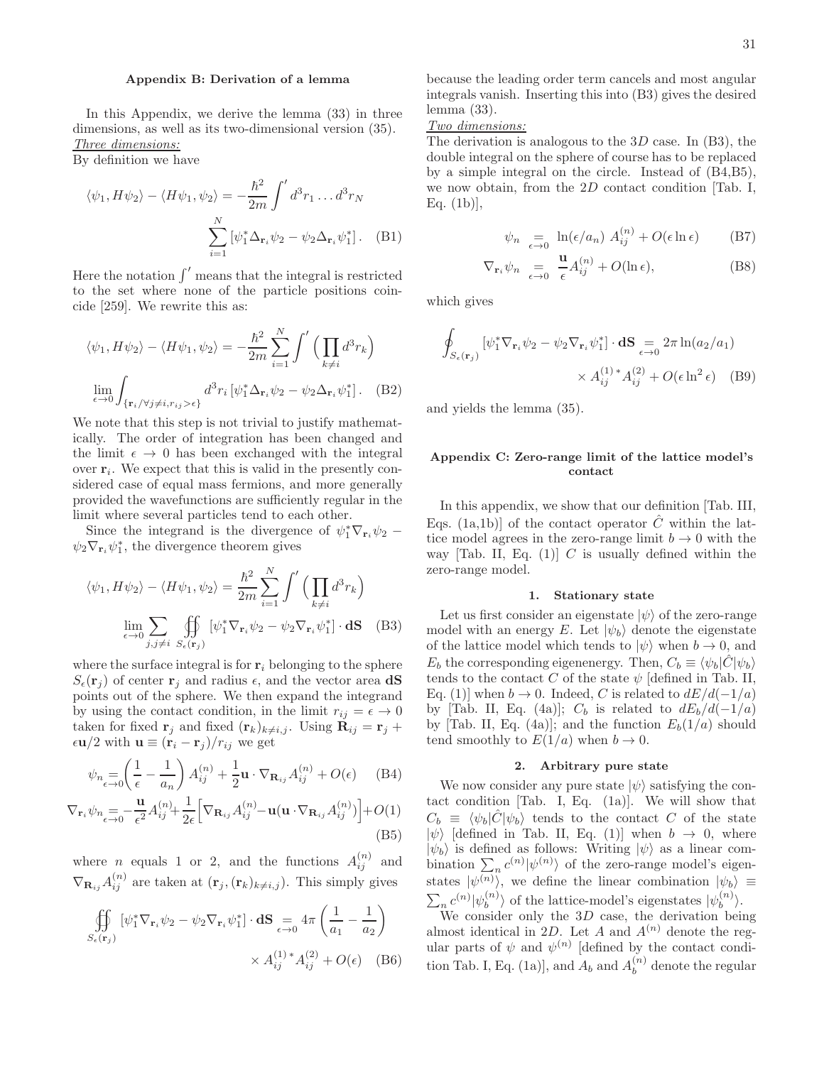### Appendix B: Derivation of a lemma

In this Appendix, we derive the lemma (33) in three dimensions, as well as its two-dimensional version (35).

*Three dimensions:*

By definition we have

$$\langle \psi_1, H\psi_2\rangle - \langle H\psi_1, \psi_2\rangle = -\frac{\hbar^2}{2m}\int' d^3r_1 \ldots d^3r_N \sum_{i=1}^{N} \left[\psi_1^* \Delta_{\mathbf{r}_i}\psi_2 - \psi_2\Delta_{\mathbf{r}_i}\psi_1^*\right]. \quad \text{(B1)}$$

Here the notation $\int'$ means that the integral is restricted to the set where none of the particle positions coincide [259]. We rewrite this as:

$$\langle \psi_1, H\psi_2\rangle - \langle H\psi_1, \psi_2\rangle = -\frac{\hbar^2}{2m}\sum_{i=1}^{N}\int' \Big(\prod_{k\neq i} d^3r_k\Big) \lim_{\epsilon\to 0}\int_{\{\mathbf{r}_i/\forall j\neq i, r_{ij}>\epsilon\}} d^3r_i \left[\psi_1^* \Delta_{\mathbf{r}_i}\psi_2 - \psi_2\Delta_{\mathbf{r}_i}\psi_1^*\right]. \quad \text{(B2)}$$

We note that this step is not trivial to justify mathematically. The order of integration has been changed and the limit $\epsilon \to 0$ has been exchanged with the integral over $\mathbf{r}_i$. We expect that this is valid in the presently considered case of equal mass fermions, and more generally provided the wavefunctions are sufficiently regular in the limit where several particles tend to each other.

Since the integrand is the divergence of $\psi_1^*\nabla_{\mathbf{r}_i}\psi_2 - \psi_2\nabla_{\mathbf{r}_i}\psi_1^*$, the divergence theorem gives

$$\langle \psi_1, H\psi_2\rangle - \langle H\psi_1, \psi_2\rangle = \frac{\hbar^2}{2m}\sum_{i=1}^{N}\int' \Big(\prod_{k\neq i} d^3r_k\Big) \lim_{\epsilon\to 0}\sum_{j, j\neq i} \oiint_{S_\epsilon(\mathbf{r}_j)} \left[\psi_1^* \nabla_{\mathbf{r}_i}\psi_2 - \psi_2\nabla_{\mathbf{r}_i}\psi_1^*\right]\cdot \mathbf{dS} \quad \text{(B3)}$$

where the surface integral is for $\mathbf{r}_i$ belonging to the sphere $S_\epsilon(\mathbf{r}_j)$ of center $\mathbf{r}_j$ and radius $\epsilon$, and the vector area $\mathbf{dS}$ points out of the sphere. We then expand the integrand by using the contact condition, in the limit $r_{ij} = \epsilon \to 0$ taken for fixed $\mathbf{r}_j$ and fixed $(\mathbf{r}_k)_{k\neq i,j}$. Using $\mathbf{R}_{ij} = \mathbf{r}_j + \epsilon\mathbf{u}/2$ with $\mathbf{u} \equiv (\mathbf{r}_i - \mathbf{r}_j)/r_{ij}$ we get

$$\psi_n \underset{\epsilon\to 0}{=} \left(\frac{1}{\epsilon} - \frac{1}{a_n}\right) A_{ij}^{(n)} + \frac{1}{2}\mathbf{u}\cdot\nabla_{\mathbf{R}_{ij}} A_{ij}^{(n)} + O(\epsilon) \quad \text{(B4)}$$

$$\nabla_{\mathbf{r}_i}\psi_n \underset{\epsilon\to 0}{=} -\frac{\mathbf{u}}{\epsilon^2}A_{ij}^{(n)} + \frac{1}{2\epsilon}\Big[\nabla_{\mathbf{R}_{ij}}A_{ij}^{(n)} - \mathbf{u}(\mathbf{u}\cdot\nabla_{\mathbf{R}_{ij}}A_{ij}^{(n)})\Big] + O(1) \quad \text{(B5)}$$

where $n$ equals 1 or 2, and the functions $A_{ij}^{(n)}$ and $\nabla_{\mathbf{R}_{ij}}A_{ij}^{(n)}$ are taken at $(\mathbf{r}_j, (\mathbf{r}_k)_{k\neq i,j})$. This simply gives

$$\oiint_{S_\epsilon(\mathbf{r}_j)} \left[\psi_1^* \nabla_{\mathbf{r}_i}\psi_2 - \psi_2\nabla_{\mathbf{r}_i}\psi_1^*\right]\cdot \mathbf{dS} \underset{\epsilon\to 0}{=} 4\pi\left(\frac{1}{a_1} - \frac{1}{a_2}\right) \times A_{ij}^{(1)\,*}A_{ij}^{(2)} + O(\epsilon) \quad \text{(B6)}$$

because the leading order term cancels and most angular integrals vanish. Inserting this into (B3) gives the desired lemma (33).

*Two dimensions:*

The derivation is analogous to the $3D$ case. In (B3), the double integral on the sphere of course has to be replaced by a simple integral on the circle. Instead of (B4,B5), we now obtain, from the $2D$ contact condition [Tab. I, Eq. (1b)],

$$\psi_n \underset{\epsilon\to 0}{=} \ln(\epsilon/a_n)\; A_{ij}^{(n)} + O(\epsilon\ln\epsilon) \quad \text{(B7)}$$

$$\nabla_{\mathbf{r}_i}\psi_n \underset{\epsilon\to 0}{=} \frac{\mathbf{u}}{\epsilon}A_{ij}^{(n)} + O(\ln\epsilon), \quad \text{(B8)}$$

which gives

$$\oint_{S_\epsilon(\mathbf{r}_j)} \left[\psi_1^* \nabla_{\mathbf{r}_i}\psi_2 - \psi_2\nabla_{\mathbf{r}_i}\psi_1^*\right]\cdot \mathbf{dS} \underset{\epsilon\to 0}{=} 2\pi\ln(a_2/a_1) \times A_{ij}^{(1)\,*}A_{ij}^{(2)} + O(\epsilon\ln^2\epsilon) \quad \text{(B9)}$$

and yields the lemma (35).

### Appendix C: Zero-range limit of the lattice model's contact

In this appendix, we show that our definition [Tab. III, Eqs. (1a,1b)] of the contact operator $\hat{C}$ within the lattice model agrees in the zero-range limit $b \to 0$ with the way [Tab. II, Eq. (1)] $C$ is usually defined within the zero-range model.

#### 1. Stationary state

Let us first consider an eigenstate $|\psi\rangle$ of the zero-range model with an energy $E$. Let $|\psi_b\rangle$ denote the eigenstate of the lattice model which tends to $|\psi\rangle$ when $b \to 0$, and $E_b$ the corresponding eigenenergy. Then, $C_b \equiv \langle\psi_b|\hat{C}|\psi_b\rangle$ tends to the contact $C$ of the state $\psi$ [defined in Tab. II, Eq. (1)] when $b \to 0$. Indeed, $C$ is related to $dE/d(-1/a)$ by [Tab. II, Eq. (4a)]; $C_b$ is related to $dE_b/d(-1/a)$ by [Tab. II, Eq. (4a)]; and the function $E_b(1/a)$ should tend smoothly to $E(1/a)$ when $b \to 0$.

#### 2. Arbitrary pure state

We now consider any pure state $|\psi\rangle$ satisfying the contact condition [Tab. I, Eq. (1a)]. We will show that $C_b \equiv \langle\psi_b|\hat{C}|\psi_b\rangle$ tends to the contact $C$ of the state $|\psi\rangle$ [defined in Tab. II, Eq. (1)] when $b \to 0$, where $|\psi_b\rangle$ is defined as follows: Writing $|\psi\rangle$ as a linear combination $\sum_n c^{(n)}|\psi^{(n)}\rangle$ of the zero-range model's eigenstates $|\psi^{(n)}\rangle$, we define the linear combination $|\psi_b\rangle \equiv \sum_n c^{(n)}|\psi_b^{(n)}\rangle$ of the lattice-model's eigenstates $|\psi_b^{(n)}\rangle$.

We consider only the $3D$ case, the derivation being almost identical in $2D$. Let $A$ and $A^{(n)}$ denote the regular parts of $\psi$ and $\psi^{(n)}$ [defined by the contact condition Tab. I, Eq. (1a)], and $A_b$ and $A_b^{(n)}$ denote the regular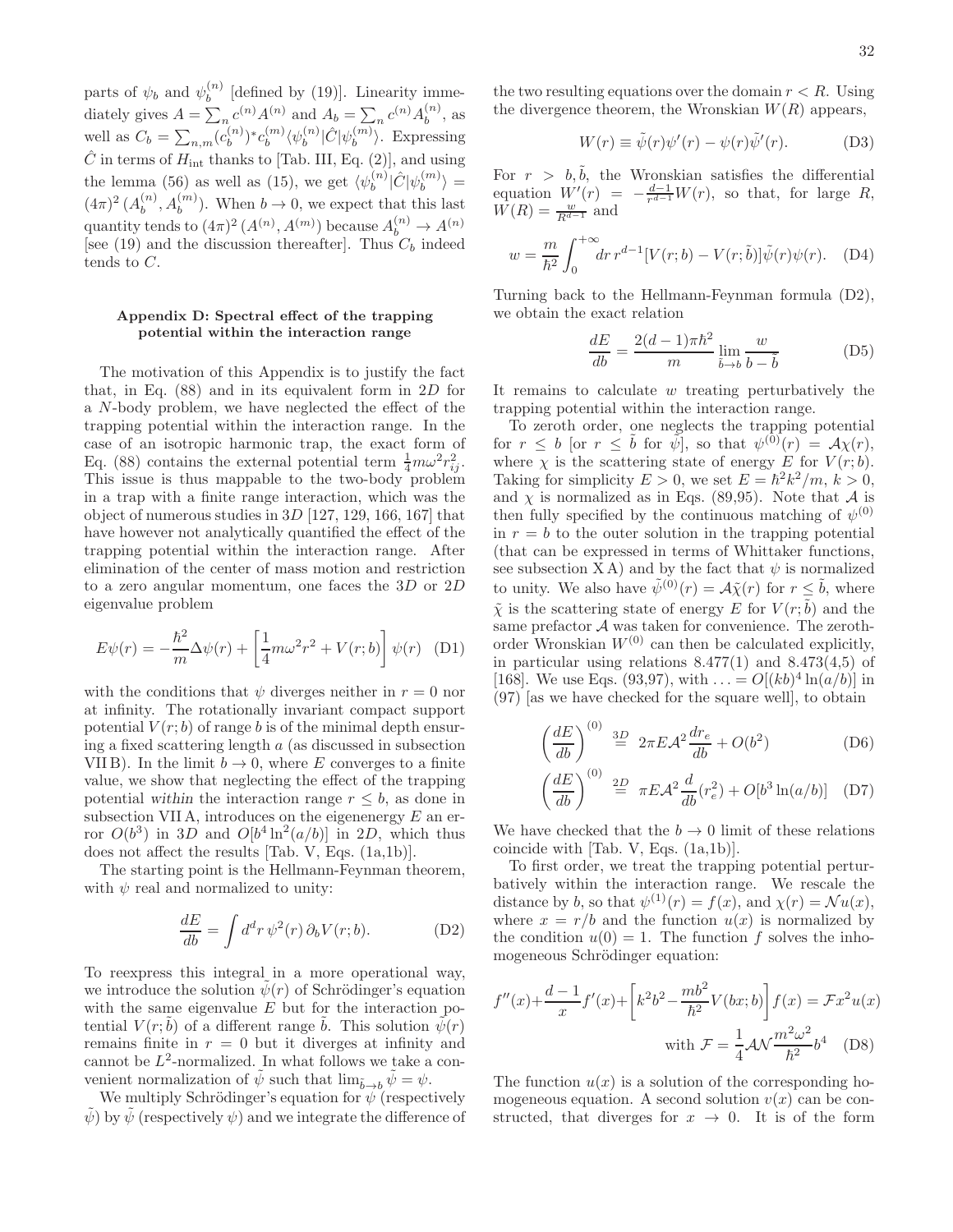parts of $\psi_b$ and $\psi_b^{(n)}$ [defined by (19)]. Linearity immediately gives $A = \sum_n c^{(n)} A^{(n)}$ and $A_b = \sum_n c^{(n)} A_b^{(n)}$, as well as $C_b = \sum_{n,m} (c_b^{(n)})^* c_b^{(m)} \langle \psi_b^{(n)} | \hat{C} | \psi_b^{(m)} \rangle$. Expressing $\hat{C}$ in terms of $H_{\rm int}$ thanks to [Tab. III, Eq. (2)], and using the lemma (56) as well as (15), we get $\langle \psi_b^{(n)} | \hat{C} | \psi_b^{(m)} \rangle = (4\pi)^2 \, (A_b^{(n)}, A_b^{(m)})$. When $b \to 0$, we expect that this last quantity tends to $(4\pi)^2 \, (A^{(n)}, A^{(m)})$ because $A_b^{(n)} \to A^{(n)}$ [see (19) and the discussion thereafter]. Thus $C_b$ indeed tends to $C$.

## Appendix D: Spectral effect of the trapping potential within the interaction range

The motivation of this Appendix is to justify the fact that, in Eq. (88) and in its equivalent form in $2D$ for a $N$-body problem, we have neglected the effect of the trapping potential within the interaction range. In the case of an isotropic harmonic trap, the exact form of Eq. (88) contains the external potential term $\frac{1}{4} m\omega^2 r_{ij}^2$. This issue is thus mappable to the two-body problem in a trap with a finite range interaction, which was the object of numerous studies in $3D$ [127, 129, 166, 167] that have however not analytically quantified the effect of the trapping potential within the interaction range. After elimination of the center of mass motion and restriction to a zero angular momentum, one faces the $3D$ or $2D$ eigenvalue problem

$$E\psi(r) = -\frac{\hbar^2}{m}\Delta\psi(r) + \left[\frac{1}{4}m\omega^2 r^2 + V(r;b)\right]\psi(r) \quad \text{(D1)}$$

with the conditions that $\psi$ diverges neither in $r = 0$ nor at infinity. The rotationally invariant compact support potential $V(r;b)$ of range $b$ is of the minimal depth ensuring a fixed scattering length $a$ (as discussed in subsection VII B). In the limit $b \to 0$, where $E$ converges to a finite value, we show that neglecting the effect of the trapping potential *within* the interaction range $r \leq b$, as done in subsection VII A, introduces on the eigenenergy $E$ an error $O(b^3)$ in $3D$ and $O[b^4 \ln^2(a/b)]$ in $2D$, which thus does not affect the results [Tab. V, Eqs. (1a,1b)].

The starting point is the Hellmann-Feynman theorem, with $\psi$ real and normalized to unity:

$$\frac{dE}{db} = \int d^d r \, \psi^2(r) \, \partial_b V(r;b). \quad \text{(D2)}$$

To reexpress this integral in a more operational way, we introduce the solution $\tilde{\psi}(r)$ of Schrödinger's equation with the same eigenvalue $E$ but for the interaction potential $V(r;\tilde{b})$ of a different range $\tilde{b}$. This solution $\tilde{\psi}(r)$ remains finite in $r = 0$ but it diverges at infinity and cannot be $L^2$-normalized. In what follows we take a convenient normalization of $\tilde{\psi}$ such that $\lim_{\tilde{b}\to b} \tilde{\psi} = \psi$.

We multiply Schrödinger's equation for $\psi$ (respectively $\tilde{\psi}$) by $\tilde{\psi}$ (respectively $\psi$) and we integrate the difference of the two resulting equations over the domain $r < R$. Using the divergence theorem, the Wronskian $W(R)$ appears,

$$W(r) \equiv \tilde{\psi}(r)\psi'(r) - \psi(r)\tilde{\psi}'(r). \quad \text{(D3)}$$

For $r > b, \tilde{b}$, the Wronskian satisfies the differential equation $W'(r) = -\frac{d-1}{r^{d-1}} W(r)$, so that, for large $R$, $W(R) = \frac{w}{R^{d-1}}$ and

$$w = \frac{m}{\hbar^2}\int_0^{+\infty} dr \, r^{d-1} [V(r;b) - V(r;\tilde{b})] \tilde{\psi}(r)\psi(r). \quad \text{(D4)}$$

Turning back to the Hellmann-Feynman formula (D2), we obtain the exact relation

$$\frac{dE}{db} = \frac{2(d-1)\pi\hbar^2}{m} \lim_{\tilde{b}\to b} \frac{w}{b - \tilde{b}} \quad \text{(D5)}$$

It remains to calculate $w$ treating perturbatively the trapping potential within the interaction range.

To zeroth order, one neglects the trapping potential for $r \leq b$ [or $r \leq \tilde{b}$ for $\tilde{\psi}$], so that $\psi^{(0)}(r) = \mathcal{A}\chi(r)$, where $\chi$ is the scattering state of energy $E$ for $V(r;b)$. Taking for simplicity $E > 0$, we set $E = \hbar^2 k^2/m$, $k > 0$, and $\chi$ is normalized as in Eqs. (89,95). Note that $\mathcal{A}$ is then fully specified by the continuous matching of $\psi^{(0)}$ in $r = b$ to the outer solution in the trapping potential (that can be expressed in terms of Whittaker functions, see subsection X A) and by the fact that $\psi$ is normalized to unity. We also have $\tilde{\psi}^{(0)}(r) = \mathcal{A}\tilde{\chi}(r)$ for $r \leq \tilde{b}$, where $\tilde{\chi}$ is the scattering state of energy $E$ for $V(r;\tilde{b})$ and the same prefactor $\mathcal{A}$ was taken for convenience. The zeroth-order Wronskian $W^{(0)}$ can then be calculated explicitly, in particular using relations 8.477(1) and 8.473(4,5) of [168]. We use Eqs. (93,97), with $\ldots = O[(kb)^4 \ln(a/b)]$ in (97) [as we have checked for the square well], to obtain

$$\left(\frac{dE}{db}\right)^{(0)} \stackrel{3D}{=} 2\pi E \mathcal{A}^2 \frac{dr_e}{db} + O(b^2) \quad \text{(D6)}$$

$$\left(\frac{dE}{db}\right)^{(0)} \stackrel{2D}{=} \pi E \mathcal{A}^2 \frac{d}{db}(r_e^2) + O[b^3 \ln(a/b)] \quad \text{(D7)}$$

We have checked that the $b \to 0$ limit of these relations coincide with [Tab. V, Eqs. (1a,1b)].

To first order, we treat the trapping potential perturbatively within the interaction range. We rescale the distance by $b$, so that $\psi^{(1)}(r) = f(x)$, and $\chi(r) = \mathcal{N} u(x)$, where $x = r/b$ and the function $u(x)$ is normalized by the condition $u(0) = 1$. The function $f$ solves the inhomogeneous Schrödinger equation:

$$f''(x) + \frac{d-1}{x}f'(x) + \left[k^2 b^2 - \frac{mb^2}{\hbar^2}V(bx;b)\right]f(x) = \mathcal{F}x^2 u(x)$$

$$\text{with } \mathcal{F} = \frac{1}{4}\mathcal{A}\mathcal{N}\frac{m^2\omega^2}{\hbar^2}b^4 \quad \text{(D8)}$$

The function $u(x)$ is a solution of the corresponding homogeneous equation. A second solution $v(x)$ can be constructed, that diverges for $x \to 0$. It is of the form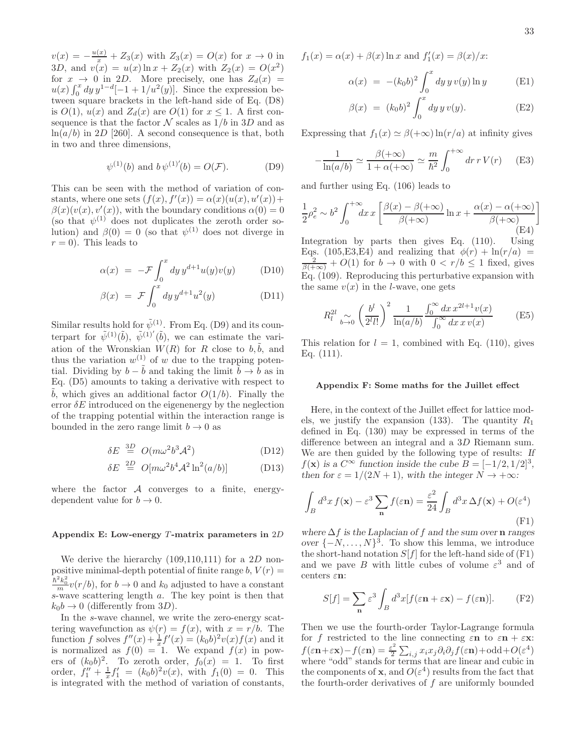$v(x) = -\frac{u(x)}{x} + Z_3(x)$ with $Z_3(x) = O(x)$ for $x \to 0$ in $3D$, and $v(x) = u(x)\ln x + Z_2(x)$ with $Z_2(x) = O(x^2)$ for $x \to 0$ in $2D$. More precisely, one has $Z_d(x) = u(x)\int_0^x dy\, y^{1-d}[-1 + 1/u^2(y)]$. Since the expression between square brackets in the left-hand side of Eq. (D8) is $O(1)$, $u(x)$ and $Z_d(x)$ are $O(1)$ for $x \leq 1$. A first consequence is that the factor $\mathcal{N}$ scales as $1/b$ in $3D$ and as $\ln(a/b)$ in $2D$ [260]. A second consequence is that, both in two and three dimensions,

$$\psi^{(1)}(b) \text{ and } b\,\psi^{(1)'}(b) = O(\mathcal{F}). \tag{D9}$$

This can be seen with the method of variation of constants, where one sets $(f(x), f'(x)) = \alpha(x)(u(x), u'(x)) + \beta(x)(v(x), v'(x))$, with the boundary conditions $\alpha(0) = 0$ (so that $\psi^{(1)}$ does not duplicates the zeroth order solution) and $\beta(0) = 0$ (so that $\psi^{(1)}$ does not diverge in $r = 0$). This leads to

$$\alpha(x) = -\mathcal{F}\int_0^x dy\, y^{d+1} u(y) v(y) \tag{D10}$$

$$\beta(x) = \mathcal{F}\int_0^x dy\, y^{d+1} u^2(y) \tag{D11}$$

Similar results hold for $\tilde{\psi}^{(1)}$. From Eq. (D9) and its counterpart for $\tilde{\psi}^{(1)}(\tilde{b})$, $\tilde{\psi}^{(1)'}(\tilde{b})$, we can estimate the variation of the Wronskian $W(R)$ for $R$ close to $b, \tilde{b}$, and thus the variation $w^{(1)}$ of $w$ due to the trapping potential. Dividing by $b - \tilde{b}$ and taking the limit $\tilde{b} \to b$ as in Eq. (D5) amounts to taking a derivative with respect to $\tilde{b}$, which gives an additional factor $O(1/b)$. Finally the error $\delta E$ introduced on the eigenenergy by the neglection of the trapping potential within the interaction range is bounded in the zero range limit $b \to 0$ as

$$\delta E \overset{3D}{=} O(m\omega^2 b^3 \mathcal{A}^2) \tag{D12}$$

$$\delta E \overset{2D}{=} O[m\omega^2 b^4 \mathcal{A}^2 \ln^2(a/b)] \tag{D13}$$

where the factor $\mathcal{A}$ converges to a finite, energy-dependent value for $b \to 0$.

#### Appendix E: Low-energy $T$-matrix parameters in $2D$

We derive the hierarchy (109,110,111) for a $2D$ non-positive minimal-depth potential of finite range $b$, $V(r) = \frac{\hbar^2 k_0^2}{m} v(r/b)$, for $b \to 0$ and $k_0$ adjusted to have a constant $s$-wave scattering length $a$. The key point is then that $k_0 b \to 0$ (differently from $3D$).

In the $s$-wave channel, we write the zero-energy scattering wavefunction as $\psi(r) = f(x)$, with $x = r/b$. The function $f$ solves $f''(x) + \frac{1}{x}f'(x) = (k_0 b)^2 v(x) f(x)$ and it is normalized as $f(0) = 1$. We expand $f(x)$ in powers of $(k_0 b)^2$. To zeroth order, $f_0(x) = 1$. To first order, $f_1'' + \frac{1}{x}f_1' = (k_0 b)^2 v(x)$, with $f_1(0) = 0$. This is integrated with the method of variation of constants, $f_1(x) = \alpha(x) + \beta(x)\ln x$ and $f_1'(x) = \beta(x)/x$:

$$\alpha(x) = -(k_0 b)^2 \int_0^x dy\, y\, v(y) \ln y \tag{E1}$$

$$\beta(x) = (k_0 b)^2 \int_0^x dy\, y\, v(y). \tag{E2}$$

Expressing that $f_1(x) \simeq \beta(+\infty)\ln(r/a)$ at infinity gives

$$-\frac{1}{\ln(a/b)} \simeq \frac{\beta(+\infty)}{1 + \alpha(+\infty)} \simeq \frac{m}{\hbar^2}\int_0^{+\infty} dr\, r\, V(r) \tag{E3}$$

and further using Eq. (106) leads to

$$\frac{1}{2}\rho_e^2 \sim b^2 \int_0^{+\infty} dx\, x \left[\frac{\beta(x) - \beta(+\infty)}{\beta(+\infty)}\ln x + \frac{\alpha(x) - \alpha(+\infty)}{\beta(+\infty)}\right] \tag{E4}$$

Integration by parts then gives Eq. (110). Using Eqs. (105,E3,E4) and realizing that $\phi(r) + \ln(r/a) = \frac{2}{\beta(+\infty)} + O(1)$ for $b \to 0$ with $0 < r/b \leq 1$ fixed, gives Eq. (109). Reproducing this perturbative expansion with the same $v(x)$ in the $l$-wave, one gets

$$R_l^{2l} \underset{b\to 0}{\sim} \left(\frac{b^l}{2^l l!}\right)^2 \frac{1}{\ln(a/b)} \frac{\int_0^\infty dx\, x^{2l+1} v(x)}{\int_0^\infty dx\, x\, v(x)} \tag{E5}$$

This relation for $l = 1$, combined with Eq. (110), gives Eq. (111).

#### Appendix F: Some maths for the Juillet effect

Here, in the context of the Juillet effect for lattice models, we justify the expansion (133). The quantity $R_1$ defined in Eq. (130) may be expressed in terms of the difference between an integral and a $3D$ Riemann sum. We are then guided by the following type of results: *If $f(\mathbf{x})$ is a $C^\infty$ function inside the cube $B = [-1/2, 1/2]^3$, then for $\varepsilon = 1/(2N+1)$, with the integer $N \to +\infty$:*

$$\int_B d^3x\, f(\mathbf{x}) - \varepsilon^3 \sum_{\mathbf{n}} f(\varepsilon\mathbf{n}) = \frac{\varepsilon^2}{24}\int_B d^3x\, \Delta f(\mathbf{x}) + O(\varepsilon^4) \tag{F1}$$

*where $\Delta f$ is the Laplacian of $f$ and the sum over $\mathbf{n}$ ranges over $\{-N, \ldots, N\}^3$.* To show this lemma, we introduce the short-hand notation $S[f]$ for the left-hand side of (F1) and we pave $B$ with little cubes of volume $\varepsilon^3$ and of centers $\varepsilon\mathbf{n}$:

$$S[f] = \sum_{\mathbf{n}} \varepsilon^3 \int_B d^3x [f(\varepsilon\mathbf{n} + \varepsilon\mathbf{x}) - f(\varepsilon\mathbf{n})]. \tag{F2}$$

Then we use the fourth-order Taylor-Lagrange formula for $f$ restricted to the line connecting $\varepsilon\mathbf{n}$ to $\varepsilon\mathbf{n} + \varepsilon\mathbf{x}$: $f(\varepsilon\mathbf{n}+\varepsilon\mathbf{x}) - f(\varepsilon\mathbf{n}) = \frac{\varepsilon^2}{2}\sum_{i,j} x_i x_j \partial_i\partial_j f(\varepsilon\mathbf{n}) + \text{odd} + O(\varepsilon^4)$ where "odd" stands for terms that are linear and cubic in the components of $\mathbf{x}$, and $O(\varepsilon^4)$ results from the fact that the fourth-order derivatives of $f$ are uniformly bounded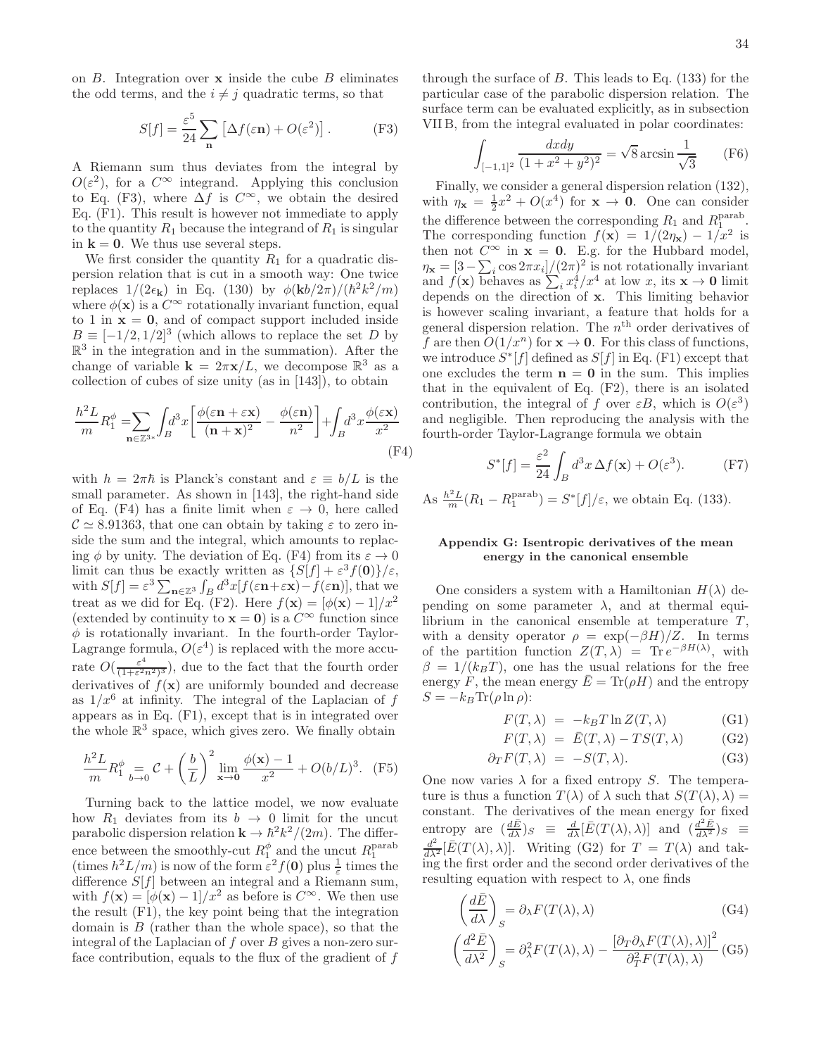on $B$. Integration over $\mathbf{x}$ inside the cube $B$ eliminates the odd terms, and the $i \neq j$ quadratic terms, so that

$$S[f] = \frac{\varepsilon^5}{24} \sum_{\mathbf{n}} \left[ \Delta f(\varepsilon \mathbf{n}) + O(\varepsilon^2) \right]. \qquad \text{(F3)}$$

A Riemann sum thus deviates from the integral by $O(\varepsilon^2)$, for a $C^\infty$ integrand. Applying this conclusion to Eq. (F3), where $\Delta f$ is $C^\infty$, we obtain the desired Eq. (F1). This result is however not immediate to apply to the quantity $R_1$ because the integrand of $R_1$ is singular in $\mathbf{k} = \mathbf{0}$. We thus use several steps.

We first consider the quantity $R_1$ for a quadratic dispersion relation that is cut in a smooth way: One twice replaces $1/(2\epsilon_{\mathbf{k}})$ in Eq. (130) by $\phi(\mathbf{k}b/2\pi)/(\hbar^2 k^2/m)$ where $\phi(\mathbf{x})$ is a $C^\infty$ rotationally invariant function, equal to 1 in $\mathbf{x} = \mathbf{0}$, and of compact support included inside $B \equiv [-1/2, 1/2]^3$ (which allows to replace the set $D$ by $\mathbb{R}^3$ in the integration and in the summation). After the change of variable $\mathbf{k} = 2\pi\mathbf{x}/L$, we decompose $\mathbb{R}^3$ as a collection of cubes of size unity (as in [143]), to obtain

$$\frac{h^2 L}{m} R_1^\phi = \sum_{\mathbf{n} \in \mathbb{Z}^{3*}} \int_B d^3x \left[ \frac{\phi(\varepsilon\mathbf{n} + \varepsilon\mathbf{x})}{(\mathbf{n}+\mathbf{x})^2} - \frac{\phi(\varepsilon\mathbf{n})}{n^2} \right] + \int_B d^3x \frac{\phi(\varepsilon\mathbf{x})}{x^2} \qquad \text{(F4)}$$

with $h = 2\pi\hbar$ is Planck's constant and $\varepsilon \equiv b/L$ is the small parameter. As shown in [143], the right-hand side of Eq. (F4) has a finite limit when $\varepsilon \to 0$, here called $\mathcal{C} \simeq 8.91363$, that one can obtain by taking $\varepsilon$ to zero inside the sum and the integral, which amounts to replacing $\phi$ by unity. The deviation of Eq. (F4) from its $\varepsilon \to 0$ limit can thus be exactly written as $\{S[f] + \varepsilon^3 f(\mathbf{0})\}/\varepsilon$, with $S[f] = \varepsilon^3 \sum_{\mathbf{n}\in\mathbb{Z}^3} \int_B d^3x [f(\varepsilon\mathbf{n}+\varepsilon\mathbf{x}) - f(\varepsilon\mathbf{n})]$, that we treat as we did for Eq. (F2). Here $f(\mathbf{x}) = [\phi(\mathbf{x}) - 1]/x^2$ (extended by continuity to $\mathbf{x} = \mathbf{0}$) is a $C^\infty$ function since $\phi$ is rotationally invariant. In the fourth-order Taylor-Lagrange formula, $O(\varepsilon^4)$ is replaced with the more accurate $O(\frac{\varepsilon^4}{(1+\varepsilon^2 n^2)^3})$, due to the fact that the fourth order derivatives of $f(\mathbf{x})$ are uniformly bounded and decrease as $1/x^6$ at infinity. The integral of the Laplacian of $f$ appears as in Eq. (F1), except that is in integrated over the whole $\mathbb{R}^3$ space, which gives zero. We finally obtain

$$\frac{h^2 L}{m} R_1^\phi \underset{b\to 0}{=} \mathcal{C} + \left(\frac{b}{L}\right)^2 \lim_{\mathbf{x}\to\mathbf{0}} \frac{\phi(\mathbf{x}) - 1}{x^2} + O(b/L)^3. \quad \text{(F5)}$$

Turning back to the lattice model, we now evaluate how $R_1$ deviates from its $b \to 0$ limit for the uncut parabolic dispersion relation $\mathbf{k} \to \hbar^2 k^2/(2m)$. The difference between the smoothly-cut $R_1^\phi$ and the uncut $R_1^{\text{parab}}$ (times $h^2 L/m$) is now of the form $\varepsilon^2 f(\mathbf{0})$ plus $\frac{1}{\varepsilon}$ times the difference $S[f]$ between an integral and a Riemann sum, with $f(\mathbf{x}) = [\phi(\mathbf{x}) - 1]/x^2$ as before is $C^\infty$. We then use the result (F1), the key point being that the integration domain is $B$ (rather than the whole space), so that the integral of the Laplacian of $f$ over $B$ gives a non-zero surface contribution, equals to the flux of the gradient of $f$ through the surface of $B$. This leads to Eq. (133) for the particular case of the parabolic dispersion relation. The surface term can be evaluated explicitly, as in subsection VII B, from the integral evaluated in polar coordinates:

$$\int_{[-1,1]^2} \frac{dx dy}{(1 + x^2 + y^2)^2} = \sqrt{8} \arcsin \frac{1}{\sqrt{3}} \qquad \text{(F6)}$$

Finally, we consider a general dispersion relation (132), with $\eta_{\mathbf{x}} = \frac{1}{2}x^2 + O(x^4)$ for $\mathbf{x} \to \mathbf{0}$. One can consider the difference between the corresponding $R_1$ and $R_1^{\text{parab}}$. The corresponding function $f(\mathbf{x}) = 1/(2\eta_{\mathbf{x}}) - 1/x^2$ is then not $C^\infty$ in $\mathbf{x} = \mathbf{0}$. E.g. for the Hubbard model, $\eta_{\mathbf{x}} = [3 - \sum_i \cos 2\pi x_i]/(2\pi)^2$ is not rotationally invariant and $f(\mathbf{x})$ behaves as $\sum_i x_i^4/x^4$ at low $x$, its $\mathbf{x} \to \mathbf{0}$ limit depends on the direction of $\mathbf{x}$. This limiting behavior is however scaling invariant, a feature that holds for a general dispersion relation. The $n^{\text{th}}$ order derivatives of $f$ are then $O(1/x^n)$ for $\mathbf{x} \to \mathbf{0}$. For this class of functions, we introduce $S^*[f]$ defined as $S[f]$ in Eq. (F1) except that one excludes the term $\mathbf{n} = \mathbf{0}$ in the sum. This implies that in the equivalent of Eq. (F2), there is an isolated contribution, the integral of $f$ over $\varepsilon B$, which is $O(\varepsilon^3)$ and negligible. Then reproducing the analysis with the fourth-order Taylor-Lagrange formula we obtain

$$S^*[f] = \frac{\varepsilon^2}{24} \int_B d^3x \, \Delta f(\mathbf{x}) + O(\varepsilon^3). \qquad \text{(F7)}$$

As $\frac{h^2 L}{m}(R_1 - R_1^{\text{parab}}) = S^*[f]/\varepsilon$, we obtain Eq. (133).

## Appendix G: Isentropic derivatives of the mean energy in the canonical ensemble

One considers a system with a Hamiltonian $H(\lambda)$ depending on some parameter $\lambda$, and at thermal equilibrium in the canonical ensemble at temperature $T$, with a density operator $\rho = \exp(-\beta H)/Z$. In terms of the partition function $Z(T, \lambda) = \mathrm{Tr}\, e^{-\beta H(\lambda)}$, with $\beta = 1/(k_B T)$, one has the usual relations for the free energy $F$, the mean energy $\bar{E} = \mathrm{Tr}(\rho H)$ and the entropy $S = -k_B \mathrm{Tr}(\rho \ln \rho)$:

$$F(T, \lambda) = -k_B T \ln Z(T, \lambda) \qquad \text{(G1)}$$

$$F(T, \lambda) = \bar{E}(T, \lambda) - TS(T, \lambda) \qquad \text{(G2)}$$

$$\partial_T F(T, \lambda) = -S(T, \lambda). \qquad \text{(G3)}$$

One now varies $\lambda$ for a fixed entropy $S$. The temperature is thus a function $T(\lambda)$ of $\lambda$ such that $S(T(\lambda), \lambda) =$ constant. The derivatives of the mean energy for fixed entropy are $(\frac{d\bar{E}}{d\lambda})_S \equiv \frac{d}{d\lambda}[\bar{E}(T(\lambda), \lambda)]$ and $(\frac{d^2\bar{E}}{d\lambda^2})_S \equiv \frac{d^2}{d\lambda^2}[\bar{E}(T(\lambda), \lambda)]$. Writing (G2) for $T = T(\lambda)$ and taking the first order and the second order derivatives of the resulting equation with respect to $\lambda$, one finds

$$\left(\frac{d\bar{E}}{d\lambda}\right)_S = \partial_\lambda F(T(\lambda), \lambda) \qquad \text{(G4)}$$

$$\left(\frac{d^2\bar{E}}{d\lambda^2}\right)_S = \partial_\lambda^2 F(T(\lambda), \lambda) - \frac{[\partial_T \partial_\lambda F(T(\lambda), \lambda)]^2}{\partial_T^2 F(T(\lambda), \lambda)} \qquad \text{(G5)}$$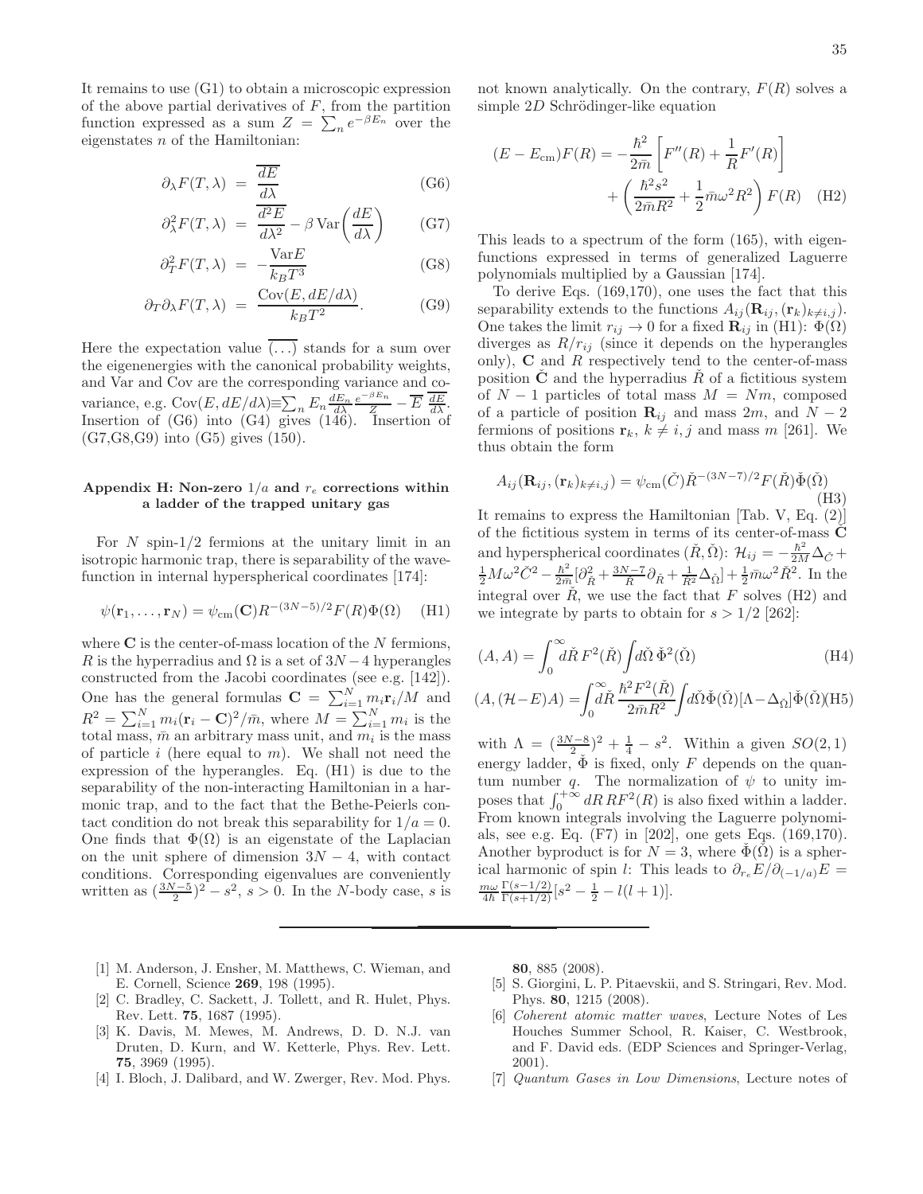It remains to use (G1) to obtain a microscopic expression of the above partial derivatives of $F$, from the partition function expressed as a sum $Z = \sum_n e^{-\beta E_n}$ over the eigenstates $n$ of the Hamiltonian:

$$\partial_\lambda F(T,\lambda) = \overline{\frac{dE}{d\lambda}} \tag{G6}$$

$$\partial^2_\lambda F(T,\lambda) = \overline{\frac{d^2E}{d\lambda^2}} - \beta \,\mathrm{Var}\left(\frac{dE}{d\lambda}\right) \tag{G7}$$

$$\partial^2_T F(T,\lambda) = -\frac{\mathrm{Var}E}{k_B T^3} \tag{G8}$$

$$\partial_T \partial_\lambda F(T,\lambda) = \frac{\mathrm{Cov}(E, dE/d\lambda)}{k_B T^2}. \tag{G9}$$

Here the expectation value $\overline{(\ldots)}$ stands for a sum over the eigenenergies with the canonical probability weights, and Var and Cov are the corresponding variance and covariance, e.g. $\mathrm{Cov}(E, dE/d\lambda) \equiv \sum_n E_n \frac{dE_n}{d\lambda} \frac{e^{-\beta E_n}}{Z} - \overline{E}\ \overline{\frac{dE}{d\lambda}}$. Insertion of (G6) into (G4) gives (146). Insertion of (G7,G8,G9) into (G5) gives (150).

### Appendix H: Non-zero $1/a$ and $r_e$ corrections within a ladder of the trapped unitary gas

For $N$ spin-1/2 fermions at the unitary limit in an isotropic harmonic trap, there is separability of the wavefunction in internal hyperspherical coordinates [174]:

$$\psi(\mathbf{r}_1, \ldots, \mathbf{r}_N) = \psi_{\mathrm{cm}}(\mathbf{C}) R^{-(3N-5)/2} F(R) \Phi(\Omega) \tag{H1}$$

where $\mathbf{C}$ is the center-of-mass location of the $N$ fermions, $R$ is the hyperradius and $\Omega$ is a set of $3N-4$ hyperangles constructed from the Jacobi coordinates (see e.g. [142]). One has the general formulas $\mathbf{C} = \sum_{i=1}^N m_i \mathbf{r}_i / M$ and $R^2 = \sum_{i=1}^N m_i (\mathbf{r}_i - \mathbf{C})^2 / \bar{m}$, where $M = \sum_{i=1}^N m_i$ is the total mass, $\bar{m}$ an arbitrary mass unit, and $m_i$ is the mass of particle $i$ (here equal to $m$). We shall not need the expression of the hyperangles. Eq. (H1) is due to the separability of the non-interacting Hamiltonian in a harmonic trap, and to the fact that the Bethe-Peierls contact condition do not break this separability for $1/a = 0$. One finds that $\Phi(\Omega)$ is an eigenstate of the Laplacian on the unit sphere of dimension $3N-4$, with contact conditions. Corresponding eigenvalues are conveniently written as $(\frac{3N-5}{2})^2 - s^2$, $s > 0$. In the $N$-body case, $s$ is not known analytically. On the contrary, $F(R)$ solves a simple $2D$ Schrödinger-like equation

$$(E - E_{\mathrm{cm}}) F(R) = -\frac{\hbar^2}{2\bar{m}} \left[ F''(R) + \frac{1}{R} F'(R) \right] + \left( \frac{\hbar^2 s^2}{2\bar{m} R^2} + \frac{1}{2} \bar{m} \omega^2 R^2 \right) F(R) \tag{H2}$$

This leads to a spectrum of the form (165), with eigenfunctions expressed in terms of generalized Laguerre polynomials multiplied by a Gaussian [174].

To derive Eqs. (169,170), one uses the fact that this separability extends to the functions $A_{ij}(\mathbf{R}_{ij}, (\mathbf{r}_k)_{k \neq i,j})$. One takes the limit $r_{ij} \to 0$ for a fixed $\mathbf{R}_{ij}$ in (H1): $\Phi(\Omega)$ diverges as $R/r_{ij}$ (since it depends on the hyperangles only), $\mathbf{C}$ and $R$ respectively tend to the center-of-mass position $\check{\mathbf{C}}$ and the hyperradius $\check{R}$ of a fictitious system of $N-1$ particles of total mass $M = Nm$, composed of a particle of position $\mathbf{R}_{ij}$ and mass $2m$, and $N-2$ fermions of positions $\mathbf{r}_k$, $k \neq i,j$ and mass $m$ [261]. We thus obtain the form

$$A_{ij}(\mathbf{R}_{ij}, (\mathbf{r}_k)_{k \neq i,j}) = \psi_{\mathrm{cm}}(\check{C}) \check{R}^{-(3N-7)/2} F(\check{R}) \check{\Phi}(\check{\Omega}) \tag{H3}$$

It remains to express the Hamiltonian [Tab. V, Eq. (2)] of the fictitious system in terms of its center-of-mass $\check{\mathbf{C}}$ and hyperspherical coordinates $(\check{R}, \check{\Omega})$: $\mathcal{H}_{ij} = -\frac{\hbar^2}{2M} \Delta_{\check{C}} + \frac{1}{2} M \omega^2 \check{C}^2 - \frac{\hbar^2}{2\bar{m}} [\partial^2_{\check{R}} + \frac{3N-7}{\check{R}} \partial_{\check{R}} + \frac{1}{\check{R}^2} \Delta_{\check{\Omega}}] + \frac{1}{2} \bar{m} \omega^2 \check{R}^2$. In the integral over $\check{R}$, we use the fact that $F$ solves (H2) and we integrate by parts to obtain for $s > 1/2$ [262]:

$$(A, A) = \int_0^\infty d\check{R}\, F^2(\check{R}) \int d\check{\Omega}\, \check{\Phi}^2(\check{\Omega}) \tag{H4}$$

$$(A, (\mathcal{H} - E) A) = \int_0^\infty d\check{R}\, \frac{\hbar^2 F^2(\check{R})}{2\bar{m} \check{R}^2} \int d\check{\Omega} \check{\Phi}(\check{\Omega}) [\Lambda - \Delta_{\check{\Omega}}] \check{\Phi}(\check{\Omega}) \tag{H5}$$

with $\Lambda = (\frac{3N-8}{2})^2 + \frac{1}{4} - s^2$. Within a given $SO(2,1)$ energy ladder, $\check{\Phi}$ is fixed, only $F$ depends on the quantum number $q$. The normalization of $\psi$ to unity imposes that $\int_0^{+\infty} dR\, R F^2(R)$ is also fixed within a ladder. From known integrals involving the Laguerre polynomials, see e.g. Eq. (F7) in [202], one gets Eqs. (169,170). Another byproduct is for $N = 3$, where $\check{\Phi}(\check{\Omega})$ is a spherical harmonic of spin $l$: This leads to $\partial_{r_e} E / \partial_{(-1/a)} E = \frac{m\omega}{4\hbar} \frac{\Gamma(s-1/2)}{\Gamma(s+1/2)} [s^2 - \frac{1}{2} - l(l+1)]$.

---

[1] M. Anderson, J. Ensher, M. Matthews, C. Wieman, and E. Cornell, Science **269**, 198 (1995).

[2] C. Bradley, C. Sackett, J. Tollett, and R. Hulet, Phys. Rev. Lett. **75**, 1687 (1995).

[3] K. Davis, M. Mewes, M. Andrews, D. D. N.J. van Druten, D. Kurn, and W. Ketterle, Phys. Rev. Lett. **75**, 3969 (1995).

[4] I. Bloch, J. Dalibard, and W. Zwerger, Rev. Mod. Phys. **80**, 885 (2008).

[5] S. Giorgini, L. P. Pitaevskii, and S. Stringari, Rev. Mod. Phys. **80**, 1215 (2008).

[6] *Coherent atomic matter waves*, Lecture Notes of Les Houches Summer School, R. Kaiser, C. Westbrook, and F. David eds. (EDP Sciences and Springer-Verlag, 2001).

[7] *Quantum Gases in Low Dimensions*, Lecture notes of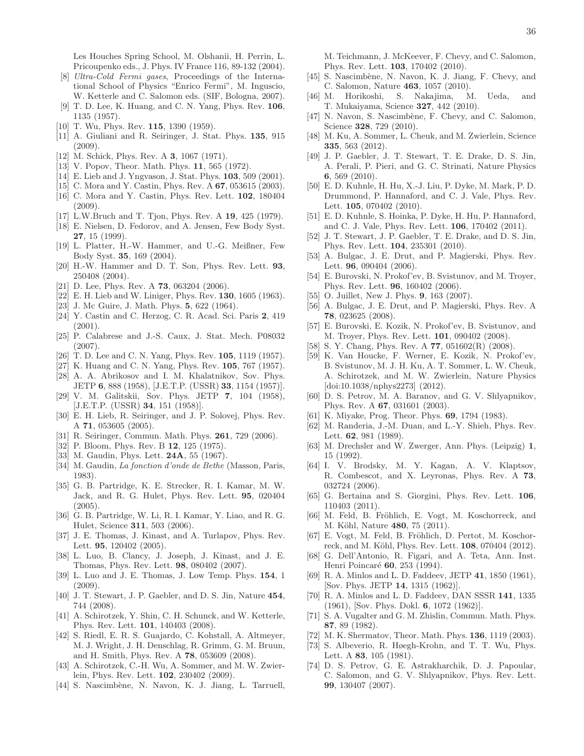Les Houches Spring School, M. Olshanii, H. Perrin, L. Pricoupenko eds., J. Phys. IV France 116, 89-132 (2004).

[8] *Ultra-Cold Fermi gases*, Proceedings of the International School of Physics "Enrico Fermi", M. Inguscio, W. Ketterle and C. Salomon eds. (SIF, Bologna, 2007).

[9] T. D. Lee, K. Huang, and C. N. Yang, Phys. Rev. **106**, 1135 (1957).

[10] T. Wu, Phys. Rev. **115**, 1390 (1959).

[11] A. Giuliani and R. Seiringer, J. Stat. Phys. **135**, 915 (2009).

[12] M. Schick, Phys. Rev. A **3**, 1067 (1971).

[13] V. Popov, Theor. Math. Phys. **11**, 565 (1972).

[14] E. Lieb and J. Yngvason, J. Stat. Phys. **103**, 509 (2001).

[15] C. Mora and Y. Castin, Phys. Rev. A **67**, 053615 (2003).

[16] C. Mora and Y. Castin, Phys. Rev. Lett. **102**, 180404 (2009).

[17] L.W.Bruch and T. Tjon, Phys. Rev. A **19**, 425 (1979).

[18] E. Nielsen, D. Fedorov, and A. Jensen, Few Body Syst. **27**, 15 (1999).

[19] L. Platter, H.-W. Hammer, and U.-G. Meißner, Few Body Syst. **35**, 169 (2004).

[20] H.-W. Hammer and D. T. Son, Phys. Rev. Lett. **93**, 250408 (2004).

[21] D. Lee, Phys. Rev. A **73**, 063204 (2006).

[22] E. H. Lieb and W. Liniger, Phys. Rev. **130**, 1605 (1963).

[23] J. Mc Guire, J. Math. Phys. **5**, 622 (1964).

[24] Y. Castin and C. Herzog, C. R. Acad. Sci. Paris **2**, 419 (2001).

[25] P. Calabrese and J.-S. Caux, J. Stat. Mech. P08032 (2007).

[26] T. D. Lee and C. N. Yang, Phys. Rev. **105**, 1119 (1957).

[27] K. Huang and C. N. Yang, Phys. Rev. **105**, 767 (1957).

[28] A. A. Abrikosov and I. M. Khalatnikov, Sov. Phys. JETP **6**, 888 (1958), [J.E.T.P. (USSR) **33**, 1154 (1957)].

[29] V. M. Galitskii, Sov. Phys. JETP **7**, 104 (1958), [J.E.T.P. (USSR) **34**, 151 (1958)].

[30] E. H. Lieb, R. Seiringer, and J. P. Solovej, Phys. Rev. A **71**, 053605 (2005).

[31] R. Seiringer, Commun. Math. Phys. **261**, 729 (2006).

[32] P. Bloom, Phys. Rev. B **12**, 125 (1975).

[33] M. Gaudin, Phys. Lett. **24A**, 55 (1967).

[34] M. Gaudin, *La fonction d'onde de Bethe* (Masson, Paris, 1983).

[35] G. B. Partridge, K. E. Strecker, R. I. Kamar, M. W. Jack, and R. G. Hulet, Phys. Rev. Lett. **95**, 020404 (2005).

[36] G. B. Partridge, W. Li, R. I. Kamar, Y. Liao, and R. G. Hulet, Science **311**, 503 (2006).

[37] J. E. Thomas, J. Kinast, and A. Turlapov, Phys. Rev. Lett. **95**, 120402 (2005).

[38] L. Luo, B. Clancy, J. Joseph, J. Kinast, and J. E. Thomas, Phys. Rev. Lett. **98**, 080402 (2007).

[39] L. Luo and J. E. Thomas, J. Low Temp. Phys. **154**, 1 (2009).

[40] J. T. Stewart, J. P. Gaebler, and D. S. Jin, Nature **454**, 744 (2008).

[41] A. Schirotzek, Y. Shin, C. H. Schunck, and W. Ketterle, Phys. Rev. Lett. **101**, 140403 (2008).

[42] S. Riedl, E. R. S. Guajardo, C. Kohstall, A. Altmeyer, M. J. Wright, J. H. Denschlag, R. Grimm, G. M. Bruun, and H. Smith, Phys. Rev. A **78**, 053609 (2008).

[43] A. Schirotzek, C.-H. Wu, A. Sommer, and M. W. Zwierlein, Phys. Rev. Lett. **102**, 230402 (2009).

[44] S. Nascimbène, N. Navon, K. J. Jiang, L. Tarruell, M. Teichmann, J. McKeever, F. Chevy, and C. Salomon, Phys. Rev. Lett. **103**, 170402 (2010).

[45] S. Nascimbène, N. Navon, K. J. Jiang, F. Chevy, and C. Salomon, Nature **463**, 1057 (2010).

[46] M. Horikoshi, S. Nakajima, M. Ueda, and T. Mukaiyama, Science **327**, 442 (2010).

[47] N. Navon, S. Nascimbène, F. Chevy, and C. Salomon, Science **328**, 729 (2010).

[48] M. Ku, A. Sommer, L. Cheuk, and M. Zwierlein, Science **335**, 563 (2012).

[49] J. P. Gaebler, J. T. Stewart, T. E. Drake, D. S. Jin, A. Perali, P. Pieri, and G. C. Strinati, Nature Physics **6**, 569 (2010).

[50] E. D. Kuhnle, H. Hu, X.-J. Liu, P. Dyke, M. Mark, P. D. Drummond, P. Hannaford, and C. J. Vale, Phys. Rev. Lett. **105**, 070402 (2010).

[51] E. D. Kuhnle, S. Hoinka, P. Dyke, H. Hu, P. Hannaford, and C. J. Vale, Phys. Rev. Lett. **106**, 170402 (2011).

[52] J. T. Stewart, J. P. Gaebler, T. E. Drake, and D. S. Jin, Phys. Rev. Lett. **104**, 235301 (2010).

[53] A. Bulgac, J. E. Drut, and P. Magierski, Phys. Rev. Lett. **96**, 090404 (2006).

[54] E. Burovski, N. Prokof'ev, B. Svistunov, and M. Troyer, Phys. Rev. Lett. **96**, 160402 (2006).

[55] O. Juillet, New J. Phys. **9**, 163 (2007).

[56] A. Bulgac, J. E. Drut, and P. Magierski, Phys. Rev. A **78**, 023625 (2008).

[57] E. Burovski, E. Kozik, N. Prokof'ev, B. Svistunov, and M. Troyer, Phys. Rev. Lett. **101**, 090402 (2008).

[58] S. Y. Chang, Phys. Rev. A **77**, 051602(R) (2008).

[59] K. Van Houcke, F. Werner, E. Kozik, N. Prokof'ev, B. Svistunov, M. J. H. Ku, A. T. Sommer, L. W. Cheuk, A. Schirotzek, and M. W. Zwierlein, Nature Physics [doi:10.1038/nphys2273] (2012).

[60] D. S. Petrov, M. A. Baranov, and G. V. Shlyapnikov, Phys. Rev. A **67**, 031601 (2003).

[61] K. Miyake, Prog. Theor. Phys. **69**, 1794 (1983).

[62] M. Randeria, J.-M. Duan, and L.-Y. Shieh, Phys. Rev. Lett. **62**, 981 (1989).

[63] M. Drechsler and W. Zwerger, Ann. Phys. (Leipzig) **1**, 15 (1992).

[64] I. V. Brodsky, M. Y. Kagan, A. V. Klaptsov, R. Combescot, and X. Leyronas, Phys. Rev. A **73**, 032724 (2006).

[65] G. Bertaina and S. Giorgini, Phys. Rev. Lett. **106**, 110403 (2011).

[66] M. Feld, B. Fröhlich, E. Vogt, M. Koschorreck, and M. Köhl, Nature **480**, 75 (2011).

[67] E. Vogt, M. Feld, B. Fröhlich, D. Pertot, M. Koschorreck, and M. Köhl, Phys. Rev. Lett. **108**, 070404 (2012).

[68] G. Dell'Antonio, R. Figari, and A. Teta, Ann. Inst. Henri Poincaré **60**, 253 (1994).

[69] R. A. Minlos and L. D. Faddeev, JETP **41**, 1850 (1961), [Sov. Phys. JETP **14**, 1315 (1962)].

[70] R. A. Minlos and L. D. Faddeev, DAN SSSR **141**, 1335 (1961), [Sov. Phys. Dokl. **6**, 1072 (1962)].

[71] S. A. Vugalter and G. M. Zhislin, Commun. Math. Phys. **87**, 89 (1982).

[72] M. K. Shermatov, Theor. Math. Phys. **136**, 1119 (2003).

[73] S. Albeverio, R. Høegh-Krohn, and T. T. Wu, Phys. Lett. A **83**, 105 (1981).

[74] D. S. Petrov, G. E. Astrakharchik, D. J. Papoular, C. Salomon, and G. V. Shlyapnikov, Phys. Rev. Lett. **99**, 130407 (2007).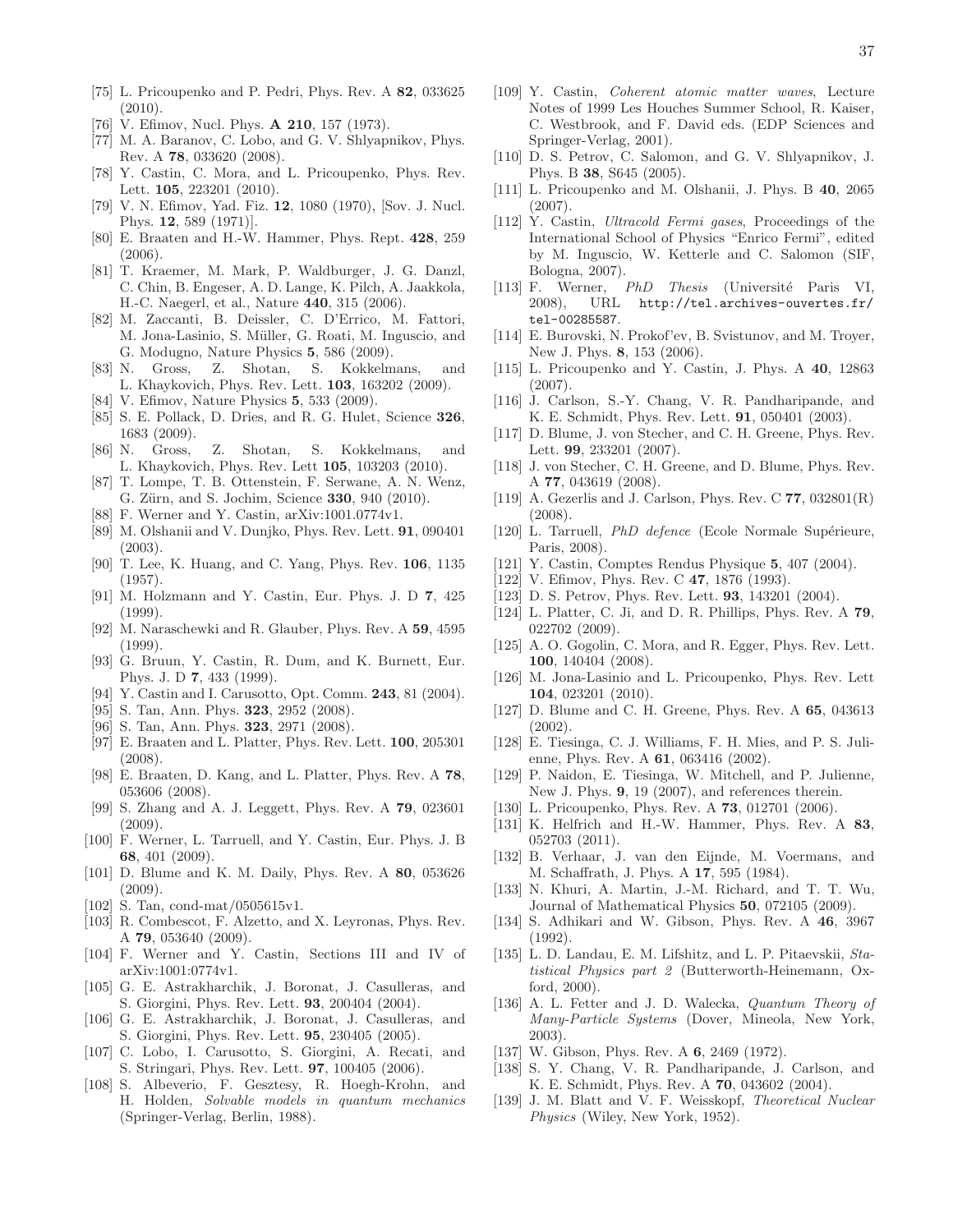[75] L. Pricoupenko and P. Pedri, Phys. Rev. A **82**, 033625 (2010).

[76] V. Efimov, Nucl. Phys. **A 210**, 157 (1973).

[77] M. A. Baranov, C. Lobo, and G. V. Shlyapnikov, Phys. Rev. A **78**, 033620 (2008).

[78] Y. Castin, C. Mora, and L. Pricoupenko, Phys. Rev. Lett. **105**, 223201 (2010).

[79] V. N. Efimov, Yad. Fiz. **12**, 1080 (1970), [Sov. J. Nucl. Phys. **12**, 589 (1971)].

[80] E. Braaten and H.-W. Hammer, Phys. Rept. **428**, 259 (2006).

[81] T. Kraemer, M. Mark, P. Waldburger, J. G. Danzl, C. Chin, B. Engeser, A. D. Lange, K. Pilch, A. Jaakkola, H.-C. Naegerl, et al., Nature **440**, 315 (2006).

[82] M. Zaccanti, B. Deissler, C. D'Errico, M. Fattori, M. Jona-Lasinio, S. Müller, G. Roati, M. Inguscio, and G. Modugno, Nature Physics **5**, 586 (2009).

[83] N. Gross, Z. Shotan, S. Kokkelmans, and L. Khaykovich, Phys. Rev. Lett. **103**, 163202 (2009).

[84] V. Efimov, Nature Physics **5**, 533 (2009).

[85] S. E. Pollack, D. Dries, and R. G. Hulet, Science **326**, 1683 (2009).

[86] N. Gross, Z. Shotan, S. Kokkelmans, and L. Khaykovich, Phys. Rev. Lett **105**, 103203 (2010).

[87] T. Lompe, T. B. Ottenstein, F. Serwane, A. N. Wenz, G. Zürn, and S. Jochim, Science **330**, 940 (2010).

[88] F. Werner and Y. Castin, arXiv:1001.0774v1.

[89] M. Olshanii and V. Dunjko, Phys. Rev. Lett. **91**, 090401 (2003).

[90] T. Lee, K. Huang, and C. Yang, Phys. Rev. **106**, 1135 (1957).

[91] M. Holzmann and Y. Castin, Eur. Phys. J. D **7**, 425 (1999).

[92] M. Naraschewki and R. Glauber, Phys. Rev. A **59**, 4595 (1999).

[93] G. Bruun, Y. Castin, R. Dum, and K. Burnett, Eur. Phys. J. D **7**, 433 (1999).

[94] Y. Castin and I. Carusotto, Opt. Comm. **243**, 81 (2004).

[95] S. Tan, Ann. Phys. **323**, 2952 (2008).

[96] S. Tan, Ann. Phys. **323**, 2971 (2008).

[97] E. Braaten and L. Platter, Phys. Rev. Lett. **100**, 205301 (2008).

[98] E. Braaten, D. Kang, and L. Platter, Phys. Rev. A **78**, 053606 (2008).

[99] S. Zhang and A. J. Leggett, Phys. Rev. A **79**, 023601 (2009).

[100] F. Werner, L. Tarruell, and Y. Castin, Eur. Phys. J. B **68**, 401 (2009).

[101] D. Blume and K. M. Daily, Phys. Rev. A **80**, 053626 (2009).

[102] S. Tan, cond-mat/0505615v1.

[103] R. Combescot, F. Alzetto, and X. Leyronas, Phys. Rev. A **79**, 053640 (2009).

[104] F. Werner and Y. Castin, Sections III and IV of arXiv:1001:0774v1.

[105] G. E. Astrakharchik, J. Boronat, J. Casulleras, and S. Giorgini, Phys. Rev. Lett. **93**, 200404 (2004).

[106] G. E. Astrakharchik, J. Boronat, J. Casulleras, and S. Giorgini, Phys. Rev. Lett. **95**, 230405 (2005).

[107] C. Lobo, I. Carusotto, S. Giorgini, A. Recati, and S. Stringari, Phys. Rev. Lett. **97**, 100405 (2006).

[108] S. Albeverio, F. Gesztesy, R. Hoegh-Krohn, and H. Holden, *Solvable models in quantum mechanics* (Springer-Verlag, Berlin, 1988).

[109] Y. Castin, *Coherent atomic matter waves*, Lecture Notes of 1999 Les Houches Summer School, R. Kaiser, C. Westbrook, and F. David eds. (EDP Sciences and Springer-Verlag, 2001).

[110] D. S. Petrov, C. Salomon, and G. V. Shlyapnikov, J. Phys. B **38**, S645 (2005).

[111] L. Pricoupenko and M. Olshanii, J. Phys. B **40**, 2065 (2007).

[112] Y. Castin, *Ultracold Fermi gases*, Proceedings of the International School of Physics "Enrico Fermi", edited by M. Inguscio, W. Ketterle and C. Salomon (SIF, Bologna, 2007).

[113] F. Werner, *PhD Thesis* (Université Paris VI, 2008), URL `http://tel.archives-ouvertes.fr/tel-00285587`.

[114] E. Burovski, N. Prokof'ev, B. Svistunov, and M. Troyer, New J. Phys. **8**, 153 (2006).

[115] L. Pricoupenko and Y. Castin, J. Phys. A **40**, 12863 (2007).

[116] J. Carlson, S.-Y. Chang, V. R. Pandharipande, and K. E. Schmidt, Phys. Rev. Lett. **91**, 050401 (2003).

[117] D. Blume, J. von Stecher, and C. H. Greene, Phys. Rev. Lett. **99**, 233201 (2007).

[118] J. von Stecher, C. H. Greene, and D. Blume, Phys. Rev. A **77**, 043619 (2008).

[119] A. Gezerlis and J. Carlson, Phys. Rev. C **77**, 032801(R) (2008).

[120] L. Tarruell, *PhD defence* (Ecole Normale Supérieure, Paris, 2008).

[121] Y. Castin, Comptes Rendus Physique **5**, 407 (2004).

[122] V. Efimov, Phys. Rev. C **47**, 1876 (1993).

[123] D. S. Petrov, Phys. Rev. Lett. **93**, 143201 (2004).

[124] L. Platter, C. Ji, and D. R. Phillips, Phys. Rev. A **79**, 022702 (2009).

[125] A. O. Gogolin, C. Mora, and R. Egger, Phys. Rev. Lett. **100**, 140404 (2008).

[126] M. Jona-Lasinio and L. Pricoupenko, Phys. Rev. Lett **104**, 023201 (2010).

[127] D. Blume and C. H. Greene, Phys. Rev. A **65**, 043613 (2002).

[128] E. Tiesinga, C. J. Williams, F. H. Mies, and P. S. Julienne, Phys. Rev. A **61**, 063416 (2002).

[129] P. Naidon, E. Tiesinga, W. Mitchell, and P. Julienne, New J. Phys. **9**, 19 (2007), and references therein.

[130] L. Pricoupenko, Phys. Rev. A **73**, 012701 (2006).

[131] K. Helfrich and H.-W. Hammer, Phys. Rev. A **83**, 052703 (2011).

[132] B. Verhaar, J. van den Eijnde, M. Voermans, and M. Schaffrath, J. Phys. A **17**, 595 (1984).

[133] N. Khuri, A. Martin, J.-M. Richard, and T. T. Wu, Journal of Mathematical Physics **50**, 072105 (2009).

[134] S. Adhikari and W. Gibson, Phys. Rev. A **46**, 3967 (1992).

[135] L. D. Landau, E. M. Lifshitz, and L. P. Pitaevskii, *Statistical Physics part 2* (Butterworth-Heinemann, Oxford, 2000).

[136] A. L. Fetter and J. D. Walecka, *Quantum Theory of Many-Particle Systems* (Dover, Mineola, New York, 2003).

[137] W. Gibson, Phys. Rev. A **6**, 2469 (1972).

[138] S. Y. Chang, V. R. Pandharipande, J. Carlson, and K. E. Schmidt, Phys. Rev. A **70**, 043602 (2004).

[139] J. M. Blatt and V. F. Weisskopf, *Theoretical Nuclear Physics* (Wiley, New York, 1952).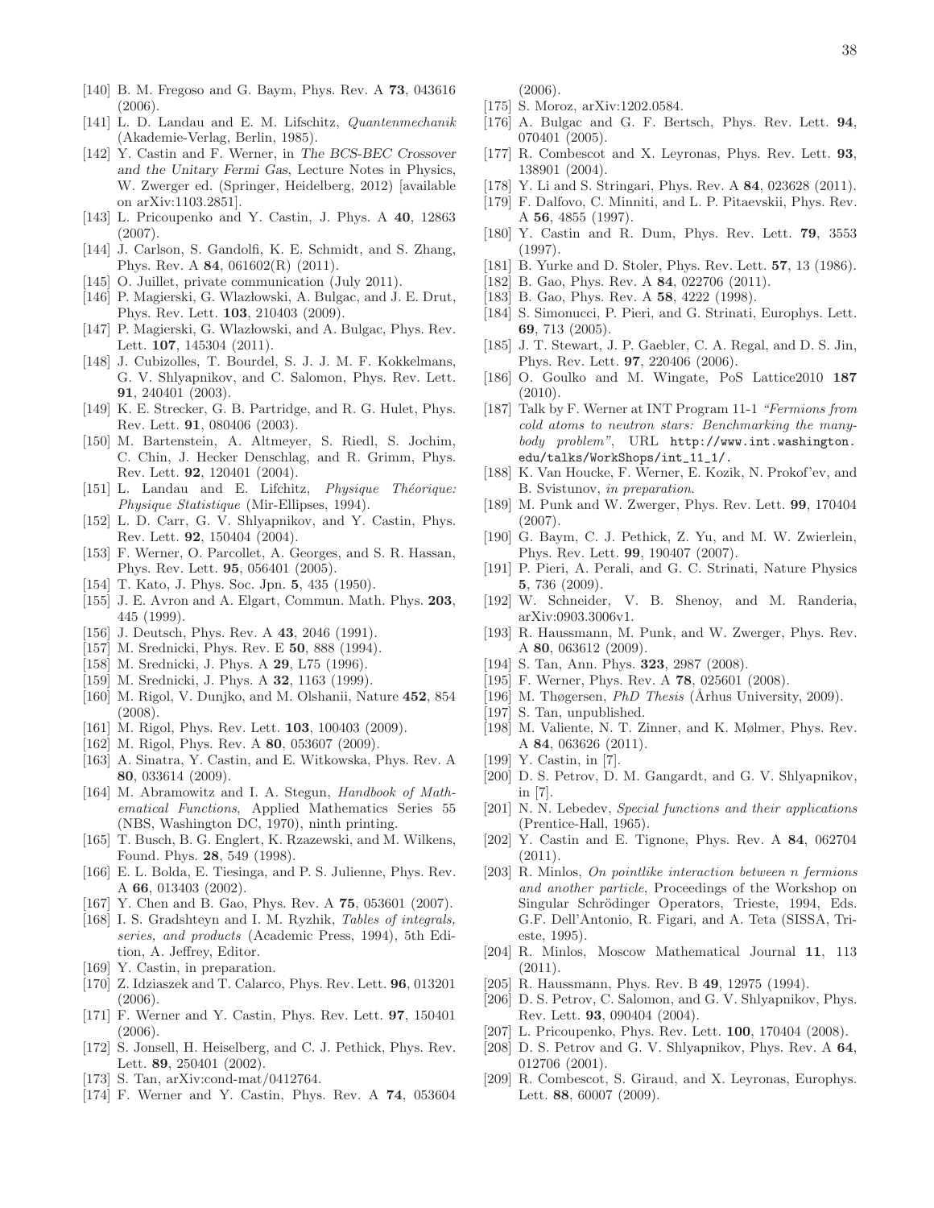- [140] B. M. Fregoso and G. Baym, Phys. Rev. A **73**, 043616 (2006).
- [141] L. D. Landau and E. M. Lifschitz, *Quantenmechanik* (Akademie-Verlag, Berlin, 1985).
- [142] Y. Castin and F. Werner, in *The BCS-BEC Crossover and the Unitary Fermi Gas*, Lecture Notes in Physics, W. Zwerger ed. (Springer, Heidelberg, 2012) [available on arXiv:1103.2851].
- [143] L. Pricoupenko and Y. Castin, J. Phys. A **40**, 12863 (2007).
- [144] J. Carlson, S. Gandolfi, K. E. Schmidt, and S. Zhang, Phys. Rev. A **84**, 061602(R) (2011).
- [145] O. Juillet, private communication (July 2011).
- [146] P. Magierski, G. Wlazłowski, A. Bulgac, and J. E. Drut, Phys. Rev. Lett. **103**, 210403 (2009).
- [147] P. Magierski, G. Wlazłowski, and A. Bulgac, Phys. Rev. Lett. **107**, 145304 (2011).
- [148] J. Cubizolles, T. Bourdel, S. J. J. M. F. Kokkelmans, G. V. Shlyapnikov, and C. Salomon, Phys. Rev. Lett. **91**, 240401 (2003).
- [149] K. E. Strecker, G. B. Partridge, and R. G. Hulet, Phys. Rev. Lett. **91**, 080406 (2003).
- [150] M. Bartenstein, A. Altmeyer, S. Riedl, S. Jochim, C. Chin, J. Hecker Denschlag, and R. Grimm, Phys. Rev. Lett. **92**, 120401 (2004).
- [151] L. Landau and E. Lifchitz, *Physique Théorique: Physique Statistique* (Mir-Ellipses, 1994).
- [152] L. D. Carr, G. V. Shlyapnikov, and Y. Castin, Phys. Rev. Lett. **92**, 150404 (2004).
- [153] F. Werner, O. Parcollet, A. Georges, and S. R. Hassan, Phys. Rev. Lett. **95**, 056401 (2005).
- [154] T. Kato, J. Phys. Soc. Jpn. **5**, 435 (1950).
- [155] J. E. Avron and A. Elgart, Commun. Math. Phys. **203**, 445 (1999).
- [156] J. Deutsch, Phys. Rev. A **43**, 2046 (1991).
- [157] M. Srednicki, Phys. Rev. E **50**, 888 (1994).
- [158] M. Srednicki, J. Phys. A **29**, L75 (1996).
- [159] M. Srednicki, J. Phys. A **32**, 1163 (1999).
- [160] M. Rigol, V. Dunjko, and M. Olshanii, Nature **452**, 854 (2008).
- [161] M. Rigol, Phys. Rev. Lett. **103**, 100403 (2009).
- [162] M. Rigol, Phys. Rev. A **80**, 053607 (2009).
- [163] A. Sinatra, Y. Castin, and E. Witkowska, Phys. Rev. A **80**, 033614 (2009).
- [164] M. Abramowitz and I. A. Stegun, *Handbook of Mathematical Functions*, Applied Mathematics Series 55 (NBS, Washington DC, 1970), ninth printing.
- [165] T. Busch, B. G. Englert, K. Rzazewski, and M. Wilkens, Found. Phys. **28**, 549 (1998).
- [166] E. L. Bolda, E. Tiesinga, and P. S. Julienne, Phys. Rev. A **66**, 013403 (2002).
- [167] Y. Chen and B. Gao, Phys. Rev. A **75**, 053601 (2007).
- [168] I. S. Gradshteyn and I. M. Ryzhik, *Tables of integrals, series, and products* (Academic Press, 1994), 5th Edition, A. Jeffrey, Editor.
- [169] Y. Castin, in preparation.
- [170] Z. Idziaszek and T. Calarco, Phys. Rev. Lett. **96**, 013201 (2006).
- [171] F. Werner and Y. Castin, Phys. Rev. Lett. **97**, 150401 (2006).
- [172] S. Jonsell, H. Heiselberg, and C. J. Pethick, Phys. Rev. Lett. **89**, 250401 (2002).
- [173] S. Tan, arXiv:cond-mat/0412764.
- [174] F. Werner and Y. Castin, Phys. Rev. A **74**, 053604 (2006).
- [175] S. Moroz, arXiv:1202.0584.
- [176] A. Bulgac and G. F. Bertsch, Phys. Rev. Lett. **94**, 070401 (2005).
- [177] R. Combescot and X. Leyronas, Phys. Rev. Lett. **93**, 138901 (2004).
- [178] Y. Li and S. Stringari, Phys. Rev. A **84**, 023628 (2011).
- [179] F. Dalfovo, C. Minniti, and L. P. Pitaevskii, Phys. Rev. A **56**, 4855 (1997).
- [180] Y. Castin and R. Dum, Phys. Rev. Lett. **79**, 3553 (1997).
- [181] B. Yurke and D. Stoler, Phys. Rev. Lett. **57**, 13 (1986).
- [182] B. Gao, Phys. Rev. A **84**, 022706 (2011).
- [183] B. Gao, Phys. Rev. A **58**, 4222 (1998).
- [184] S. Simonucci, P. Pieri, and G. Strinati, Europhys. Lett. **69**, 713 (2005).
- [185] J. T. Stewart, J. P. Gaebler, C. A. Regal, and D. S. Jin, Phys. Rev. Lett. **97**, 220406 (2006).
- [186] O. Goulko and M. Wingate, PoS Lattice2010 **187** (2010).
- [187] Talk by F. Werner at INT Program 11-1 *"Fermions from cold atoms to neutron stars: Benchmarking the many-body problem"*, URL http://www.int.washington.edu/talks/WorkShops/int_11_1/.
- [188] K. Van Houcke, F. Werner, E. Kozik, N. Prokof'ev, and B. Svistunov, *in preparation*.
- [189] M. Punk and W. Zwerger, Phys. Rev. Lett. **99**, 170404 (2007).
- [190] G. Baym, C. J. Pethick, Z. Yu, and M. W. Zwierlein, Phys. Rev. Lett. **99**, 190407 (2007).
- [191] P. Pieri, A. Perali, and G. C. Strinati, Nature Physics **5**, 736 (2009).
- [192] W. Schneider, V. B. Shenoy, and M. Randeria, arXiv:0903.3006v1.
- [193] R. Haussmann, M. Punk, and W. Zwerger, Phys. Rev. A **80**, 063612 (2009).
- [194] S. Tan, Ann. Phys. **323**, 2987 (2008).
- [195] F. Werner, Phys. Rev. A **78**, 025601 (2008).
- [196] M. Thøgersen, *PhD Thesis* (Århus University, 2009).
- [197] S. Tan, unpublished.
- [198] M. Valiente, N. T. Zinner, and K. Mølmer, Phys. Rev. A **84**, 063626 (2011).
- [199] Y. Castin, in [7].
- [200] D. S. Petrov, D. M. Gangardt, and G. V. Shlyapnikov, in [7].
- [201] N. N. Lebedev, *Special functions and their applications* (Prentice-Hall, 1965).
- [202] Y. Castin and E. Tignone, Phys. Rev. A **84**, 062704 (2011).
- [203] R. Minlos, *On pointlike interaction between n fermions and another particle*, Proceedings of the Workshop on Singular Schrödinger Operators, Trieste, 1994, Eds. G.F. Dell'Antonio, R. Figari, and A. Teta (SISSA, Trieste, 1995).
- [204] R. Minlos, Moscow Mathematical Journal **11**, 113 (2011).
- [205] R. Haussmann, Phys. Rev. B **49**, 12975 (1994).
- [206] D. S. Petrov, C. Salomon, and G. V. Shlyapnikov, Phys. Rev. Lett. **93**, 090404 (2004).
- [207] L. Pricoupenko, Phys. Rev. Lett. **100**, 170404 (2008).
- [208] D. S. Petrov and G. V. Shlyapnikov, Phys. Rev. A **64**, 012706 (2001).
- [209] R. Combescot, S. Giraud, and X. Leyronas, Europhys. Lett. **88**, 60007 (2009).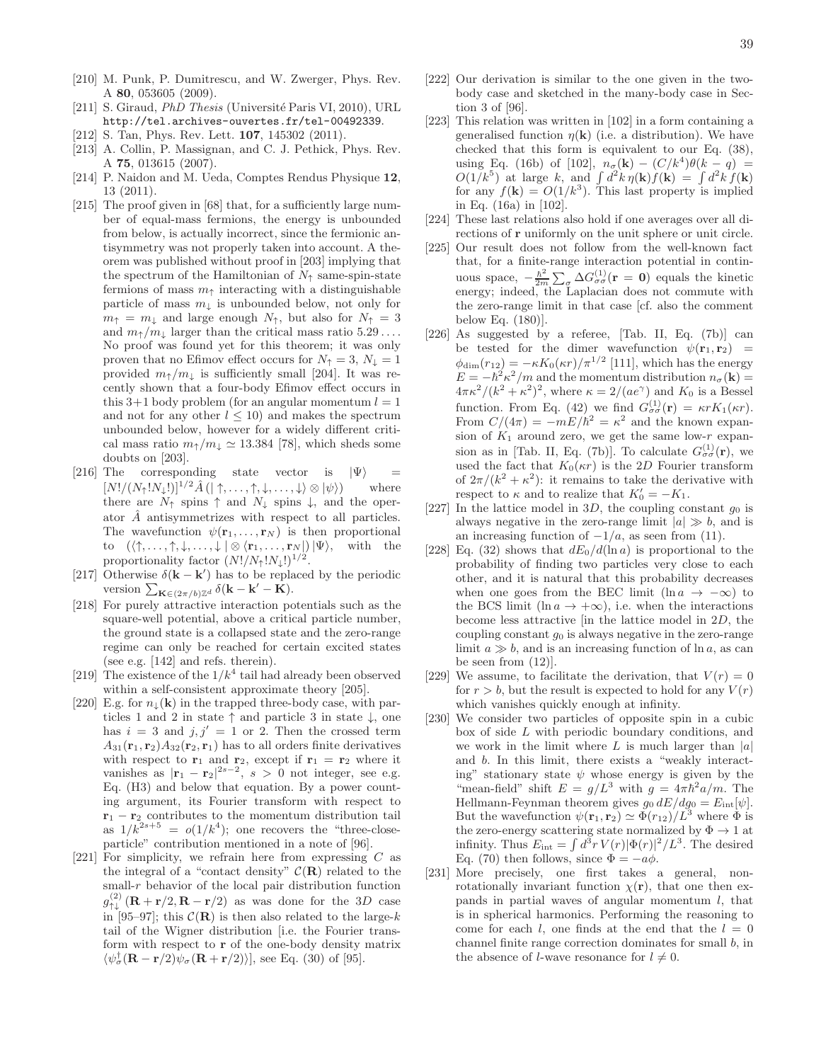[210] M. Punk, P. Dumitrescu, and W. Zwerger, Phys. Rev. A **80**, 053605 (2009).

[211] S. Giraud, *PhD Thesis* (Université Paris VI, 2010), URL http://tel.archives-ouvertes.fr/tel-00492339.

[212] S. Tan, Phys. Rev. Lett. **107**, 145302 (2011).

[213] A. Collin, P. Massignan, and C. J. Pethick, Phys. Rev. A **75**, 013615 (2007).

[214] P. Naidon and M. Ueda, Comptes Rendus Physique **12**, 13 (2011).

[215] The proof given in [68] that, for a sufficiently large number of equal-mass fermions, the energy is unbounded from below, is actually incorrect, since the fermionic antisymmetry was not properly taken into account. A theorem was published without proof in [203] implying that the spectrum of the Hamiltonian of $N_\uparrow$ same-spin-state fermions of mass $m_\uparrow$ interacting with a distinguishable particle of mass $m_\downarrow$ is unbounded below, not only for $m_\uparrow = m_\downarrow$ and large enough $N_\uparrow$, but also for $N_\uparrow = 3$ and $m_\uparrow/m_\downarrow$ larger than the critical mass ratio $5.29\ldots$. No proof was found yet for this theorem; it was only proven that no Efimov effect occurs for $N_\uparrow = 3$, $N_\downarrow = 1$ provided $m_\uparrow/m_\downarrow$ is sufficiently small [204]. It was recently shown that a four-body Efimov effect occurs in this 3+1 body problem (for an angular momentum $l = 1$ and not for any other $l \leq 10$) and makes the spectrum unbounded below, however for a widely different critical mass ratio $m_\uparrow/m_\downarrow \simeq 13.384$ [78], which sheds some doubts on [203].

[216] The corresponding state vector is $|\Psi\rangle = [N!/(N_\uparrow! N_\downarrow!)]^{1/2} \hat{A} \left(|\uparrow, \ldots, \uparrow, \downarrow, \ldots, \downarrow\rangle \otimes |\psi\rangle\right)$ where there are $N_\uparrow$ spins $\uparrow$ and $N_\downarrow$ spins $\downarrow$, and the operator $\hat{A}$ antisymmetrizes with respect to all particles. The wavefunction $\psi(\mathbf{r}_1, \ldots, \mathbf{r}_N)$ is then proportional to $(\langle \uparrow, \ldots, \uparrow, \downarrow, \ldots, \downarrow | \otimes \langle \mathbf{r}_1, \ldots, \mathbf{r}_N |) |\Psi\rangle$, with the proportionality factor $(N!/N_\uparrow! N_\downarrow!)^{1/2}$.

[217] Otherwise $\delta(\mathbf{k} - \mathbf{k}')$ has to be replaced by the periodic version $\sum_{\mathbf{K} \in (2\pi/b)\mathbb{Z}^d} \delta(\mathbf{k} - \mathbf{k}' - \mathbf{K})$.

[218] For purely attractive interaction potentials such as the square-well potential, above a critical particle number, the ground state is a collapsed state and the zero-range regime can only be reached for certain excited states (see e.g. [142] and refs. therein).

[219] The existence of the $1/k^4$ tail had already been observed within a self-consistent approximate theory [205].

[220] E.g. for $n_\downarrow(\mathbf{k})$ in the trapped three-body case, with particles 1 and 2 in state $\uparrow$ and particle 3 in state $\downarrow$, one has $i = 3$ and $j, j' = 1$ or 2. Then the crossed term $A_{31}(\mathbf{r}_1, \mathbf{r}_2) A_{32}(\mathbf{r}_2, \mathbf{r}_1)$ has to all orders finite derivatives with respect to $\mathbf{r}_1$ and $\mathbf{r}_2$, except if $\mathbf{r}_1 = \mathbf{r}_2$ where it vanishes as $|\mathbf{r}_1 - \mathbf{r}_2|^{2s-2}$, $s > 0$ not integer, see e.g. Eq. (H3) and below that equation. By a power counting argument, its Fourier transform with respect to $\mathbf{r}_1 - \mathbf{r}_2$ contributes to the momentum distribution tail as $1/k^{2s+5} = o(1/k^4)$; one recovers the "three-close-particle" contribution mentioned in a note of [96].

[221] For simplicity, we refrain here from expressing $C$ as the integral of a "contact density" $\mathcal{C}(\mathbf{R})$ related to the small-$r$ behavior of the local pair distribution function $g^{(2)}_{\uparrow\downarrow}(\mathbf{R} + \mathbf{r}/2, \mathbf{R} - \mathbf{r}/2)$ as was done for the 3$D$ case in [95–97]; this $\mathcal{C}(\mathbf{R})$ is then also related to the large-$k$ tail of the Wigner distribution [i.e. the Fourier transform with respect to $\mathbf{r}$ of the one-body density matrix $\langle \psi^\dagger_\sigma(\mathbf{R} - \mathbf{r}/2) \psi_\sigma(\mathbf{R} + \mathbf{r}/2) \rangle$], see Eq. (30) of [95].

[222] Our derivation is similar to the one given in the two-body case and sketched in the many-body case in Section 3 of [96].

[223] This relation was written in [102] in a form containing a generalised function $\eta(\mathbf{k})$ (i.e. a distribution). We have checked that this form is equivalent to our Eq. (38), using Eq. (16b) of [102], $n_\sigma(\mathbf{k}) - (C/k^4)\theta(k - q) = O(1/k^5)$ at large $k$, and $\int d^2k\, \eta(\mathbf{k}) f(\mathbf{k}) = \int d^2k\, f(\mathbf{k})$ for any $f(\mathbf{k}) = O(1/k^3)$. This last property is implied in Eq. (16a) in [102].

[224] These last relations also hold if one averages over all directions of $\mathbf{r}$ uniformly on the unit sphere or unit circle.

[225] Our result does not follow from the well-known fact that, for a finite-range interaction potential in continuous space, $-\frac{\hbar^2}{2m}\sum_\sigma \Delta G^{(1)}_{\sigma\sigma}(\mathbf{r} = \mathbf{0})$ equals the kinetic energy; indeed, the Laplacian does not commute with the zero-range limit in that case [cf. also the comment below Eq. (180)].

[226] As suggested by a referee, [Tab. II, Eq. (7b)] can be tested for the dimer wavefunction $\psi(\mathbf{r}_1, \mathbf{r}_2) = \phi_{\rm dim}(r_{12}) = -\kappa K_0(\kappa r)/\pi^{1/2}$ [111], which has the energy $E = -\hbar^2\kappa^2/m$ and the momentum distribution $n_\sigma(\mathbf{k}) = 4\pi\kappa^2/(k^2 + \kappa^2)^2$, where $\kappa = 2/(ae^\gamma)$ and $K_0$ is a Bessel function. From Eq. (42) we find $G^{(1)}_{\sigma\sigma}(\mathbf{r}) = \kappa r K_1(\kappa r)$. From $C/(4\pi) = -mE/\hbar^2 = \kappa^2$ and the known expansion of $K_1$ around zero, we get the same low-$r$ expansion as in [Tab. II, Eq. (7b)]. To calculate $G^{(1)}_{\sigma\sigma}(\mathbf{r})$, we used the fact that $K_0(\kappa r)$ is the 2$D$ Fourier transform of $2\pi/(k^2 + \kappa^2)$: it remains to take the derivative with respect to $\kappa$ and to realize that $K_0' = -K_1$.

[227] In the lattice model in 3$D$, the coupling constant $g_0$ is always negative in the zero-range limit $|a| \gg b$, and is an increasing function of $-1/a$, as seen from (11).

[228] Eq. (32) shows that $dE_0/d(\ln a)$ is proportional to the probability of finding two particles very close to each other, and it is natural that this probability decreases when one goes from the BEC limit ($\ln a \to -\infty$) to the BCS limit ($\ln a \to +\infty$), i.e. when the interactions become less attractive [in the lattice model in 2$D$, the coupling constant $g_0$ is always negative in the zero-range limit $a \gg b$, and is an increasing function of $\ln a$, as can be seen from (12)].

[229] We assume, to facilitate the derivation, that $V(r) = 0$ for $r > b$, but the result is expected to hold for any $V(r)$ which vanishes quickly enough at infinity.

[230] We consider two particles of opposite spin in a cubic box of side $L$ with periodic boundary conditions, and we work in the limit where $L$ is much larger than $|a|$ and $b$. In this limit, there exists a "weakly interacting" stationary state $\psi$ whose energy is given by the "mean-field" shift $E = g/L^3$ with $g = 4\pi\hbar^2 a/m$. The Hellmann-Feynman theorem gives $g_0\, dE/dg_0 = E_{\rm int}[\psi]$. But the wavefunction $\psi(\mathbf{r}_1, \mathbf{r}_2) \simeq \Phi(r_{12})/L^3$ where $\Phi$ is the zero-energy scattering state normalized by $\Phi \to 1$ at infinity. Thus $E_{\rm int} = \int d^3r\, V(r)|\Phi(r)|^2/L^3$. The desired Eq. (70) then follows, since $\Phi = -a\phi$.

[231] More precisely, one first takes a general, non-rotationally invariant function $\chi(\mathbf{r})$, that one then expands in partial waves of angular momentum $l$, that is in spherical harmonics. Performing the reasoning to come for each $l$, one finds at the end that the $l = 0$ channel finite range correction dominates for small $b$, in the absence of $l$-wave resonance for $l \neq 0$.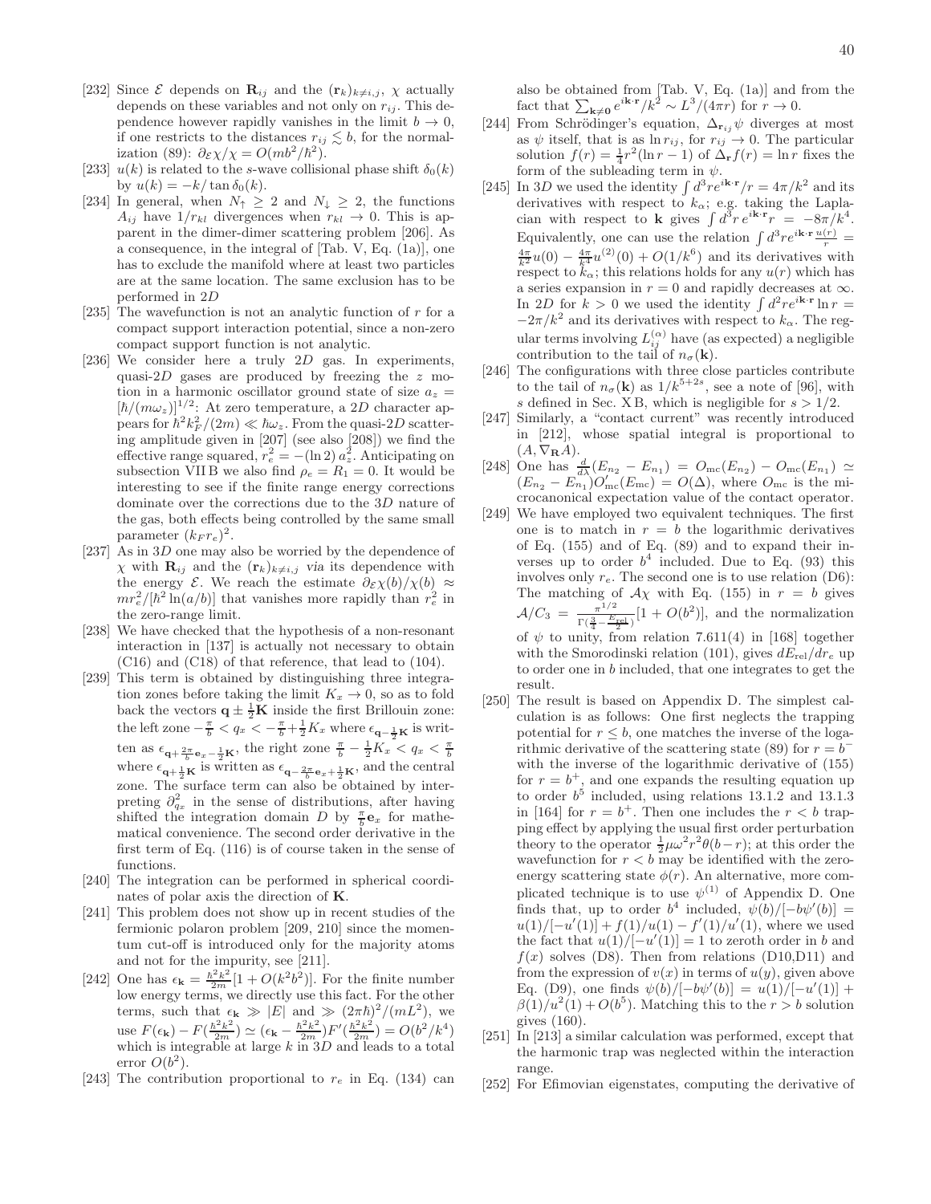[232] Since $\mathcal{E}$ depends on $\mathbf{R}_{ij}$ and the $(\mathbf{r}_k)_{k\neq i,j}$, $\chi$ actually depends on these variables and not only on $r_{ij}$. This dependence however rapidly vanishes in the limit $b \to 0$, if one restricts to the distances $r_{ij} \lesssim b$, for the normalization (89): $\partial_{\mathcal{E}}\chi/\chi = O(mb^2/\hbar^2)$.

[233] $u(k)$ is related to the $s$-wave collisional phase shift $\delta_0(k)$ by $u(k) = -k/\tan\delta_0(k)$.

[234] In general, when $N_\uparrow \geq 2$ and $N_\downarrow \geq 2$, the functions $A_{ij}$ have $1/r_{kl}$ divergences when $r_{kl} \to 0$. This is apparent in the dimer-dimer scattering problem [206]. As a consequence, in the integral of [Tab. V, Eq. (1a)], one has to exclude the manifold where at least two particles are at the same location. The same exclusion has to be performed in $2D$

[235] The wavefunction is not an analytic function of $r$ for a compact support interaction potential, since a non-zero compact support function is not analytic.

[236] We consider here a truly $2D$ gas. In experiments, quasi-$2D$ gases are produced by freezing the $z$ motion in a harmonic oscillator ground state of size $a_z = [\hbar/(m\omega_z)]^{1/2}$: At zero temperature, a $2D$ character appears for $\hbar^2 k_F^2/(2m) \ll \hbar\omega_z$. From the quasi-$2D$ scattering amplitude given in [207] (see also [208]) we find the effective range squared, $r_e^2 = -(\ln 2)\, a_z^2$. Anticipating on subsection VII B we also find $\rho_e = R_1 = 0$. It would be interesting to see if the finite range energy corrections dominate over the corrections due to the $3D$ nature of the gas, both effects being controlled by the same small parameter $(k_F r_e)^2$.

[237] As in $3D$ one may also be worried by the dependence of $\chi$ with $\mathbf{R}_{ij}$ and the $(\mathbf{r}_k)_{k\neq i,j}$ *via* its dependence with the energy $\mathcal{E}$. We reach the estimate $\partial_{\mathcal{E}}\chi(b)/\chi(b) \approx mr_e^2/[\hbar^2 \ln(a/b)]$ that vanishes more rapidly than $r_e^2$ in the zero-range limit.

[238] We have checked that the hypothesis of a non-resonant interaction in [137] is actually not necessary to obtain (C16) and (C18) of that reference, that lead to (104).

[239] This term is obtained by distinguishing three integration zones before taking the limit $K_x \to 0$, so as to fold back the vectors $\mathbf{q} \pm \frac{1}{2}\mathbf{K}$ inside the first Brillouin zone: the left zone $-\frac{\pi}{b} < q_x < -\frac{\pi}{b} + \frac{1}{2}K_x$ where $\epsilon_{\mathbf{q}-\frac{1}{2}\mathbf{K}}$ is written as $\epsilon_{\mathbf{q}+\frac{2\pi}{b}\mathbf{e}_x-\frac{1}{2}\mathbf{K}}$, the right zone $\frac{\pi}{b} - \frac{1}{2}K_x < q_x < \frac{\pi}{b}$ where $\epsilon_{\mathbf{q}+\frac{1}{2}\mathbf{K}}$ is written as $\epsilon_{\mathbf{q}-\frac{2\pi}{b}\mathbf{e}_x+\frac{1}{2}\mathbf{K}}$, and the central zone. The surface term can also be obtained by interpreting $\partial_{q_x}^2$ in the sense of distributions, after having shifted the integration domain $D$ by $\frac{\pi}{b}\mathbf{e}_x$ for mathematical convenience. The second order derivative in the first term of Eq. (116) is of course taken in the sense of functions.

[240] The integration can be performed in spherical coordinates of polar axis the direction of $\mathbf{K}$.

[241] This problem does not show up in recent studies of the fermionic polaron problem [209, 210] since the momentum cut-off is introduced only for the majority atoms and not for the impurity, see [211].

[242] One has $\epsilon_{\mathbf{k}} = \frac{\hbar^2k^2}{2m}[1 + O(k^2b^2)]$. For the finite number low energy terms, we directly use this fact. For the other terms, such that $\epsilon_{\mathbf{k}} \gg |E|$ and $\gg (2\pi\hbar)^2/(mL^2)$, we use $F(\epsilon_{\mathbf{k}}) - F(\frac{\hbar^2k^2}{2m}) \simeq (\epsilon_{\mathbf{k}} - \frac{\hbar^2k^2}{2m})F'(\frac{\hbar^2k^2}{2m}) = O(b^2/k^4)$ which is integrable at large $k$ in $3D$ and leads to a total error $O(b^2)$.

[243] The contribution proportional to $r_e$ in Eq. (134) can also be obtained from [Tab. V, Eq. (1a)] and from the fact that $\sum_{\mathbf{k}\neq\mathbf{0}} e^{i\mathbf{k}\cdot\mathbf{r}}/k^2 \sim L^3/(4\pi r)$ for $r \to 0$.

[244] From Schrödinger's equation, $\Delta_{\mathbf{r}_{ij}}\psi$ diverges at most as $\psi$ itself, that is as $\ln r_{ij}$, for $r_{ij} \to 0$. The particular solution $f(r) = \frac{1}{4}r^2(\ln r - 1)$ of $\Delta_{\mathbf{r}} f(r) = \ln r$ fixes the form of the subleading term in $\psi$.

[245] In $3D$ we used the identity $\int d^3r e^{i\mathbf{k}\cdot\mathbf{r}}/r = 4\pi/k^2$ and its derivatives with respect to $k_\alpha$; e.g. taking the Laplacian with respect to $\mathbf{k}$ gives $\int d^3r\, e^{i\mathbf{k}\cdot\mathbf{r}} r = -8\pi/k^4$. Equivalently, one can use the relation $\int d^3r e^{i\mathbf{k}\cdot\mathbf{r}} \frac{u(r)}{r} = \frac{4\pi}{k^2}u(0) - \frac{4\pi}{k^4}u^{(2)}(0) + O(1/k^6)$ and its derivatives with respect to $k_\alpha$; this relations holds for any $u(r)$ which has a series expansion in $r = 0$ and rapidly decreases at $\infty$. In $2D$ for $k > 0$ we used the identity $\int d^2r e^{i\mathbf{k}\cdot\mathbf{r}} \ln r = -2\pi/k^2$ and its derivatives with respect to $k_\alpha$. The regular terms involving $L_{ij}^{(\alpha)}$ have (as expected) a negligible contribution to the tail of $n_\sigma(\mathbf{k})$.

[246] The configurations with three close particles contribute to the tail of $n_\sigma(\mathbf{k})$ as $1/k^{5+2s}$, see a note of [96], with $s$ defined in Sec. X B, which is negligible for $s > 1/2$.

[247] Similarly, a "contact current" was recently introduced in [212], whose spatial integral is proportional to $(A, \nabla_{\mathbf{R}} A)$.

[248] One has $\frac{d}{d\lambda}(E_{n_2} - E_{n_1}) = O_{\rm mc}(E_{n_2}) - O_{\rm mc}(E_{n_1}) \simeq (E_{n_2} - E_{n_1})O'_{\rm mc}(E_{\rm mc}) = O(\Delta)$, where $O_{\rm mc}$ is the microcanonical expectation value of the contact operator.

[249] We have employed two equivalent techniques. The first one is to match in $r = b$ the logarithmic derivatives of Eq. (155) and of Eq. (89) and to expand their inverses up to order $b^4$ included. Due to Eq. (93) this involves only $r_e$. The second one is to use relation (D6): The matching of $\mathcal{A}\chi$ with Eq. (155) in $r = b$ gives $\mathcal{A}/C_3 = \frac{\pi^{1/2}}{\Gamma(\frac{3}{4} - \frac{E_{\rm rel}}{2})}[1 + O(b^2)]$, and the normalization of $\psi$ to unity, from relation 7.611(4) in [168] together with the Smorodinski relation (101), gives $dE_{\rm rel}/dr_e$ up to order one in $b$ included, that one integrates to get the result.

[250] The result is based on Appendix D. The simplest calculation is as follows: One first neglects the trapping potential for $r \leq b$, one matches the inverse of the logarithmic derivative of the scattering state (89) for $r = b^-$ with the inverse of the logarithmic derivative of (155) for $r = b^+$, and one expands the resulting equation up to order $b^5$ included, using relations 13.1.2 and 13.1.3 in [164] for $r = b^+$. Then one includes the $r < b$ trapping effect by applying the usual first order perturbation theory to the operator $\frac{1}{2}\mu\omega^2 r^2\theta(b - r)$; at this order the wavefunction for $r < b$ may be identified with the zero-energy scattering state $\phi(r)$. An alternative, more complicated technique is to use $\psi^{(1)}$ of Appendix D. One finds that, up to order $b^4$ included, $\psi(b)/[-b\psi'(b)] = u(1)/[-u'(1)] + f(1)/u(1) - f'(1)/u'(1)$, where we used the fact that $u(1)/[-u'(1)] = 1$ to zeroth order in $b$ and $f(x)$ solves (D8). Then from relations (D10,D11) and from the expression of $v(x)$ in terms of $u(y)$, given above Eq. (D9), one finds $\psi(b)/[-b\psi'(b)] = u(1)/[-u'(1)] + \beta(1)/u^2(1) + O(b^5)$. Matching this to the $r > b$ solution gives (160).

[251] In [213] a similar calculation was performed, except that the harmonic trap was neglected within the interaction range.

[252] For Efimovian eigenstates, computing the derivative of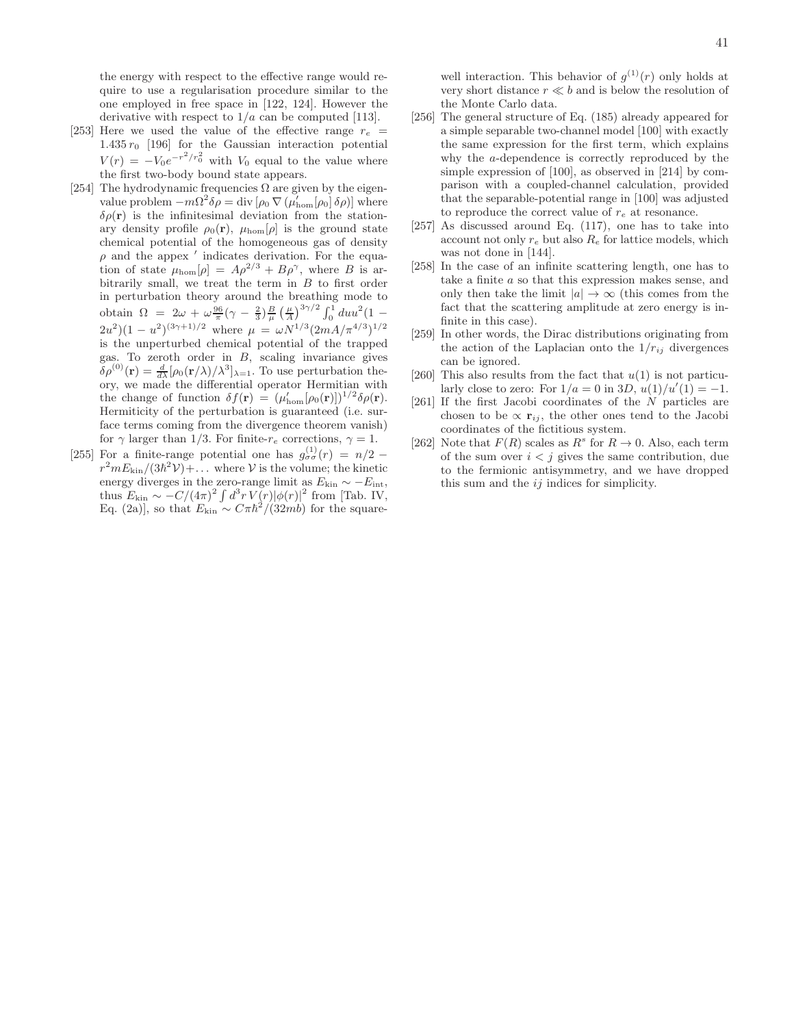the energy with respect to the effective range would require to use a regularisation procedure similar to the one employed in free space in [122, 124]. However the derivative with respect to $1/a$ can be computed [113].

[253] Here we used the value of the effective range $r_e = 1.435\, r_0$ [196] for the Gaussian interaction potential $V(r) = -V_0 e^{-r^2/r_0^2}$ with $V_0$ equal to the value where the first two-body bound state appears.

[254] The hydrodynamic frequencies $\Omega$ are given by the eigenvalue problem $-m\Omega^2\delta\rho = \mathrm{div}\,[\rho_0\,\nabla\,(\mu'_{\mathrm{hom}}[\rho_0]\,\delta\rho)]$ where $\delta\rho(\mathbf{r})$ is the infinitesimal deviation from the stationary density profile $\rho_0(\mathbf{r})$, $\mu_{\mathrm{hom}}[\rho]$ is the ground state chemical potential of the homogeneous gas of density $\rho$ and the appex $'$ indicates derivation. For the equation of state $\mu_{\mathrm{hom}}[\rho] = A\rho^{2/3} + B\rho^{\gamma}$, where $B$ is arbitrarily small, we treat the term in $B$ to first order in perturbation theory around the breathing mode to obtain $\Omega = 2\omega + \omega\frac{96}{\pi}(\gamma - \frac{2}{3})\frac{B}{\mu}\left(\frac{\mu}{A}\right)^{3\gamma/2}\int_0^1 du u^2(1-2u^2)(1-u^2)^{(3\gamma+1)/2}$ where $\mu = \omega N^{1/3}(2mA/\pi^{4/3})^{1/2}$ is the unperturbed chemical potential of the trapped gas. To zeroth order in $B$, scaling invariance gives $\delta\rho^{(0)}(\mathbf{r}) = \frac{d}{d\lambda}[\rho_0(\mathbf{r}/\lambda)/\lambda^3]_{\lambda=1}$. To use perturbation theory, we made the differential operator Hermitian with the change of function $\delta f(\mathbf{r}) = (\mu'_{\mathrm{hom}}[\rho_0(\mathbf{r})])^{1/2}\delta\rho(\mathbf{r})$. Hermiticity of the perturbation is guaranteed (i.e. surface terms coming from the divergence theorem vanish) for $\gamma$ larger than 1/3. For finite-$r_e$ corrections, $\gamma = 1$.

[255] For a finite-range potential one has $g^{(1)}_{\sigma\sigma}(r) = n/2 - r^2 m E_{\mathrm{kin}}/(3\hbar^2\mathcal{V}) + \ldots$ where $\mathcal{V}$ is the volume; the kinetic energy diverges in the zero-range limit as $E_{\mathrm{kin}} \sim -E_{\mathrm{int}}$, thus $E_{\mathrm{kin}} \sim -C/(4\pi)^2\int d^3r\, V(r)|\phi(r)|^2$ from [Tab. IV, Eq. (2a)], so that $E_{\mathrm{kin}} \sim C\pi\hbar^2/(32mb)$ for the square-well interaction. This behavior of $g^{(1)}(r)$ only holds at very short distance $r \ll b$ and is below the resolution of the Monte Carlo data.

[256] The general structure of Eq. (185) already appeared for a simple separable two-channel model [100] with exactly the same expression for the first term, which explains why the $a$-dependence is correctly reproduced by the simple expression of [100], as observed in [214] by comparison with a coupled-channel calculation, provided that the separable-potential range in [100] was adjusted to reproduce the correct value of $r_e$ at resonance.

[257] As discussed around Eq. (117), one has to take into account not only $r_e$ but also $R_e$ for lattice models, which was not done in [144].

[258] In the case of an infinite scattering length, one has to take a finite $a$ so that this expression makes sense, and only then take the limit $|a| \to \infty$ (this comes from the fact that the scattering amplitude at zero energy is infinite in this case).

[259] In other words, the Dirac distributions originating from the action of the Laplacian onto the $1/r_{ij}$ divergences can be ignored.

[260] This also results from the fact that $u(1)$ is not particularly close to zero: For $1/a = 0$ in 3D, $u(1)/u'(1) = -1$.

[261] If the first Jacobi coordinates of the $N$ particles are chosen to be $\propto \mathbf{r}_{ij}$, the other ones tend to the Jacobi coordinates of the fictitious system.

[262] Note that $F(R)$ scales as $R^s$ for $R \to 0$. Also, each term of the sum over $i < j$ gives the same contribution, due to the fermionic antisymmetry, and we have dropped this sum and the $ij$ indices for simplicity.